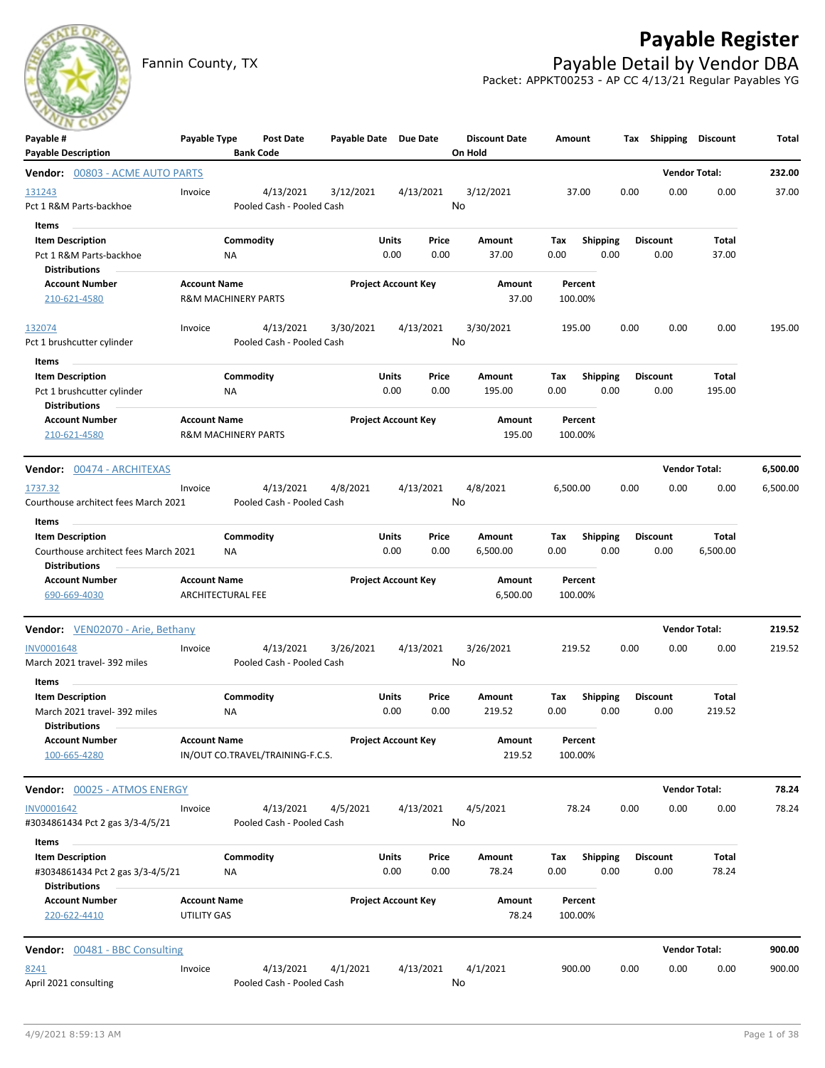# Payable Register

Fannin County, TX

## Payable Detail by Vendor DBA

Packet: APPKT00253 - AP CC 4/13/21 Regular Payables YG

| Payable # / Payable Description | Payable Type | Post Date / Bank Code | Payable Date | Due Date | Discount Date / On Hold | Amount | Tax | Shipping | Discount | Total |
|---|---|---|---|---|---|---|---|---|---|---|

**Vendor: 00803 - ACME AUTO PARTS** — Vendor Total: **232.00**

| Payable # | Payable Type | Post Date | Payable Date | Due Date | Discount Date | Amount | Tax | Shipping | Discount | Total |
|---|---|---|---|---|---|---|---|---|---|---|
| 131243 | Invoice | 4/13/2021 | 3/12/2021 | 4/13/2021 | 3/12/2021 | 37.00 | 0.00 | 0.00 | 0.00 | 37.00 |

Pct 1 R&M Parts-backhoe — Pooled Cash - Pooled Cash — On Hold: No

Items

| Item Description | Commodity | Units | Price | Amount | Tax | Shipping | Discount | Total |
|---|---|---|---|---|---|---|---|---|
| Pct 1 R&M Parts-backhoe | NA | 0.00 | 0.00 | 37.00 | 0.00 | 0.00 | 0.00 | 37.00 |

Distributions

| Account Number | Account Name | Project Account Key | Amount | Percent |
|---|---|---|---|---|
| 210-621-4580 | R&M MACHINERY PARTS | | 37.00 | 100.00% |

| Payable # | Payable Type | Post Date | Payable Date | Due Date | Discount Date | Amount | Tax | Shipping | Discount | Total |
|---|---|---|---|---|---|---|---|---|---|---|
| 132074 | Invoice | 4/13/2021 | 3/30/2021 | 4/13/2021 | 3/30/2021 | 195.00 | 0.00 | 0.00 | 0.00 | 195.00 |

Pct 1 brushcutter cylinder — Pooled Cash - Pooled Cash — On Hold: No

Items

| Item Description | Commodity | Units | Price | Amount | Tax | Shipping | Discount | Total |
|---|---|---|---|---|---|---|---|---|
| Pct 1 brushcutter cylinder | NA | 0.00 | 0.00 | 195.00 | 0.00 | 0.00 | 0.00 | 195.00 |

Distributions

| Account Number | Account Name | Project Account Key | Amount | Percent |
|---|---|---|---|---|
| 210-621-4580 | R&M MACHINERY PARTS | | 195.00 | 100.00% |

**Vendor: 00474 - ARCHITEXAS** — Vendor Total: **6,500.00**

| Payable # | Payable Type | Post Date | Payable Date | Due Date | Discount Date | Amount | Tax | Shipping | Discount | Total |
|---|---|---|---|---|---|---|---|---|---|---|
| 1737.32 | Invoice | 4/13/2021 | 4/8/2021 | 4/13/2021 | 4/8/2021 | 6,500.00 | 0.00 | 0.00 | 0.00 | 6,500.00 |

Courthouse architect fees March 2021 — Pooled Cash - Pooled Cash — On Hold: No

Items

| Item Description | Commodity | Units | Price | Amount | Tax | Shipping | Discount | Total |
|---|---|---|---|---|---|---|---|---|
| Courthouse architect fees March 2021 | NA | 0.00 | 0.00 | 6,500.00 | 0.00 | 0.00 | 0.00 | 6,500.00 |

Distributions

| Account Number | Account Name | Project Account Key | Amount | Percent |
|---|---|---|---|---|
| 690-669-4030 | ARCHITECTURAL FEE | | 6,500.00 | 100.00% |

**Vendor: VEN02070 - Arie, Bethany** — Vendor Total: **219.52**

| Payable # | Payable Type | Post Date | Payable Date | Due Date | Discount Date | Amount | Tax | Shipping | Discount | Total |
|---|---|---|---|---|---|---|---|---|---|---|
| INV0001648 | Invoice | 4/13/2021 | 3/26/2021 | 4/13/2021 | 3/26/2021 | 219.52 | 0.00 | 0.00 | 0.00 | 219.52 |

March 2021 travel- 392 miles — Pooled Cash - Pooled Cash — On Hold: No

Items

| Item Description | Commodity | Units | Price | Amount | Tax | Shipping | Discount | Total |
|---|---|---|---|---|---|---|---|---|
| March 2021 travel- 392 miles | NA | 0.00 | 0.00 | 219.52 | 0.00 | 0.00 | 0.00 | 219.52 |

Distributions

| Account Number | Account Name | Project Account Key | Amount | Percent |
|---|---|---|---|---|
| 100-665-4280 | IN/OUT CO.TRAVEL/TRAINING-F.C.S. | | 219.52 | 100.00% |

**Vendor: 00025 - ATMOS ENERGY** — Vendor Total: **78.24**

| Payable # | Payable Type | Post Date | Payable Date | Due Date | Discount Date | Amount | Tax | Shipping | Discount | Total |
|---|---|---|---|---|---|---|---|---|---|---|
| INV0001642 | Invoice | 4/13/2021 | 4/5/2021 | 4/13/2021 | 4/5/2021 | 78.24 | 0.00 | 0.00 | 0.00 | 78.24 |

#3034861434 Pct 2 gas 3/3-4/5/21 — Pooled Cash - Pooled Cash — On Hold: No

Items

| Item Description | Commodity | Units | Price | Amount | Tax | Shipping | Discount | Total |
|---|---|---|---|---|---|---|---|---|
| #3034861434 Pct 2 gas 3/3-4/5/21 | NA | 0.00 | 0.00 | 78.24 | 0.00 | 0.00 | 0.00 | 78.24 |

Distributions

| Account Number | Account Name | Project Account Key | Amount | Percent |
|---|---|---|---|---|
| 220-622-4410 | UTILITY GAS | | 78.24 | 100.00% |

**Vendor: 00481 - BBC Consulting** — Vendor Total: **900.00**

| Payable # | Payable Type | Post Date | Payable Date | Due Date | Discount Date | Amount | Tax | Shipping | Discount | Total |
|---|---|---|---|---|---|---|---|---|---|---|
| 8241 | Invoice | 4/13/2021 | 4/1/2021 | 4/13/2021 | 4/1/2021 | 900.00 | 0.00 | 0.00 | 0.00 | 900.00 |

April 2021 consulting — Pooled Cash - Pooled Cash — On Hold: No

4/9/2021 8:59:13 AM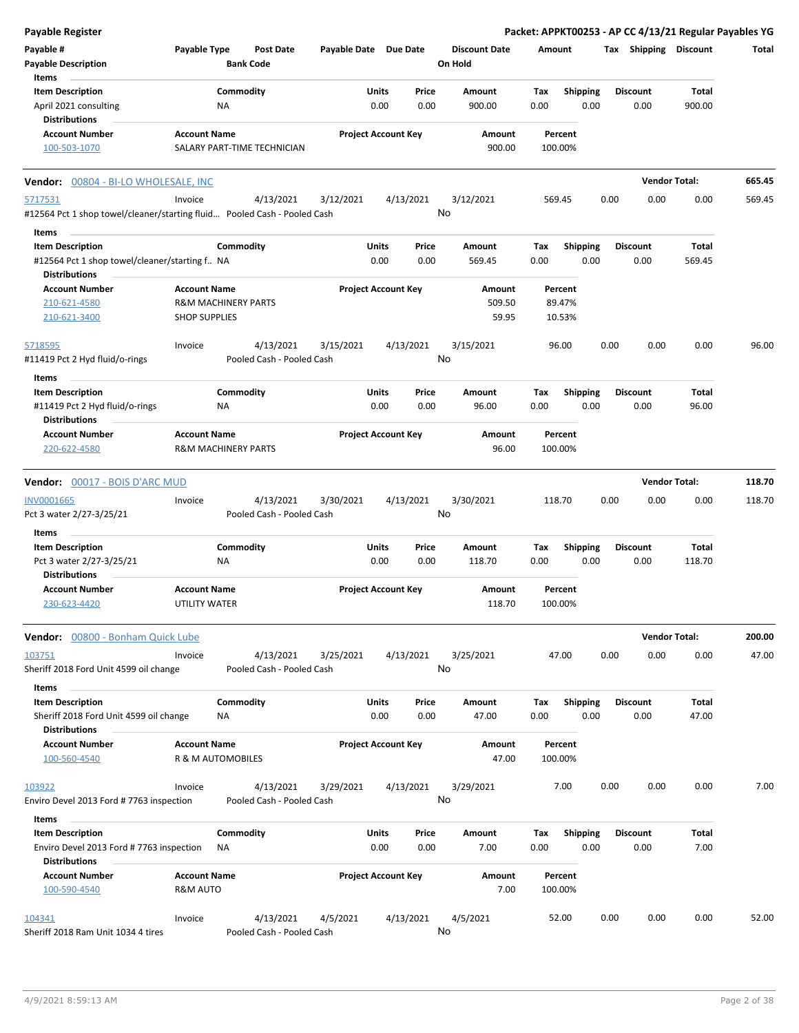**Payable Register** | **Packet: APPKT00253 - AP CC 4/13/21 Regular Payables YG**

| Payable # | Payable Type | Post Date | Payable Date | Due Date | Discount Date | Amount | Tax | Shipping | Discount | Total |
|---|---|---|---|---|---|---|---|---|---|---|
| Payable Description | | Bank Code | | | On Hold | | | | | |

**Items**

| Item Description | Commodity | Units | Price | Amount | Tax | Shipping | Discount | Total |
|---|---|---|---|---|---|---|---|---|
| April 2021 consulting | NA | 0.00 | 0.00 | 900.00 | 0.00 | 0.00 | 0.00 | 900.00 |

**Distributions**

| Account Number | Account Name | Project Account Key | Amount | Percent |
|---|---|---|---|---|
| 100-503-1070 | SALARY PART-TIME TECHNICIAN | | 900.00 | 100.00% |

---

**Vendor:** 00804 - BI-LO WHOLESALE, INC — **Vendor Total:** 665.45

| Payable # | Payable Type | Post Date | Payable Date | Due Date | Discount Date | Amount | Tax | Shipping | Discount | Total |
|---|---|---|---|---|---|---|---|---|---|---|
| 5717531 | Invoice | 4/13/2021 | 3/12/2021 | 4/13/2021 | 3/12/2021 | 569.45 | 0.00 | 0.00 | 0.00 | 569.45 |

#12564 Pct 1 shop towel/cleaner/starting fluid… Pooled Cash - Pooled Cash — On Hold: No

**Items**

| Item Description | Commodity | Units | Price | Amount | Tax | Shipping | Discount | Total |
|---|---|---|---|---|---|---|---|---|
| #12564 Pct 1 shop towel/cleaner/starting f.. | NA | 0.00 | 0.00 | 569.45 | 0.00 | 0.00 | 0.00 | 569.45 |

**Distributions**

| Account Number | Account Name | Project Account Key | Amount | Percent |
|---|---|---|---|---|
| 210-621-4580 | R&M MACHINERY PARTS | | 509.50 | 89.47% |
| 210-621-3400 | SHOP SUPPLIES | | 59.95 | 10.53% |

| Payable # | Payable Type | Post Date | Payable Date | Due Date | Discount Date | Amount | Tax | Shipping | Discount | Total |
|---|---|---|---|---|---|---|---|---|---|---|
| 5718595 | Invoice | 4/13/2021 | 3/15/2021 | 4/13/2021 | 3/15/2021 | 96.00 | 0.00 | 0.00 | 0.00 | 96.00 |

#11419 Pct 2 Hyd fluid/o-rings — Pooled Cash - Pooled Cash — On Hold: No

**Items**

| Item Description | Commodity | Units | Price | Amount | Tax | Shipping | Discount | Total |
|---|---|---|---|---|---|---|---|---|
| #11419 Pct 2 Hyd fluid/o-rings | NA | 0.00 | 0.00 | 96.00 | 0.00 | 0.00 | 0.00 | 96.00 |

**Distributions**

| Account Number | Account Name | Project Account Key | Amount | Percent |
|---|---|---|---|---|
| 220-622-4580 | R&M MACHINERY PARTS | | 96.00 | 100.00% |

---

**Vendor:** 00017 - BOIS D'ARC MUD — **Vendor Total:** 118.70

| Payable # | Payable Type | Post Date | Payable Date | Due Date | Discount Date | Amount | Tax | Shipping | Discount | Total |
|---|---|---|---|---|---|---|---|---|---|---|
| INV0001665 | Invoice | 4/13/2021 | 3/30/2021 | 4/13/2021 | 3/30/2021 | 118.70 | 0.00 | 0.00 | 0.00 | 118.70 |

Pct 3 water 2/27-3/25/21 — Pooled Cash - Pooled Cash — On Hold: No

**Items**

| Item Description | Commodity | Units | Price | Amount | Tax | Shipping | Discount | Total |
|---|---|---|---|---|---|---|---|---|
| Pct 3 water 2/27-3/25/21 | NA | 0.00 | 0.00 | 118.70 | 0.00 | 0.00 | 0.00 | 118.70 |

**Distributions**

| Account Number | Account Name | Project Account Key | Amount | Percent |
|---|---|---|---|---|
| 230-623-4420 | UTILITY WATER | | 118.70 | 100.00% |

---

**Vendor:** 00800 - Bonham Quick Lube — **Vendor Total:** 200.00

| Payable # | Payable Type | Post Date | Payable Date | Due Date | Discount Date | Amount | Tax | Shipping | Discount | Total |
|---|---|---|---|---|---|---|---|---|---|---|
| 103751 | Invoice | 4/13/2021 | 3/25/2021 | 4/13/2021 | 3/25/2021 | 47.00 | 0.00 | 0.00 | 0.00 | 47.00 |

Sheriff 2018 Ford Unit 4599 oil change — Pooled Cash - Pooled Cash — On Hold: No

**Items**

| Item Description | Commodity | Units | Price | Amount | Tax | Shipping | Discount | Total |
|---|---|---|---|---|---|---|---|---|
| Sheriff 2018 Ford Unit 4599 oil change | NA | 0.00 | 0.00 | 47.00 | 0.00 | 0.00 | 0.00 | 47.00 |

**Distributions**

| Account Number | Account Name | Project Account Key | Amount | Percent |
|---|---|---|---|---|
| 100-560-4540 | R & M AUTOMOBILES | | 47.00 | 100.00% |

| Payable # | Payable Type | Post Date | Payable Date | Due Date | Discount Date | Amount | Tax | Shipping | Discount | Total |
|---|---|---|---|---|---|---|---|---|---|---|
| 103922 | Invoice | 4/13/2021 | 3/29/2021 | 4/13/2021 | 3/29/2021 | 7.00 | 0.00 | 0.00 | 0.00 | 7.00 |

Enviro Devel 2013 Ford # 7763 inspection — Pooled Cash - Pooled Cash — On Hold: No

**Items**

| Item Description | Commodity | Units | Price | Amount | Tax | Shipping | Discount | Total |
|---|---|---|---|---|---|---|---|---|
| Enviro Devel 2013 Ford # 7763 inspection | NA | 0.00 | 0.00 | 7.00 | 0.00 | 0.00 | 0.00 | 7.00 |

**Distributions**

| Account Number | Account Name | Project Account Key | Amount | Percent |
|---|---|---|---|---|
| 100-590-4540 | R&M AUTO | | 7.00 | 100.00% |

| Payable # | Payable Type | Post Date | Payable Date | Due Date | Discount Date | Amount | Tax | Shipping | Discount | Total |
|---|---|---|---|---|---|---|---|---|---|---|
| 104341 | Invoice | 4/13/2021 | 4/5/2021 | 4/13/2021 | 4/5/2021 | 52.00 | 0.00 | 0.00 | 0.00 | 52.00 |

Sheriff 2018 Ram Unit 1034 4 tires — Pooled Cash - Pooled Cash — On Hold: No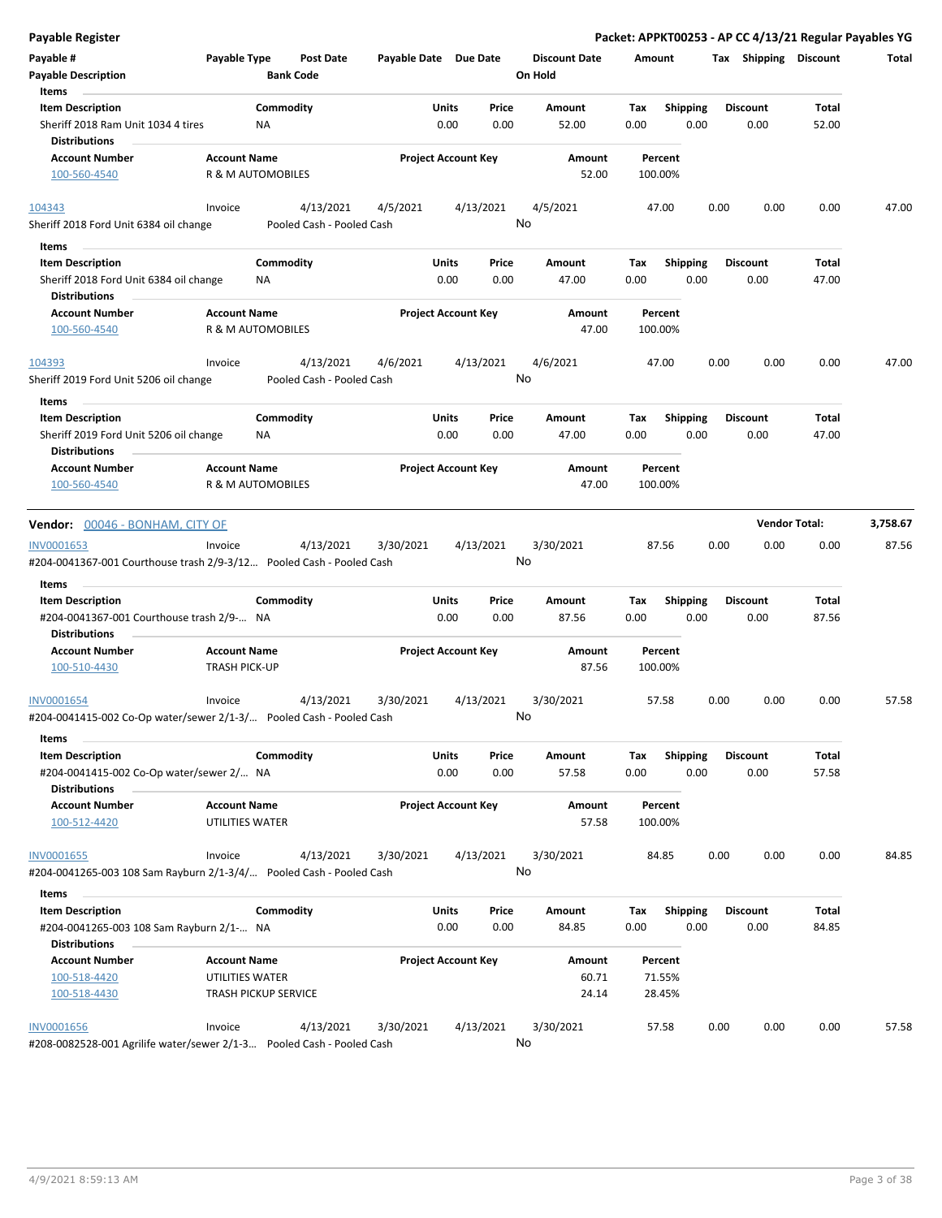**Payable Register** — **Packet: APPKT00253 - AP CC 4/13/21 Regular Payables YG**

| Payable # | Payable Type | Post Date | Payable Date | Due Date | Discount Date | Amount | Tax | Shipping | Discount | Total |
|---|---|---|---|---|---|---|---|---|---|---|
| **Payable Description** | | **Bank Code** | | | **On Hold** | | | | | |

**Items**

| Item Description | Commodity | Units | Price | Amount | Tax | Shipping | Discount | Total |
|---|---|---|---|---|---|---|---|---|
| Sheriff 2018 Ram Unit 1034 4 tires | NA | 0.00 | 0.00 | 52.00 | 0.00 | 0.00 | 0.00 | 52.00 |

**Distributions**

| Account Number | Account Name | Project Account Key | Amount | Percent |
|---|---|---|---|---|
| 100-560-4540 | R & M AUTOMOBILES | | 52.00 | 100.00% |

| Payable # | Payable Type | Post Date | Payable Date | Due Date | Discount Date | Amount | Tax | Shipping | Discount | Total |
|---|---|---|---|---|---|---|---|---|---|---|
| 104343 | Invoice | 4/13/2021 | 4/5/2021 | 4/13/2021 | 4/5/2021 | 47.00 | 0.00 | 0.00 | 0.00 | 47.00 |

Sheriff 2018 Ford Unit 6384 oil change — Pooled Cash - Pooled Cash — On Hold: No

**Items**

| Item Description | Commodity | Units | Price | Amount | Tax | Shipping | Discount | Total |
|---|---|---|---|---|---|---|---|---|
| Sheriff 2018 Ford Unit 6384 oil change | NA | 0.00 | 0.00 | 47.00 | 0.00 | 0.00 | 0.00 | 47.00 |

**Distributions**

| Account Number | Account Name | Project Account Key | Amount | Percent |
|---|---|---|---|---|
| 100-560-4540 | R & M AUTOMOBILES | | 47.00 | 100.00% |

| Payable # | Payable Type | Post Date | Payable Date | Due Date | Discount Date | Amount | Tax | Shipping | Discount | Total |
|---|---|---|---|---|---|---|---|---|---|---|
| 104393 | Invoice | 4/13/2021 | 4/6/2021 | 4/13/2021 | 4/6/2021 | 47.00 | 0.00 | 0.00 | 0.00 | 47.00 |

Sheriff 2019 Ford Unit 5206 oil change — Pooled Cash - Pooled Cash — On Hold: No

**Items**

| Item Description | Commodity | Units | Price | Amount | Tax | Shipping | Discount | Total |
|---|---|---|---|---|---|---|---|---|
| Sheriff 2019 Ford Unit 5206 oil change | NA | 0.00 | 0.00 | 47.00 | 0.00 | 0.00 | 0.00 | 47.00 |

**Distributions**

| Account Number | Account Name | Project Account Key | Amount | Percent |
|---|---|---|---|---|
| 100-560-4540 | R & M AUTOMOBILES | | 47.00 | 100.00% |

## Vendor: 00046 - BONHAM, CITY OF — Vendor Total: 3,758.67

| Payable # | Payable Type | Post Date | Payable Date | Due Date | Discount Date | Amount | Tax | Shipping | Discount | Total |
|---|---|---|---|---|---|---|---|---|---|---|
| INV0001653 | Invoice | 4/13/2021 | 3/30/2021 | 4/13/2021 | 3/30/2021 | 87.56 | 0.00 | 0.00 | 0.00 | 87.56 |

#204-0041367-001 Courthouse trash 2/9-3/12... — Pooled Cash - Pooled Cash — On Hold: No

**Items**

| Item Description | Commodity | Units | Price | Amount | Tax | Shipping | Discount | Total |
|---|---|---|---|---|---|---|---|---|
| #204-0041367-001 Courthouse trash 2/9-... | NA | 0.00 | 0.00 | 87.56 | 0.00 | 0.00 | 0.00 | 87.56 |

**Distributions**

| Account Number | Account Name | Project Account Key | Amount | Percent |
|---|---|---|---|---|
| 100-510-4430 | TRASH PICK-UP | | 87.56 | 100.00% |

| Payable # | Payable Type | Post Date | Payable Date | Due Date | Discount Date | Amount | Tax | Shipping | Discount | Total |
|---|---|---|---|---|---|---|---|---|---|---|
| INV0001654 | Invoice | 4/13/2021 | 3/30/2021 | 4/13/2021 | 3/30/2021 | 57.58 | 0.00 | 0.00 | 0.00 | 57.58 |

#204-0041415-002 Co-Op water/sewer 2/1-3/... — Pooled Cash - Pooled Cash — On Hold: No

**Items**

| Item Description | Commodity | Units | Price | Amount | Tax | Shipping | Discount | Total |
|---|---|---|---|---|---|---|---|---|
| #204-0041415-002 Co-Op water/sewer 2/... | NA | 0.00 | 0.00 | 57.58 | 0.00 | 0.00 | 0.00 | 57.58 |

**Distributions**

| Account Number | Account Name | Project Account Key | Amount | Percent |
|---|---|---|---|---|
| 100-512-4420 | UTILITIES WATER | | 57.58 | 100.00% |

| Payable # | Payable Type | Post Date | Payable Date | Due Date | Discount Date | Amount | Tax | Shipping | Discount | Total |
|---|---|---|---|---|---|---|---|---|---|---|
| INV0001655 | Invoice | 4/13/2021 | 3/30/2021 | 4/13/2021 | 3/30/2021 | 84.85 | 0.00 | 0.00 | 0.00 | 84.85 |

#204-0041265-003 108 Sam Rayburn 2/1-3/4/... — Pooled Cash - Pooled Cash — On Hold: No

**Items**

| Item Description | Commodity | Units | Price | Amount | Tax | Shipping | Discount | Total |
|---|---|---|---|---|---|---|---|---|
| #204-0041265-003 108 Sam Rayburn 2/1-... | NA | 0.00 | 0.00 | 84.85 | 0.00 | 0.00 | 0.00 | 84.85 |

**Distributions**

| Account Number | Account Name | Project Account Key | Amount | Percent |
|---|---|---|---|---|
| 100-518-4420 | UTILITIES WATER | | 60.71 | 71.55% |
| 100-518-4430 | TRASH PICKUP SERVICE | | 24.14 | 28.45% |

| Payable # | Payable Type | Post Date | Payable Date | Due Date | Discount Date | Amount | Tax | Shipping | Discount | Total |
|---|---|---|---|---|---|---|---|---|---|---|
| INV0001656 | Invoice | 4/13/2021 | 3/30/2021 | 4/13/2021 | 3/30/2021 | 57.58 | 0.00 | 0.00 | 0.00 | 57.58 |

#208-0082528-001 Agrilife water/sewer 2/1-3... — Pooled Cash - Pooled Cash — On Hold: No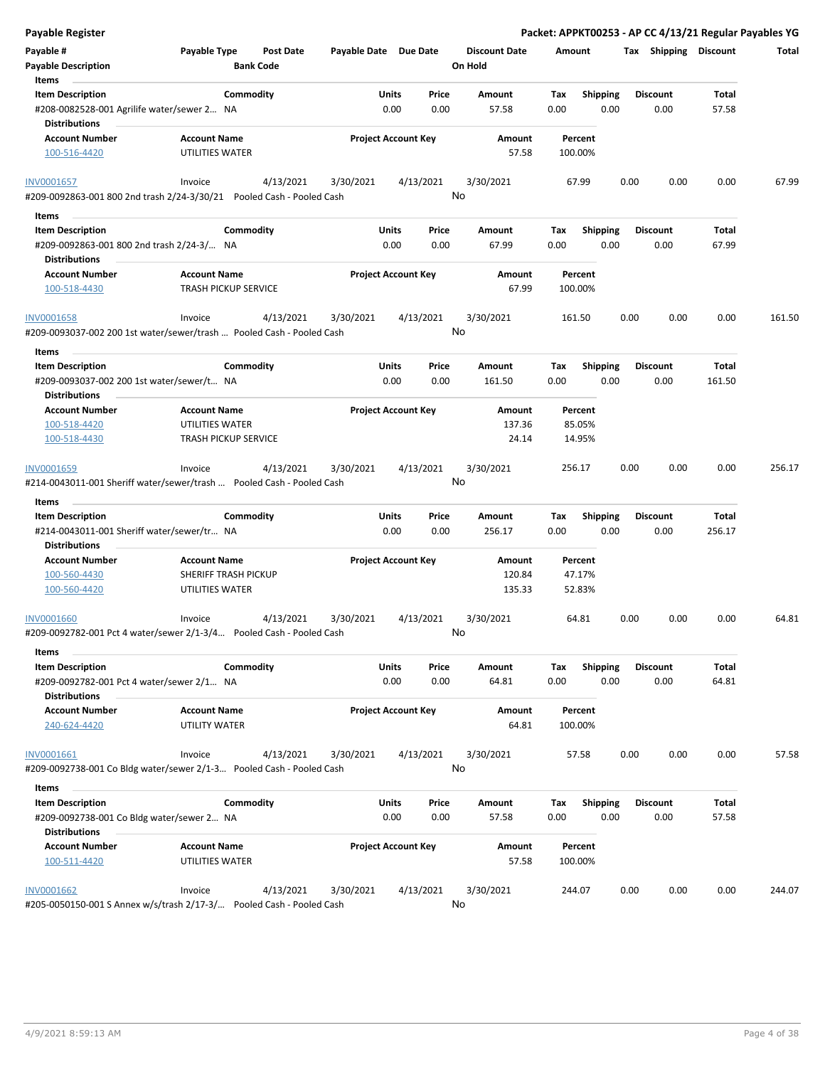## Payable Register

**Packet: APPKT00253 - AP CC 4/13/21 Regular Payables YG**

| Payable # | Payable Type | Post Date | Payable Date | Due Date | Discount Date | Amount | Tax | Shipping | Discount | Total |
|---|---|---|---|---|---|---|---|---|---|---|
| **Payable Description** | | **Bank Code** | | | **On Hold** | | | | | |

**Items**

| Item Description | Commodity | Units | Price | Amount | Tax | Shipping | Discount | Total |
|---|---|---|---|---|---|---|---|---|
| #208-0082528-001 Agrilife water/sewer 2… | NA | 0.00 | 0.00 | 57.58 | 0.00 | 0.00 | 0.00 | 57.58 |

**Distributions**

| Account Number | Account Name | Project Account Key | Amount | Percent |
|---|---|---|---|---|
| 100-516-4420 | UTILITIES WATER | | 57.58 | 100.00% |

---

| Payable # | Payable Type | Post Date | Payable Date | Due Date | Discount Date | Amount | Tax | Shipping | Discount | Total |
|---|---|---|---|---|---|---|---|---|---|---|
| INV0001657 | Invoice | 4/13/2021 | 3/30/2021 | 4/13/2021 | 3/30/2021 | 67.99 | 0.00 | 0.00 | 0.00 | 67.99 |

#209-0092863-001 800 2nd trash 2/24-3/30/21 — Pooled Cash - Pooled Cash — On Hold: No

**Items**

| Item Description | Commodity | Units | Price | Amount | Tax | Shipping | Discount | Total |
|---|---|---|---|---|---|---|---|---|
| #209-0092863-001 800 2nd trash 2/24-3/… | NA | 0.00 | 0.00 | 67.99 | 0.00 | 0.00 | 0.00 | 67.99 |

**Distributions**

| Account Number | Account Name | Project Account Key | Amount | Percent |
|---|---|---|---|---|
| 100-518-4430 | TRASH PICKUP SERVICE | | 67.99 | 100.00% |

---

| Payable # | Payable Type | Post Date | Payable Date | Due Date | Discount Date | Amount | Tax | Shipping | Discount | Total |
|---|---|---|---|---|---|---|---|---|---|---|
| INV0001658 | Invoice | 4/13/2021 | 3/30/2021 | 4/13/2021 | 3/30/2021 | 161.50 | 0.00 | 0.00 | 0.00 | 161.50 |

#209-0093037-002 200 1st water/sewer/trash … — Pooled Cash - Pooled Cash — On Hold: No

**Items**

| Item Description | Commodity | Units | Price | Amount | Tax | Shipping | Discount | Total |
|---|---|---|---|---|---|---|---|---|
| #209-0093037-002 200 1st water/sewer/t… | NA | 0.00 | 0.00 | 161.50 | 0.00 | 0.00 | 0.00 | 161.50 |

**Distributions**

| Account Number | Account Name | Project Account Key | Amount | Percent |
|---|---|---|---|---|
| 100-518-4420 | UTILITIES WATER | | 137.36 | 85.05% |
| 100-518-4430 | TRASH PICKUP SERVICE | | 24.14 | 14.95% |

---

| Payable # | Payable Type | Post Date | Payable Date | Due Date | Discount Date | Amount | Tax | Shipping | Discount | Total |
|---|---|---|---|---|---|---|---|---|---|---|
| INV0001659 | Invoice | 4/13/2021 | 3/30/2021 | 4/13/2021 | 3/30/2021 | 256.17 | 0.00 | 0.00 | 0.00 | 256.17 |

#214-0043011-001 Sheriff water/sewer/trash … — Pooled Cash - Pooled Cash — On Hold: No

**Items**

| Item Description | Commodity | Units | Price | Amount | Tax | Shipping | Discount | Total |
|---|---|---|---|---|---|---|---|---|
| #214-0043011-001 Sheriff water/sewer/tr… | NA | 0.00 | 0.00 | 256.17 | 0.00 | 0.00 | 0.00 | 256.17 |

**Distributions**

| Account Number | Account Name | Project Account Key | Amount | Percent |
|---|---|---|---|---|
| 100-560-4430 | SHERIFF TRASH PICKUP | | 120.84 | 47.17% |
| 100-560-4420 | UTILITIES WATER | | 135.33 | 52.83% |

---

| Payable # | Payable Type | Post Date | Payable Date | Due Date | Discount Date | Amount | Tax | Shipping | Discount | Total |
|---|---|---|---|---|---|---|---|---|---|---|
| INV0001660 | Invoice | 4/13/2021 | 3/30/2021 | 4/13/2021 | 3/30/2021 | 64.81 | 0.00 | 0.00 | 0.00 | 64.81 |

#209-0092782-001 Pct 4 water/sewer 2/1-3/4… — Pooled Cash - Pooled Cash — On Hold: No

**Items**

| Item Description | Commodity | Units | Price | Amount | Tax | Shipping | Discount | Total |
|---|---|---|---|---|---|---|---|---|
| #209-0092782-001 Pct 4 water/sewer 2/1… | NA | 0.00 | 0.00 | 64.81 | 0.00 | 0.00 | 0.00 | 64.81 |

**Distributions**

| Account Number | Account Name | Project Account Key | Amount | Percent |
|---|---|---|---|---|
| 240-624-4420 | UTILITY WATER | | 64.81 | 100.00% |

---

| Payable # | Payable Type | Post Date | Payable Date | Due Date | Discount Date | Amount | Tax | Shipping | Discount | Total |
|---|---|---|---|---|---|---|---|---|---|---|
| INV0001661 | Invoice | 4/13/2021 | 3/30/2021 | 4/13/2021 | 3/30/2021 | 57.58 | 0.00 | 0.00 | 0.00 | 57.58 |

#209-0092738-001 Co Bldg water/sewer 2/1-3… — Pooled Cash - Pooled Cash — On Hold: No

**Items**

| Item Description | Commodity | Units | Price | Amount | Tax | Shipping | Discount | Total |
|---|---|---|---|---|---|---|---|---|
| #209-0092738-001 Co Bldg water/sewer 2… | NA | 0.00 | 0.00 | 57.58 | 0.00 | 0.00 | 0.00 | 57.58 |

**Distributions**

| Account Number | Account Name | Project Account Key | Amount | Percent |
|---|---|---|---|---|
| 100-511-4420 | UTILITIES WATER | | 57.58 | 100.00% |

---

| Payable # | Payable Type | Post Date | Payable Date | Due Date | Discount Date | Amount | Tax | Shipping | Discount | Total |
|---|---|---|---|---|---|---|---|---|---|---|
| INV0001662 | Invoice | 4/13/2021 | 3/30/2021 | 4/13/2021 | 3/30/2021 | 244.07 | 0.00 | 0.00 | 0.00 | 244.07 |

#205-0050150-001 S Annex w/s/trash 2/17-3/… — Pooled Cash - Pooled Cash — On Hold: No

4/9/2021 8:59:13 AM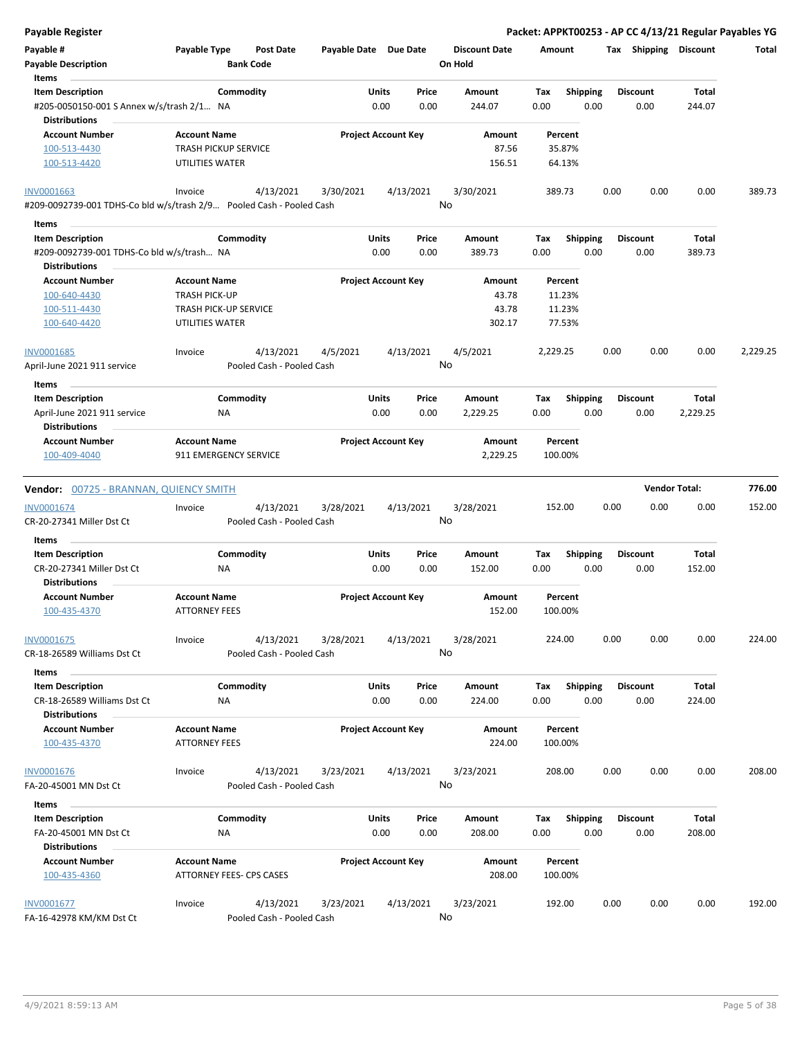| Payable # | Payable Type | Post Date | Payable Date | Due Date | Discount Date | Amount | Tax | Shipping | Discount | Total |
|---|---|---|---|---|---|---|---|---|---|---|
| Payable Description | | Bank Code | | | On Hold | | | | | |

**Items**

| Item Description | Commodity | Units | Price | Amount | Tax | Shipping | Discount | Total |
|---|---|---|---|---|---|---|---|---|
| #205-0050150-001 S Annex w/s/trash 2/1... | NA | 0.00 | 0.00 | 244.07 | 0.00 | 0.00 | 0.00 | 244.07 |

**Distributions**

| Account Number | Account Name | Project Account Key | Amount | Percent |
|---|---|---|---|---|
| 100-513-4430 | TRASH PICKUP SERVICE | | 87.56 | 35.87% |
| 100-513-4420 | UTILITIES WATER | | 156.51 | 64.13% |

| Payable # | Payable Type | Post Date | Payable Date | Due Date | Discount Date | Amount | Tax | Shipping | Discount | Total |
|---|---|---|---|---|---|---|---|---|---|---|
| INV0001663 | Invoice | 4/13/2021 | 3/30/2021 | 4/13/2021 | 3/30/2021 | 389.73 | 0.00 | 0.00 | 0.00 | 389.73 |
| #209-0092739-001 TDHS-Co bld w/s/trash 2/9... | | Pooled Cash - Pooled Cash | | | No | | | | | |

**Items**

| Item Description | Commodity | Units | Price | Amount | Tax | Shipping | Discount | Total |
|---|---|---|---|---|---|---|---|---|
| #209-0092739-001 TDHS-Co bld w/s/trash... | NA | 0.00 | 0.00 | 389.73 | 0.00 | 0.00 | 0.00 | 389.73 |

**Distributions**

| Account Number | Account Name | Project Account Key | Amount | Percent |
|---|---|---|---|---|
| 100-640-4430 | TRASH PICK-UP | | 43.78 | 11.23% |
| 100-511-4430 | TRASH PICK-UP SERVICE | | 43.78 | 11.23% |
| 100-640-4420 | UTILITIES WATER | | 302.17 | 77.53% |

| Payable # | Payable Type | Post Date | Payable Date | Due Date | Discount Date | Amount | Tax | Shipping | Discount | Total |
|---|---|---|---|---|---|---|---|---|---|---|
| INV0001685 | Invoice | 4/13/2021 | 4/5/2021 | 4/13/2021 | 4/5/2021 | 2,229.25 | 0.00 | 0.00 | 0.00 | 2,229.25 |
| April-June 2021 911 service | | Pooled Cash - Pooled Cash | | | No | | | | | |

**Items**

| Item Description | Commodity | Units | Price | Amount | Tax | Shipping | Discount | Total |
|---|---|---|---|---|---|---|---|---|
| April-June 2021 911 service | NA | 0.00 | 0.00 | 2,229.25 | 0.00 | 0.00 | 0.00 | 2,229.25 |

**Distributions**

| Account Number | Account Name | Project Account Key | Amount | Percent |
|---|---|---|---|---|
| 100-409-4040 | 911 EMERGENCY SERVICE | | 2,229.25 | 100.00% |

**Vendor:** 00725 - BRANNAN, QUIENCY SMITH — **Vendor Total:** 776.00

| Payable # | Payable Type | Post Date | Payable Date | Due Date | Discount Date | Amount | Tax | Shipping | Discount | Total |
|---|---|---|---|---|---|---|---|---|---|---|
| INV0001674 | Invoice | 4/13/2021 | 3/28/2021 | 4/13/2021 | 3/28/2021 | 152.00 | 0.00 | 0.00 | 0.00 | 152.00 |
| CR-20-27341 Miller Dst Ct | | Pooled Cash - Pooled Cash | | | No | | | | | |

**Items**

| Item Description | Commodity | Units | Price | Amount | Tax | Shipping | Discount | Total |
|---|---|---|---|---|---|---|---|---|
| CR-20-27341 Miller Dst Ct | NA | 0.00 | 0.00 | 152.00 | 0.00 | 0.00 | 0.00 | 152.00 |

**Distributions**

| Account Number | Account Name | Project Account Key | Amount | Percent |
|---|---|---|---|---|
| 100-435-4370 | ATTORNEY FEES | | 152.00 | 100.00% |

| Payable # | Payable Type | Post Date | Payable Date | Due Date | Discount Date | Amount | Tax | Shipping | Discount | Total |
|---|---|---|---|---|---|---|---|---|---|---|
| INV0001675 | Invoice | 4/13/2021 | 3/28/2021 | 4/13/2021 | 3/28/2021 | 224.00 | 0.00 | 0.00 | 0.00 | 224.00 |
| CR-18-26589 Williams Dst Ct | | Pooled Cash - Pooled Cash | | | No | | | | | |

**Items**

| Item Description | Commodity | Units | Price | Amount | Tax | Shipping | Discount | Total |
|---|---|---|---|---|---|---|---|---|
| CR-18-26589 Williams Dst Ct | NA | 0.00 | 0.00 | 224.00 | 0.00 | 0.00 | 0.00 | 224.00 |

**Distributions**

| Account Number | Account Name | Project Account Key | Amount | Percent |
|---|---|---|---|---|
| 100-435-4370 | ATTORNEY FEES | | 224.00 | 100.00% |

| Payable # | Payable Type | Post Date | Payable Date | Due Date | Discount Date | Amount | Tax | Shipping | Discount | Total |
|---|---|---|---|---|---|---|---|---|---|---|
| INV0001676 | Invoice | 4/13/2021 | 3/23/2021 | 4/13/2021 | 3/23/2021 | 208.00 | 0.00 | 0.00 | 0.00 | 208.00 |
| FA-20-45001 MN Dst Ct | | Pooled Cash - Pooled Cash | | | No | | | | | |

**Items**

| Item Description | Commodity | Units | Price | Amount | Tax | Shipping | Discount | Total |
|---|---|---|---|---|---|---|---|---|
| FA-20-45001 MN Dst Ct | NA | 0.00 | 0.00 | 208.00 | 0.00 | 0.00 | 0.00 | 208.00 |

**Distributions**

| Account Number | Account Name | Project Account Key | Amount | Percent |
|---|---|---|---|---|
| 100-435-4360 | ATTORNEY FEES- CPS CASES | | 208.00 | 100.00% |

| Payable # | Payable Type | Post Date | Payable Date | Due Date | Discount Date | Amount | Tax | Shipping | Discount | Total |
|---|---|---|---|---|---|---|---|---|---|---|
| INV0001677 | Invoice | 4/13/2021 | 3/23/2021 | 4/13/2021 | 3/23/2021 | 192.00 | 0.00 | 0.00 | 0.00 | 192.00 |
| FA-16-42978 KM/KM Dst Ct | | Pooled Cash - Pooled Cash | | | No | | | | | |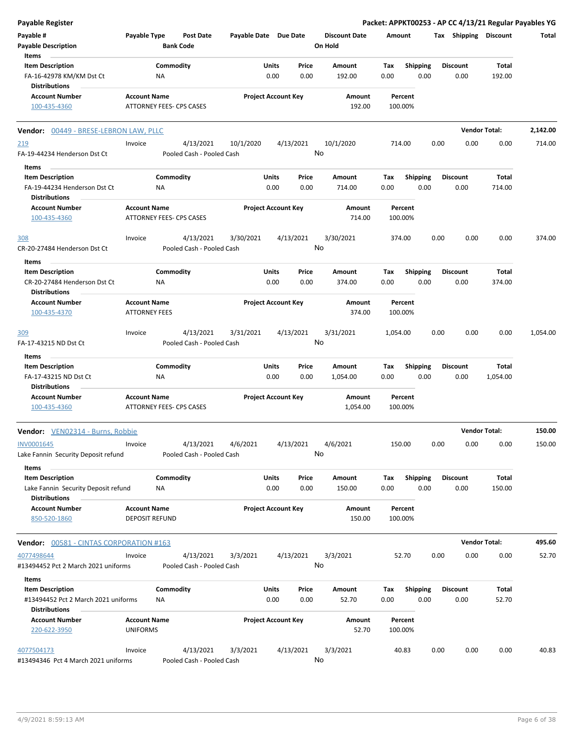**Payable Register** — Packet: APPKT00253 - AP CC 4/13/21 Regular Payables YG

| Payable # | Payable Type | Post Date | Payable Date | Due Date | Discount Date | Amount | Tax | Shipping | Discount | Total |
|---|---|---|---|---|---|---|---|---|---|---|
| Payable Description | | Bank Code | | | On Hold | | | | | |

Items

| Item Description | Commodity | Units | Price | Amount | Tax | Shipping | Discount | Total |
|---|---|---|---|---|---|---|---|---|
| FA-16-42978 KM/KM Dst Ct | NA | 0.00 | 0.00 | 192.00 | 0.00 | 0.00 | 0.00 | 192.00 |

Distributions

| Account Number | Account Name | Project Account Key | Amount | Percent |
|---|---|---|---|---|
| 100-435-4360 | ATTORNEY FEES- CPS CASES | | 192.00 | 100.00% |

**Vendor:** 00449 - BRESE-LEBRON LAW, PLLC — **Vendor Total:** 2,142.00

| Payable # | Payable Type | Post Date | Payable Date | Due Date | Discount Date | Amount | Tax | Shipping | Discount | Total |
|---|---|---|---|---|---|---|---|---|---|---|
| 219 | Invoice | 4/13/2021 | 10/1/2020 | 4/13/2021 | 10/1/2020 | 714.00 | 0.00 | 0.00 | 0.00 | 714.00 |
| FA-19-44234 Henderson Dst Ct | | Pooled Cash - Pooled Cash | | | No | | | | | |

Items

| Item Description | Commodity | Units | Price | Amount | Tax | Shipping | Discount | Total |
|---|---|---|---|---|---|---|---|---|
| FA-19-44234 Henderson Dst Ct | NA | 0.00 | 0.00 | 714.00 | 0.00 | 0.00 | 0.00 | 714.00 |

Distributions

| Account Number | Account Name | Project Account Key | Amount | Percent |
|---|---|---|---|---|
| 100-435-4360 | ATTORNEY FEES- CPS CASES | | 714.00 | 100.00% |

| Payable # | Payable Type | Post Date | Payable Date | Due Date | Discount Date | Amount | Tax | Shipping | Discount | Total |
|---|---|---|---|---|---|---|---|---|---|---|
| 308 | Invoice | 4/13/2021 | 3/30/2021 | 4/13/2021 | 3/30/2021 | 374.00 | 0.00 | 0.00 | 0.00 | 374.00 |
| CR-20-27484 Henderson Dst Ct | | Pooled Cash - Pooled Cash | | | No | | | | | |

Items

| Item Description | Commodity | Units | Price | Amount | Tax | Shipping | Discount | Total |
|---|---|---|---|---|---|---|---|---|
| CR-20-27484 Henderson Dst Ct | NA | 0.00 | 0.00 | 374.00 | 0.00 | 0.00 | 0.00 | 374.00 |

Distributions

| Account Number | Account Name | Project Account Key | Amount | Percent |
|---|---|---|---|---|
| 100-435-4370 | ATTORNEY FEES | | 374.00 | 100.00% |

| Payable # | Payable Type | Post Date | Payable Date | Due Date | Discount Date | Amount | Tax | Shipping | Discount | Total |
|---|---|---|---|---|---|---|---|---|---|---|
| 309 | Invoice | 4/13/2021 | 3/31/2021 | 4/13/2021 | 3/31/2021 | 1,054.00 | 0.00 | 0.00 | 0.00 | 1,054.00 |
| FA-17-43215 ND Dst Ct | | Pooled Cash - Pooled Cash | | | No | | | | | |

Items

| Item Description | Commodity | Units | Price | Amount | Tax | Shipping | Discount | Total |
|---|---|---|---|---|---|---|---|---|
| FA-17-43215 ND Dst Ct | NA | 0.00 | 0.00 | 1,054.00 | 0.00 | 0.00 | 0.00 | 1,054.00 |

Distributions

| Account Number | Account Name | Project Account Key | Amount | Percent |
|---|---|---|---|---|
| 100-435-4360 | ATTORNEY FEES- CPS CASES | | 1,054.00 | 100.00% |

**Vendor:** VEN02314 - Burns, Robbie — **Vendor Total:** 150.00

| Payable # | Payable Type | Post Date | Payable Date | Due Date | Discount Date | Amount | Tax | Shipping | Discount | Total |
|---|---|---|---|---|---|---|---|---|---|---|
| INV0001645 | Invoice | 4/13/2021 | 4/6/2021 | 4/13/2021 | 4/6/2021 | 150.00 | 0.00 | 0.00 | 0.00 | 150.00 |
| Lake Fannin Security Deposit refund | | Pooled Cash - Pooled Cash | | | No | | | | | |

Items

| Item Description | Commodity | Units | Price | Amount | Tax | Shipping | Discount | Total |
|---|---|---|---|---|---|---|---|---|
| Lake Fannin Security Deposit refund | NA | 0.00 | 0.00 | 150.00 | 0.00 | 0.00 | 0.00 | 150.00 |

Distributions

| Account Number | Account Name | Project Account Key | Amount | Percent |
|---|---|---|---|---|
| 850-520-1860 | DEPOSIT REFUND | | 150.00 | 100.00% |

**Vendor:** 00581 - CINTAS CORPORATION #163 — **Vendor Total:** 495.60

| Payable # | Payable Type | Post Date | Payable Date | Due Date | Discount Date | Amount | Tax | Shipping | Discount | Total |
|---|---|---|---|---|---|---|---|---|---|---|
| 4077498644 | Invoice | 4/13/2021 | 3/3/2021 | 4/13/2021 | 3/3/2021 | 52.70 | 0.00 | 0.00 | 0.00 | 52.70 |
| #13494452 Pct 2 March 2021 uniforms | | Pooled Cash - Pooled Cash | | | No | | | | | |

Items

| Item Description | Commodity | Units | Price | Amount | Tax | Shipping | Discount | Total |
|---|---|---|---|---|---|---|---|---|
| #13494452 Pct 2 March 2021 uniforms | NA | 0.00 | 0.00 | 52.70 | 0.00 | 0.00 | 0.00 | 52.70 |

Distributions

| Account Number | Account Name | Project Account Key | Amount | Percent |
|---|---|---|---|---|
| 220-622-3950 | UNIFORMS | | 52.70 | 100.00% |

| Payable # | Payable Type | Post Date | Payable Date | Due Date | Discount Date | Amount | Tax | Shipping | Discount | Total |
|---|---|---|---|---|---|---|---|---|---|---|
| 4077504173 | Invoice | 4/13/2021 | 3/3/2021 | 4/13/2021 | 3/3/2021 | 40.83 | 0.00 | 0.00 | 0.00 | 40.83 |
| #13494346 Pct 4 March 2021 uniforms | | Pooled Cash - Pooled Cash | | | No | | | | | |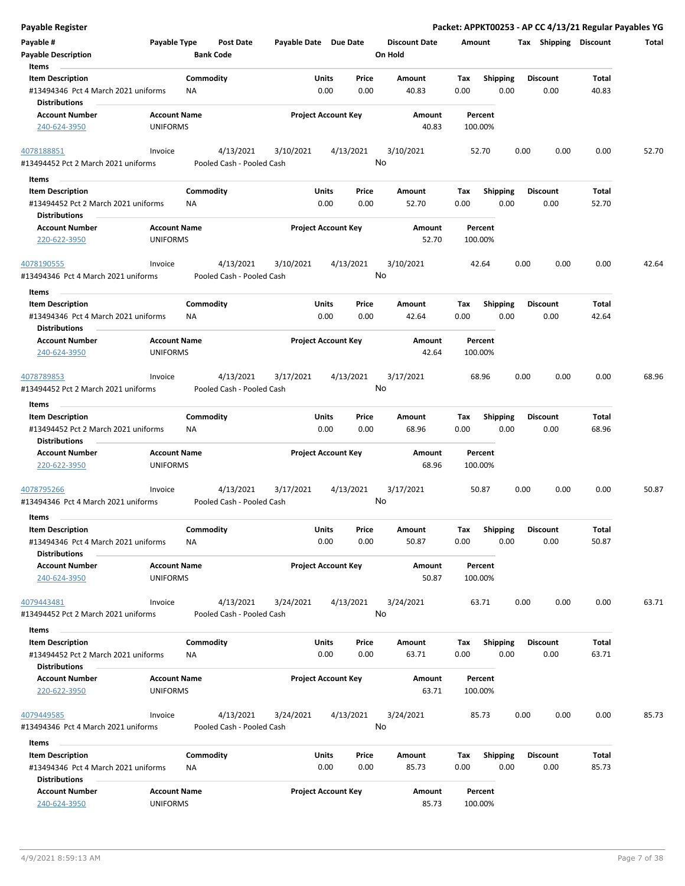**Payable Register** — Packet: APPKT00253 - AP CC 4/13/21 Regular Payables YG

| Payable # | Payable Type | Post Date | Payable Date | Due Date | Discount Date | Amount | Tax | Shipping | Discount | Total |
|---|---|---|---|---|---|---|---|---|---|---|
| **Payable Description** | | **Bank Code** | | | **On Hold** | | | | | |

**Items**

| Item Description | Commodity | Units | Price | Amount | Tax | Shipping | Discount | Total |
|---|---|---|---|---|---|---|---|---|
| #13494346 Pct 4 March 2021 uniforms | NA | 0.00 | 0.00 | 40.83 | 0.00 | 0.00 | 0.00 | 40.83 |

**Distributions**

| Account Number | Account Name | Project Account Key | Amount | Percent |
|---|---|---|---|---|
| 240-624-3950 | UNIFORMS | | 40.83 | 100.00% |

| Payable # | Payable Type | Post Date | Payable Date | Due Date | Discount Date | Amount | Tax | Shipping | Discount | Total |
|---|---|---|---|---|---|---|---|---|---|---|
| 4078188851 | Invoice | 4/13/2021 | 3/10/2021 | 4/13/2021 | 3/10/2021 | 52.70 | 0.00 | 0.00 | 0.00 | 52.70 |
| #13494452 Pct 2 March 2021 uniforms | | Pooled Cash - Pooled Cash | | | No | | | | | |

**Items**

| Item Description | Commodity | Units | Price | Amount | Tax | Shipping | Discount | Total |
|---|---|---|---|---|---|---|---|---|
| #13494452 Pct 2 March 2021 uniforms | NA | 0.00 | 0.00 | 52.70 | 0.00 | 0.00 | 0.00 | 52.70 |

**Distributions**

| Account Number | Account Name | Project Account Key | Amount | Percent |
|---|---|---|---|---|
| 220-622-3950 | UNIFORMS | | 52.70 | 100.00% |

| Payable # | Payable Type | Post Date | Payable Date | Due Date | Discount Date | Amount | Tax | Shipping | Discount | Total |
|---|---|---|---|---|---|---|---|---|---|---|
| 4078190555 | Invoice | 4/13/2021 | 3/10/2021 | 4/13/2021 | 3/10/2021 | 42.64 | 0.00 | 0.00 | 0.00 | 42.64 |
| #13494346 Pct 4 March 2021 uniforms | | Pooled Cash - Pooled Cash | | | No | | | | | |

**Items**

| Item Description | Commodity | Units | Price | Amount | Tax | Shipping | Discount | Total |
|---|---|---|---|---|---|---|---|---|
| #13494346 Pct 4 March 2021 uniforms | NA | 0.00 | 0.00 | 42.64 | 0.00 | 0.00 | 0.00 | 42.64 |

**Distributions**

| Account Number | Account Name | Project Account Key | Amount | Percent |
|---|---|---|---|---|
| 240-624-3950 | UNIFORMS | | 42.64 | 100.00% |

| Payable # | Payable Type | Post Date | Payable Date | Due Date | Discount Date | Amount | Tax | Shipping | Discount | Total |
|---|---|---|---|---|---|---|---|---|---|---|
| 4078789853 | Invoice | 4/13/2021 | 3/17/2021 | 4/13/2021 | 3/17/2021 | 68.96 | 0.00 | 0.00 | 0.00 | 68.96 |
| #13494452 Pct 2 March 2021 uniforms | | Pooled Cash - Pooled Cash | | | No | | | | | |

**Items**

| Item Description | Commodity | Units | Price | Amount | Tax | Shipping | Discount | Total |
|---|---|---|---|---|---|---|---|---|
| #13494452 Pct 2 March 2021 uniforms | NA | 0.00 | 0.00 | 68.96 | 0.00 | 0.00 | 0.00 | 68.96 |

**Distributions**

| Account Number | Account Name | Project Account Key | Amount | Percent |
|---|---|---|---|---|
| 220-622-3950 | UNIFORMS | | 68.96 | 100.00% |

| Payable # | Payable Type | Post Date | Payable Date | Due Date | Discount Date | Amount | Tax | Shipping | Discount | Total |
|---|---|---|---|---|---|---|---|---|---|---|
| 4078795266 | Invoice | 4/13/2021 | 3/17/2021 | 4/13/2021 | 3/17/2021 | 50.87 | 0.00 | 0.00 | 0.00 | 50.87 |
| #13494346 Pct 4 March 2021 uniforms | | Pooled Cash - Pooled Cash | | | No | | | | | |

**Items**

| Item Description | Commodity | Units | Price | Amount | Tax | Shipping | Discount | Total |
|---|---|---|---|---|---|---|---|---|
| #13494346 Pct 4 March 2021 uniforms | NA | 0.00 | 0.00 | 50.87 | 0.00 | 0.00 | 0.00 | 50.87 |

**Distributions**

| Account Number | Account Name | Project Account Key | Amount | Percent |
|---|---|---|---|---|
| 240-624-3950 | UNIFORMS | | 50.87 | 100.00% |

| Payable # | Payable Type | Post Date | Payable Date | Due Date | Discount Date | Amount | Tax | Shipping | Discount | Total |
|---|---|---|---|---|---|---|---|---|---|---|
| 4079443481 | Invoice | 4/13/2021 | 3/24/2021 | 4/13/2021 | 3/24/2021 | 63.71 | 0.00 | 0.00 | 0.00 | 63.71 |
| #13494452 Pct 2 March 2021 uniforms | | Pooled Cash - Pooled Cash | | | No | | | | | |

**Items**

| Item Description | Commodity | Units | Price | Amount | Tax | Shipping | Discount | Total |
|---|---|---|---|---|---|---|---|---|
| #13494452 Pct 2 March 2021 uniforms | NA | 0.00 | 0.00 | 63.71 | 0.00 | 0.00 | 0.00 | 63.71 |

**Distributions**

| Account Number | Account Name | Project Account Key | Amount | Percent |
|---|---|---|---|---|
| 220-622-3950 | UNIFORMS | | 63.71 | 100.00% |

| Payable # | Payable Type | Post Date | Payable Date | Due Date | Discount Date | Amount | Tax | Shipping | Discount | Total |
|---|---|---|---|---|---|---|---|---|---|---|
| 4079449585 | Invoice | 4/13/2021 | 3/24/2021 | 4/13/2021 | 3/24/2021 | 85.73 | 0.00 | 0.00 | 0.00 | 85.73 |
| #13494346 Pct 4 March 2021 uniforms | | Pooled Cash - Pooled Cash | | | No | | | | | |

**Items**

| Item Description | Commodity | Units | Price | Amount | Tax | Shipping | Discount | Total |
|---|---|---|---|---|---|---|---|---|
| #13494346 Pct 4 March 2021 uniforms | NA | 0.00 | 0.00 | 85.73 | 0.00 | 0.00 | 0.00 | 85.73 |

**Distributions**

| Account Number | Account Name | Project Account Key | Amount | Percent |
|---|---|---|---|---|
| 240-624-3950 | UNIFORMS | | 85.73 | 100.00% |

4/9/2021 8:59:13 AM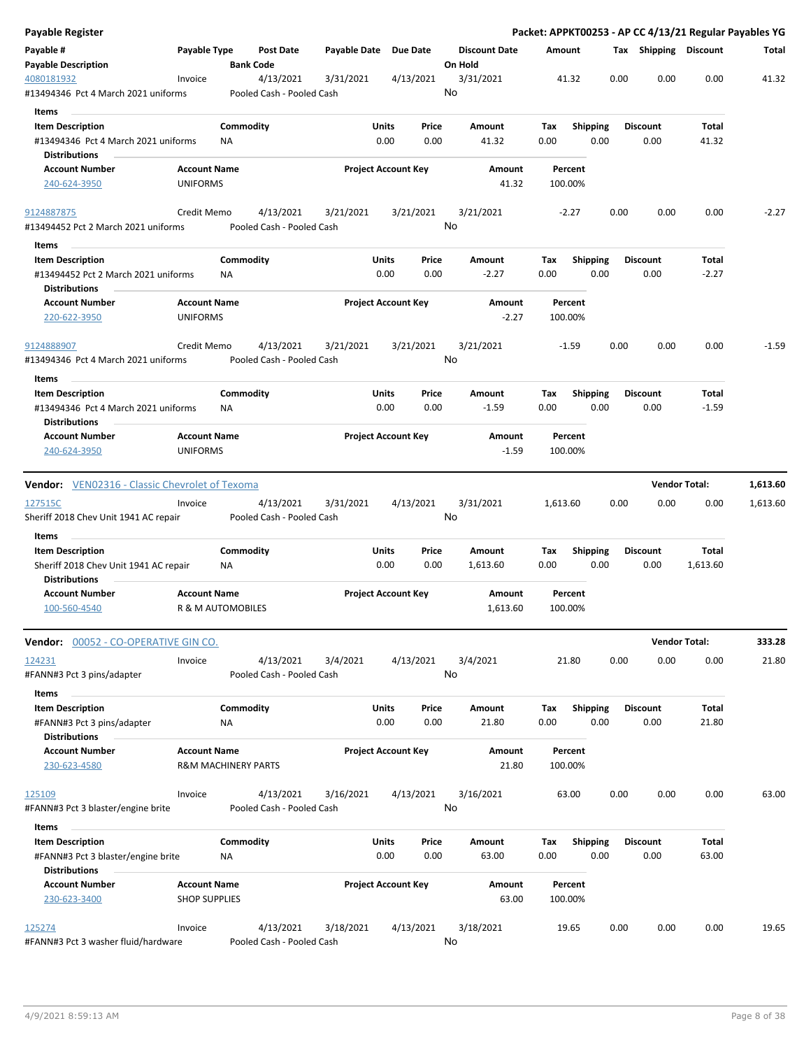**Payable Register** — **Packet: APPKT00253 - AP CC 4/13/21 Regular Payables YG**

| Payable # / Payable Description | Payable Type | Post Date / Bank Code | Payable Date | Due Date | Discount Date / On Hold | Amount | Tax | Shipping | Discount | Total |
|---|---|---|---|---|---|---|---|---|---|---|
| 4080181932 | Invoice | 4/13/2021 | 3/31/2021 | 4/13/2021 | 3/31/2021 | 41.32 | 0.00 | 0.00 | 0.00 | 41.32 |
| #13494346 Pct 4 March 2021 uniforms | | Pooled Cash - Pooled Cash | | | No | | | | | |

Items

| Item Description | Commodity | Units | Price | Amount | Tax | Shipping | Discount | Total |
|---|---|---|---|---|---|---|---|---|
| #13494346 Pct 4 March 2021 uniforms | NA | 0.00 | 0.00 | 41.32 | 0.00 | 0.00 | 0.00 | 41.32 |

Distributions

| Account Number | Account Name | Project Account Key | Amount | Percent |
|---|---|---|---|---|
| 240-624-3950 | UNIFORMS | | 41.32 | 100.00% |

| Payable # / Payable Description | Payable Type | Post Date / Bank Code | Payable Date | Due Date | Discount Date / On Hold | Amount | Tax | Shipping | Discount | Total |
|---|---|---|---|---|---|---|---|---|---|---|
| 9124887875 | Credit Memo | 4/13/2021 | 3/21/2021 | 3/21/2021 | 3/21/2021 | -2.27 | 0.00 | 0.00 | 0.00 | -2.27 |
| #13494452 Pct 2 March 2021 uniforms | | Pooled Cash - Pooled Cash | | | No | | | | | |

Items

| Item Description | Commodity | Units | Price | Amount | Tax | Shipping | Discount | Total |
|---|---|---|---|---|---|---|---|---|
| #13494452 Pct 2 March 2021 uniforms | NA | 0.00 | 0.00 | -2.27 | 0.00 | 0.00 | 0.00 | -2.27 |

Distributions

| Account Number | Account Name | Project Account Key | Amount | Percent |
|---|---|---|---|---|
| 220-622-3950 | UNIFORMS | | -2.27 | 100.00% |

| Payable # / Payable Description | Payable Type | Post Date / Bank Code | Payable Date | Due Date | Discount Date / On Hold | Amount | Tax | Shipping | Discount | Total |
|---|---|---|---|---|---|---|---|---|---|---|
| 9124888907 | Credit Memo | 4/13/2021 | 3/21/2021 | 3/21/2021 | 3/21/2021 | -1.59 | 0.00 | 0.00 | 0.00 | -1.59 |
| #13494346 Pct 4 March 2021 uniforms | | Pooled Cash - Pooled Cash | | | No | | | | | |

Items

| Item Description | Commodity | Units | Price | Amount | Tax | Shipping | Discount | Total |
|---|---|---|---|---|---|---|---|---|
| #13494346 Pct 4 March 2021 uniforms | NA | 0.00 | 0.00 | -1.59 | 0.00 | 0.00 | 0.00 | -1.59 |

Distributions

| Account Number | Account Name | Project Account Key | Amount | Percent |
|---|---|---|---|---|
| 240-624-3950 | UNIFORMS | | -1.59 | 100.00% |

**Vendor:** VEN02316 - Classic Chevrolet of Texoma — **Vendor Total: 1,613.60**

| Payable # / Payable Description | Payable Type | Post Date / Bank Code | Payable Date | Due Date | Discount Date / On Hold | Amount | Tax | Shipping | Discount | Total |
|---|---|---|---|---|---|---|---|---|---|---|
| 127515C | Invoice | 4/13/2021 | 3/31/2021 | 4/13/2021 | 3/31/2021 | 1,613.60 | 0.00 | 0.00 | 0.00 | 1,613.60 |
| Sheriff 2018 Chev Unit 1941 AC repair | | Pooled Cash - Pooled Cash | | | No | | | | | |

Items

| Item Description | Commodity | Units | Price | Amount | Tax | Shipping | Discount | Total |
|---|---|---|---|---|---|---|---|---|
| Sheriff 2018 Chev Unit 1941 AC repair | NA | 0.00 | 0.00 | 1,613.60 | 0.00 | 0.00 | 0.00 | 1,613.60 |

Distributions

| Account Number | Account Name | Project Account Key | Amount | Percent |
|---|---|---|---|---|
| 100-560-4540 | R & M AUTOMOBILES | | 1,613.60 | 100.00% |

**Vendor:** 00052 - CO-OPERATIVE GIN CO. — **Vendor Total: 333.28**

| Payable # / Payable Description | Payable Type | Post Date / Bank Code | Payable Date | Due Date | Discount Date / On Hold | Amount | Tax | Shipping | Discount | Total |
|---|---|---|---|---|---|---|---|---|---|---|
| 124231 | Invoice | 4/13/2021 | 3/4/2021 | 4/13/2021 | 3/4/2021 | 21.80 | 0.00 | 0.00 | 0.00 | 21.80 |
| #FANN#3 Pct 3 pins/adapter | | Pooled Cash - Pooled Cash | | | No | | | | | |

Items

| Item Description | Commodity | Units | Price | Amount | Tax | Shipping | Discount | Total |
|---|---|---|---|---|---|---|---|---|
| #FANN#3 Pct 3 pins/adapter | NA | 0.00 | 0.00 | 21.80 | 0.00 | 0.00 | 0.00 | 21.80 |

Distributions

| Account Number | Account Name | Project Account Key | Amount | Percent |
|---|---|---|---|---|
| 230-623-4580 | R&M MACHINERY PARTS | | 21.80 | 100.00% |

| Payable # / Payable Description | Payable Type | Post Date / Bank Code | Payable Date | Due Date | Discount Date / On Hold | Amount | Tax | Shipping | Discount | Total |
|---|---|---|---|---|---|---|---|---|---|---|
| 125109 | Invoice | 4/13/2021 | 3/16/2021 | 4/13/2021 | 3/16/2021 | 63.00 | 0.00 | 0.00 | 0.00 | 63.00 |
| #FANN#3 Pct 3 blaster/engine brite | | Pooled Cash - Pooled Cash | | | No | | | | | |

Items

| Item Description | Commodity | Units | Price | Amount | Tax | Shipping | Discount | Total |
|---|---|---|---|---|---|---|---|---|
| #FANN#3 Pct 3 blaster/engine brite | NA | 0.00 | 0.00 | 63.00 | 0.00 | 0.00 | 0.00 | 63.00 |

Distributions

| Account Number | Account Name | Project Account Key | Amount | Percent |
|---|---|---|---|---|
| 230-623-3400 | SHOP SUPPLIES | | 63.00 | 100.00% |

| Payable # / Payable Description | Payable Type | Post Date / Bank Code | Payable Date | Due Date | Discount Date / On Hold | Amount | Tax | Shipping | Discount | Total |
|---|---|---|---|---|---|---|---|---|---|---|
| 125274 | Invoice | 4/13/2021 | 3/18/2021 | 4/13/2021 | 3/18/2021 | 19.65 | 0.00 | 0.00 | 0.00 | 19.65 |
| #FANN#3 Pct 3 washer fluid/hardware | | Pooled Cash - Pooled Cash | | | No | | | | | |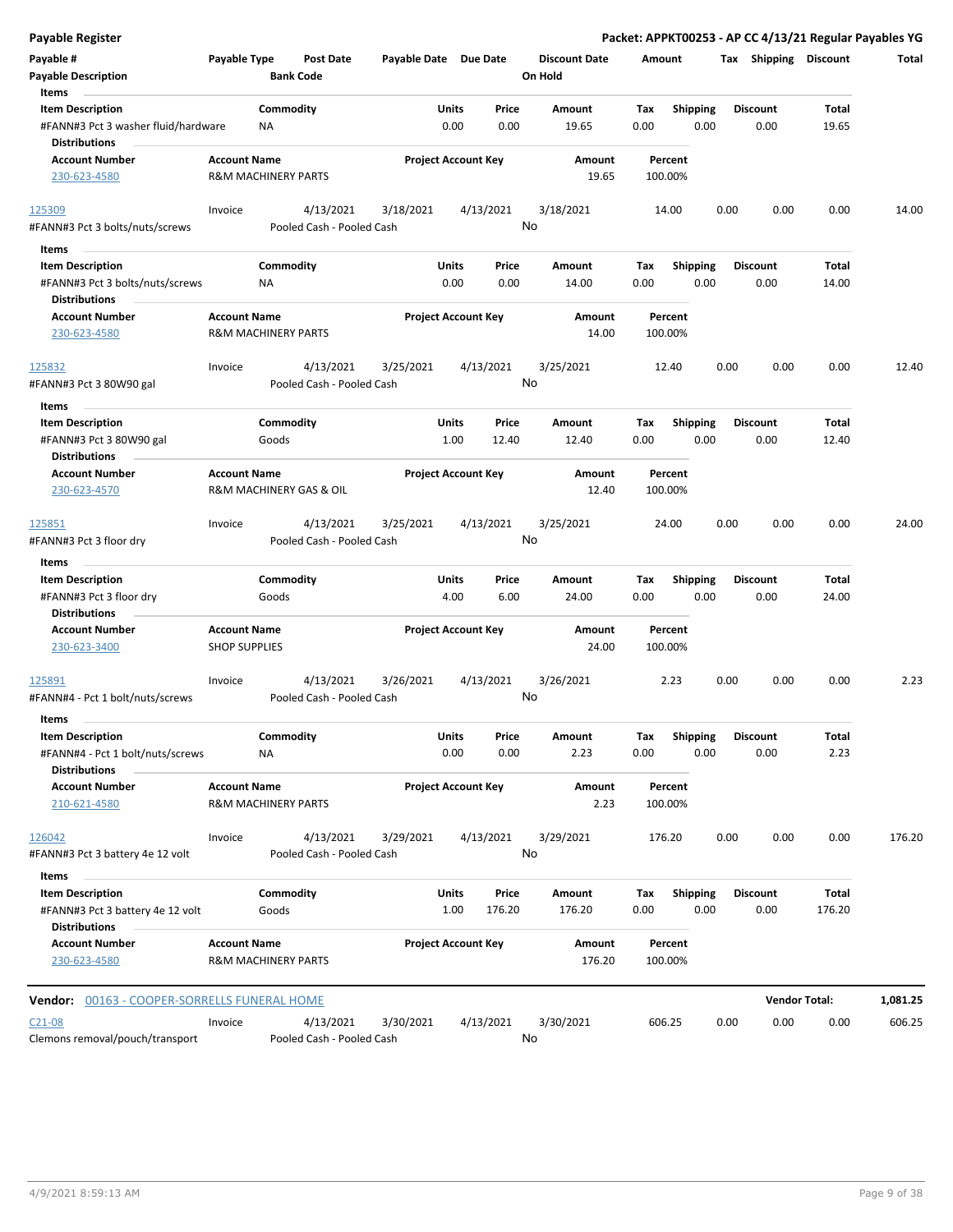# Payable Register

**Packet: APPKT00253 - AP CC 4/13/21 Regular Payables YG**

| Payable # | Payable Type | Post Date | Payable Date | Due Date | Discount Date | Amount | Tax | Shipping | Discount | Total |
|---|---|---|---|---|---|---|---|---|---|---|
| Payable Description | | Bank Code | | | On Hold | | | | | |

**Items**

| Item Description | Commodity | Units | Price | Amount | Tax | Shipping | Discount | Total |
|---|---|---|---|---|---|---|---|---|
| #FANN#3 Pct 3 washer fluid/hardware | NA | 0.00 | 0.00 | 19.65 | 0.00 | 0.00 | 0.00 | 19.65 |

**Distributions**

| Account Number | Account Name | Project Account Key | Amount | Percent |
|---|---|---|---|---|
| 230-623-4580 | R&M MACHINERY PARTS | | 19.65 | 100.00% |

| Payable # | Payable Type | Post Date | Payable Date | Due Date | Discount Date | Amount | Tax | Shipping | Discount | Total |
|---|---|---|---|---|---|---|---|---|---|---|
| 125309 | Invoice | 4/13/2021 | 3/18/2021 | 4/13/2021 | 3/18/2021 | 14.00 | 0.00 | 0.00 | 0.00 | 14.00 |
| #FANN#3 Pct 3 bolts/nuts/screws | | Pooled Cash - Pooled Cash | | | No | | | | | |

**Items**

| Item Description | Commodity | Units | Price | Amount | Tax | Shipping | Discount | Total |
|---|---|---|---|---|---|---|---|---|
| #FANN#3 Pct 3 bolts/nuts/screws | NA | 0.00 | 0.00 | 14.00 | 0.00 | 0.00 | 0.00 | 14.00 |

**Distributions**

| Account Number | Account Name | Project Account Key | Amount | Percent |
|---|---|---|---|---|
| 230-623-4580 | R&M MACHINERY PARTS | | 14.00 | 100.00% |

| Payable # | Payable Type | Post Date | Payable Date | Due Date | Discount Date | Amount | Tax | Shipping | Discount | Total |
|---|---|---|---|---|---|---|---|---|---|---|
| 125832 | Invoice | 4/13/2021 | 3/25/2021 | 4/13/2021 | 3/25/2021 | 12.40 | 0.00 | 0.00 | 0.00 | 12.40 |
| #FANN#3 Pct 3 80W90 gal | | Pooled Cash - Pooled Cash | | | No | | | | | |

**Items**

| Item Description | Commodity | Units | Price | Amount | Tax | Shipping | Discount | Total |
|---|---|---|---|---|---|---|---|---|
| #FANN#3 Pct 3 80W90 gal | Goods | 1.00 | 12.40 | 12.40 | 0.00 | 0.00 | 0.00 | 12.40 |

**Distributions**

| Account Number | Account Name | Project Account Key | Amount | Percent |
|---|---|---|---|---|
| 230-623-4570 | R&M MACHINERY GAS & OIL | | 12.40 | 100.00% |

| Payable # | Payable Type | Post Date | Payable Date | Due Date | Discount Date | Amount | Tax | Shipping | Discount | Total |
|---|---|---|---|---|---|---|---|---|---|---|
| 125851 | Invoice | 4/13/2021 | 3/25/2021 | 4/13/2021 | 3/25/2021 | 24.00 | 0.00 | 0.00 | 0.00 | 24.00 |
| #FANN#3 Pct 3 floor dry | | Pooled Cash - Pooled Cash | | | No | | | | | |

**Items**

| Item Description | Commodity | Units | Price | Amount | Tax | Shipping | Discount | Total |
|---|---|---|---|---|---|---|---|---|
| #FANN#3 Pct 3 floor dry | Goods | 4.00 | 6.00 | 24.00 | 0.00 | 0.00 | 0.00 | 24.00 |

**Distributions**

| Account Number | Account Name | Project Account Key | Amount | Percent |
|---|---|---|---|---|
| 230-623-3400 | SHOP SUPPLIES | | 24.00 | 100.00% |

| Payable # | Payable Type | Post Date | Payable Date | Due Date | Discount Date | Amount | Tax | Shipping | Discount | Total |
|---|---|---|---|---|---|---|---|---|---|---|
| 125891 | Invoice | 4/13/2021 | 3/26/2021 | 4/13/2021 | 3/26/2021 | 2.23 | 0.00 | 0.00 | 0.00 | 2.23 |
| #FANN#4 - Pct 1 bolt/nuts/screws | | Pooled Cash - Pooled Cash | | | No | | | | | |

**Items**

| Item Description | Commodity | Units | Price | Amount | Tax | Shipping | Discount | Total |
|---|---|---|---|---|---|---|---|---|
| #FANN#4 - Pct 1 bolt/nuts/screws | NA | 0.00 | 0.00 | 2.23 | 0.00 | 0.00 | 0.00 | 2.23 |

**Distributions**

| Account Number | Account Name | Project Account Key | Amount | Percent |
|---|---|---|---|---|
| 210-621-4580 | R&M MACHINERY PARTS | | 2.23 | 100.00% |

| Payable # | Payable Type | Post Date | Payable Date | Due Date | Discount Date | Amount | Tax | Shipping | Discount | Total |
|---|---|---|---|---|---|---|---|---|---|---|
| 126042 | Invoice | 4/13/2021 | 3/29/2021 | 4/13/2021 | 3/29/2021 | 176.20 | 0.00 | 0.00 | 0.00 | 176.20 |
| #FANN#3 Pct 3 battery 4e 12 volt | | Pooled Cash - Pooled Cash | | | No | | | | | |

**Items**

| Item Description | Commodity | Units | Price | Amount | Tax | Shipping | Discount | Total |
|---|---|---|---|---|---|---|---|---|
| #FANN#3 Pct 3 battery 4e 12 volt | Goods | 1.00 | 176.20 | 176.20 | 0.00 | 0.00 | 0.00 | 176.20 |

**Distributions**

| Account Number | Account Name | Project Account Key | Amount | Percent |
|---|---|---|---|---|
| 230-623-4580 | R&M MACHINERY PARTS | | 176.20 | 100.00% |

**Vendor: 00163 - COOPER-SORRELLS FUNERAL HOME** — **Vendor Total: 1,081.25**

| Payable # | Payable Type | Post Date | Payable Date | Due Date | Discount Date | Amount | Tax | Shipping | Discount | Total |
|---|---|---|---|---|---|---|---|---|---|---|
| C21-08 | Invoice | 4/13/2021 | 3/30/2021 | 4/13/2021 | 3/30/2021 | 606.25 | 0.00 | 0.00 | 0.00 | 606.25 |
| Clemons removal/pouch/transport | | Pooled Cash - Pooled Cash | | | No | | | | | |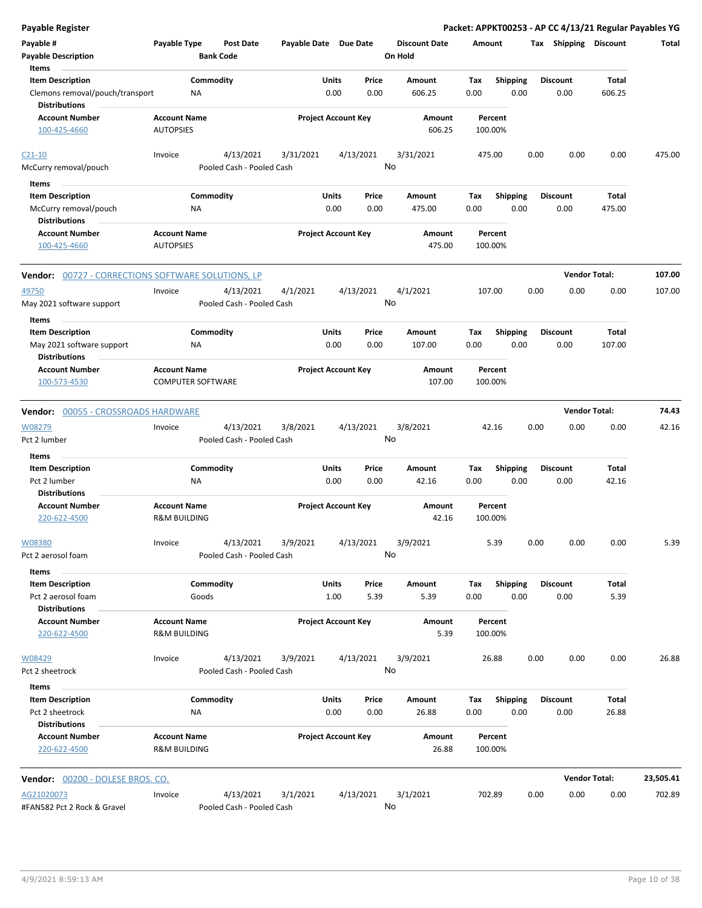**Payable Register** — **Packet: APPKT00253 - AP CC 4/13/21 Regular Payables YG**

| Payable # / Payable Description | Payable Type | Post Date / Bank Code | Payable Date | Due Date | Discount Date / On Hold | Amount | Tax | Shipping | Discount | Total |
|---|---|---|---|---|---|---|---|---|---|---|

Items

| Item Description | Commodity | Units | Price | Amount | Tax | Shipping | Discount | Total |
|---|---|---|---|---|---|---|---|---|
| Clemons removal/pouch/transport | NA | 0.00 | 0.00 | 606.25 | 0.00 | 0.00 | 0.00 | 606.25 |

Distributions

| Account Number | Account Name | Project Account Key | Amount | Percent |
|---|---|---|---|---|
| 100-425-4660 | AUTOPSIES | | 606.25 | 100.00% |

| Payable # | Payable Type | Post Date | Payable Date | Due Date | Discount Date | Amount | Tax | Shipping | Discount | Total |
|---|---|---|---|---|---|---|---|---|---|---|
| C21-10 | Invoice | 4/13/2021 | 3/31/2021 | 4/13/2021 | 3/31/2021 | 475.00 | 0.00 | 0.00 | 0.00 | 475.00 |
| McCurry removal/pouch | | Pooled Cash - Pooled Cash | | | No | | | | | |

Items

| Item Description | Commodity | Units | Price | Amount | Tax | Shipping | Discount | Total |
|---|---|---|---|---|---|---|---|---|
| McCurry removal/pouch | NA | 0.00 | 0.00 | 475.00 | 0.00 | 0.00 | 0.00 | 475.00 |

Distributions

| Account Number | Account Name | Project Account Key | Amount | Percent |
|---|---|---|---|---|
| 100-425-4660 | AUTOPSIES | | 475.00 | 100.00% |

**Vendor: 00727 - CORRECTIONS SOFTWARE SOLUTIONS, LP** — **Vendor Total: 107.00**

| Payable # | Payable Type | Post Date | Payable Date | Due Date | Discount Date | Amount | Tax | Shipping | Discount | Total |
|---|---|---|---|---|---|---|---|---|---|---|
| 49750 | Invoice | 4/13/2021 | 4/1/2021 | 4/13/2021 | 4/1/2021 | 107.00 | 0.00 | 0.00 | 0.00 | 107.00 |
| May 2021 software support | | Pooled Cash - Pooled Cash | | | No | | | | | |

Items

| Item Description | Commodity | Units | Price | Amount | Tax | Shipping | Discount | Total |
|---|---|---|---|---|---|---|---|---|
| May 2021 software support | NA | 0.00 | 0.00 | 107.00 | 0.00 | 0.00 | 0.00 | 107.00 |

Distributions

| Account Number | Account Name | Project Account Key | Amount | Percent |
|---|---|---|---|---|
| 100-573-4530 | COMPUTER SOFTWARE | | 107.00 | 100.00% |

**Vendor: 00055 - CROSSROADS HARDWARE** — **Vendor Total: 74.43**

| Payable # | Payable Type | Post Date | Payable Date | Due Date | Discount Date | Amount | Tax | Shipping | Discount | Total |
|---|---|---|---|---|---|---|---|---|---|---|
| W08279 | Invoice | 4/13/2021 | 3/8/2021 | 4/13/2021 | 3/8/2021 | 42.16 | 0.00 | 0.00 | 0.00 | 42.16 |
| Pct 2 lumber | | Pooled Cash - Pooled Cash | | | No | | | | | |

Items

| Item Description | Commodity | Units | Price | Amount | Tax | Shipping | Discount | Total |
|---|---|---|---|---|---|---|---|---|
| Pct 2 lumber | NA | 0.00 | 0.00 | 42.16 | 0.00 | 0.00 | 0.00 | 42.16 |

Distributions

| Account Number | Account Name | Project Account Key | Amount | Percent |
|---|---|---|---|---|
| 220-622-4500 | R&M BUILDING | | 42.16 | 100.00% |

| Payable # | Payable Type | Post Date | Payable Date | Due Date | Discount Date | Amount | Tax | Shipping | Discount | Total |
|---|---|---|---|---|---|---|---|---|---|---|
| W08380 | Invoice | 4/13/2021 | 3/9/2021 | 4/13/2021 | 3/9/2021 | 5.39 | 0.00 | 0.00 | 0.00 | 5.39 |
| Pct 2 aerosol foam | | Pooled Cash - Pooled Cash | | | No | | | | | |

Items

| Item Description | Commodity | Units | Price | Amount | Tax | Shipping | Discount | Total |
|---|---|---|---|---|---|---|---|---|
| Pct 2 aerosol foam | Goods | 1.00 | 5.39 | 5.39 | 0.00 | 0.00 | 0.00 | 5.39 |

Distributions

| Account Number | Account Name | Project Account Key | Amount | Percent |
|---|---|---|---|---|
| 220-622-4500 | R&M BUILDING | | 5.39 | 100.00% |

| Payable # | Payable Type | Post Date | Payable Date | Due Date | Discount Date | Amount | Tax | Shipping | Discount | Total |
|---|---|---|---|---|---|---|---|---|---|---|
| W08429 | Invoice | 4/13/2021 | 3/9/2021 | 4/13/2021 | 3/9/2021 | 26.88 | 0.00 | 0.00 | 0.00 | 26.88 |
| Pct 2 sheetrock | | Pooled Cash - Pooled Cash | | | No | | | | | |

Items

| Item Description | Commodity | Units | Price | Amount | Tax | Shipping | Discount | Total |
|---|---|---|---|---|---|---|---|---|
| Pct 2 sheetrock | NA | 0.00 | 0.00 | 26.88 | 0.00 | 0.00 | 0.00 | 26.88 |

Distributions

| Account Number | Account Name | Project Account Key | Amount | Percent |
|---|---|---|---|---|
| 220-622-4500 | R&M BUILDING | | 26.88 | 100.00% |

**Vendor: 00200 - DOLESE BROS. CO.** — **Vendor Total: 23,505.41**

| Payable # | Payable Type | Post Date | Payable Date | Due Date | Discount Date | Amount | Tax | Shipping | Discount | Total |
|---|---|---|---|---|---|---|---|---|---|---|
| AG21020073 | Invoice | 4/13/2021 | 3/1/2021 | 4/13/2021 | 3/1/2021 | 702.89 | 0.00 | 0.00 | 0.00 | 702.89 |
| #FAN582 Pct 2 Rock & Gravel | | Pooled Cash - Pooled Cash | | | No | | | | | |

4/9/2021 8:59:13 AM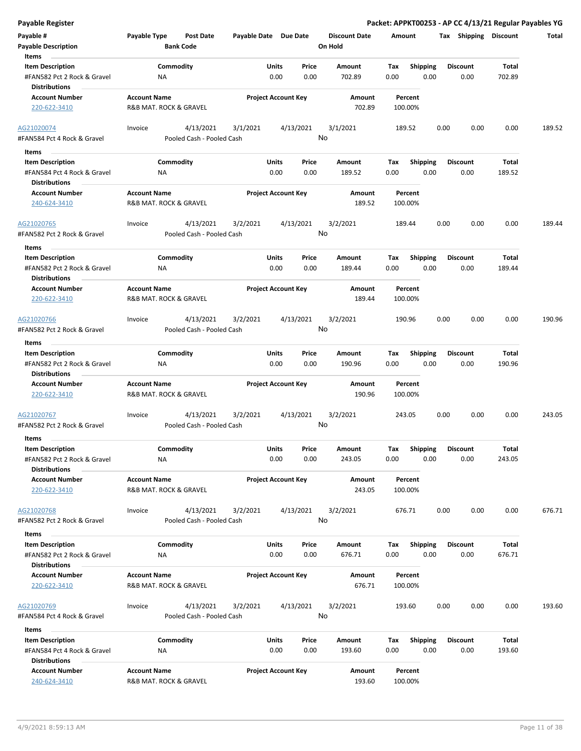| Payable # | Payable Type | Post Date | Payable Date | Due Date | Discount Date | Amount | Tax | Shipping | Discount | Total |
|---|---|---|---|---|---|---|---|---|---|---|
| Payable Description | | Bank Code | | | On Hold | | | | | |

**Items**

| Item Description | Commodity | Units | Price | Amount | Tax | Shipping | Discount | Total |
|---|---|---|---|---|---|---|---|---|
| #FAN582 Pct 2 Rock & Gravel | NA | 0.00 | 0.00 | 702.89 | 0.00 | 0.00 | 0.00 | 702.89 |

**Distributions**

| Account Number | Account Name | Project Account Key | Amount | Percent |
|---|---|---|---|---|
| 220-622-3410 | R&B MAT. ROCK & GRAVEL | | 702.89 | 100.00% |

| Payable # | Payable Type | Post Date | Payable Date | Due Date | Discount Date | Amount | Tax | Shipping | Discount | Total |
|---|---|---|---|---|---|---|---|---|---|---|
| AG21020074 | Invoice | 4/13/2021 | 3/1/2021 | 4/13/2021 | 3/1/2021 | 189.52 | 0.00 | 0.00 | 0.00 | 189.52 |
| #FAN584 Pct 4 Rock & Gravel | | Pooled Cash - Pooled Cash | | | No | | | | | |

**Items**

| Item Description | Commodity | Units | Price | Amount | Tax | Shipping | Discount | Total |
|---|---|---|---|---|---|---|---|---|
| #FAN584 Pct 4 Rock & Gravel | NA | 0.00 | 0.00 | 189.52 | 0.00 | 0.00 | 0.00 | 189.52 |

**Distributions**

| Account Number | Account Name | Project Account Key | Amount | Percent |
|---|---|---|---|---|
| 240-624-3410 | R&B MAT. ROCK & GRAVEL | | 189.52 | 100.00% |

| Payable # | Payable Type | Post Date | Payable Date | Due Date | Discount Date | Amount | Tax | Shipping | Discount | Total |
|---|---|---|---|---|---|---|---|---|---|---|
| AG21020765 | Invoice | 4/13/2021 | 3/2/2021 | 4/13/2021 | 3/2/2021 | 189.44 | 0.00 | 0.00 | 0.00 | 189.44 |
| #FAN582 Pct 2 Rock & Gravel | | Pooled Cash - Pooled Cash | | | No | | | | | |

**Items**

| Item Description | Commodity | Units | Price | Amount | Tax | Shipping | Discount | Total |
|---|---|---|---|---|---|---|---|---|
| #FAN582 Pct 2 Rock & Gravel | NA | 0.00 | 0.00 | 189.44 | 0.00 | 0.00 | 0.00 | 189.44 |

**Distributions**

| Account Number | Account Name | Project Account Key | Amount | Percent |
|---|---|---|---|---|
| 220-622-3410 | R&B MAT. ROCK & GRAVEL | | 189.44 | 100.00% |

| Payable # | Payable Type | Post Date | Payable Date | Due Date | Discount Date | Amount | Tax | Shipping | Discount | Total |
|---|---|---|---|---|---|---|---|---|---|---|
| AG21020766 | Invoice | 4/13/2021 | 3/2/2021 | 4/13/2021 | 3/2/2021 | 190.96 | 0.00 | 0.00 | 0.00 | 190.96 |
| #FAN582 Pct 2 Rock & Gravel | | Pooled Cash - Pooled Cash | | | No | | | | | |

**Items**

| Item Description | Commodity | Units | Price | Amount | Tax | Shipping | Discount | Total |
|---|---|---|---|---|---|---|---|---|
| #FAN582 Pct 2 Rock & Gravel | NA | 0.00 | 0.00 | 190.96 | 0.00 | 0.00 | 0.00 | 190.96 |

**Distributions**

| Account Number | Account Name | Project Account Key | Amount | Percent |
|---|---|---|---|---|
| 220-622-3410 | R&B MAT. ROCK & GRAVEL | | 190.96 | 100.00% |

| Payable # | Payable Type | Post Date | Payable Date | Due Date | Discount Date | Amount | Tax | Shipping | Discount | Total |
|---|---|---|---|---|---|---|---|---|---|---|
| AG21020767 | Invoice | 4/13/2021 | 3/2/2021 | 4/13/2021 | 3/2/2021 | 243.05 | 0.00 | 0.00 | 0.00 | 243.05 |
| #FAN582 Pct 2 Rock & Gravel | | Pooled Cash - Pooled Cash | | | No | | | | | |

**Items**

| Item Description | Commodity | Units | Price | Amount | Tax | Shipping | Discount | Total |
|---|---|---|---|---|---|---|---|---|
| #FAN582 Pct 2 Rock & Gravel | NA | 0.00 | 0.00 | 243.05 | 0.00 | 0.00 | 0.00 | 243.05 |

**Distributions**

| Account Number | Account Name | Project Account Key | Amount | Percent |
|---|---|---|---|---|
| 220-622-3410 | R&B MAT. ROCK & GRAVEL | | 243.05 | 100.00% |

| Payable # | Payable Type | Post Date | Payable Date | Due Date | Discount Date | Amount | Tax | Shipping | Discount | Total |
|---|---|---|---|---|---|---|---|---|---|---|
| AG21020768 | Invoice | 4/13/2021 | 3/2/2021 | 4/13/2021 | 3/2/2021 | 676.71 | 0.00 | 0.00 | 0.00 | 676.71 |
| #FAN582 Pct 2 Rock & Gravel | | Pooled Cash - Pooled Cash | | | No | | | | | |

**Items**

| Item Description | Commodity | Units | Price | Amount | Tax | Shipping | Discount | Total |
|---|---|---|---|---|---|---|---|---|
| #FAN582 Pct 2 Rock & Gravel | NA | 0.00 | 0.00 | 676.71 | 0.00 | 0.00 | 0.00 | 676.71 |

**Distributions**

| Account Number | Account Name | Project Account Key | Amount | Percent |
|---|---|---|---|---|
| 220-622-3410 | R&B MAT. ROCK & GRAVEL | | 676.71 | 100.00% |

| Payable # | Payable Type | Post Date | Payable Date | Due Date | Discount Date | Amount | Tax | Shipping | Discount | Total |
|---|---|---|---|---|---|---|---|---|---|---|
| AG21020769 | Invoice | 4/13/2021 | 3/2/2021 | 4/13/2021 | 3/2/2021 | 193.60 | 0.00 | 0.00 | 0.00 | 193.60 |
| #FAN584 Pct 4 Rock & Gravel | | Pooled Cash - Pooled Cash | | | No | | | | | |

**Items**

| Item Description | Commodity | Units | Price | Amount | Tax | Shipping | Discount | Total |
|---|---|---|---|---|---|---|---|---|
| #FAN584 Pct 4 Rock & Gravel | NA | 0.00 | 0.00 | 193.60 | 0.00 | 0.00 | 0.00 | 193.60 |

**Distributions**

| Account Number | Account Name | Project Account Key | Amount | Percent |
|---|---|---|---|---|
| 240-624-3410 | R&B MAT. ROCK & GRAVEL | | 193.60 | 100.00% |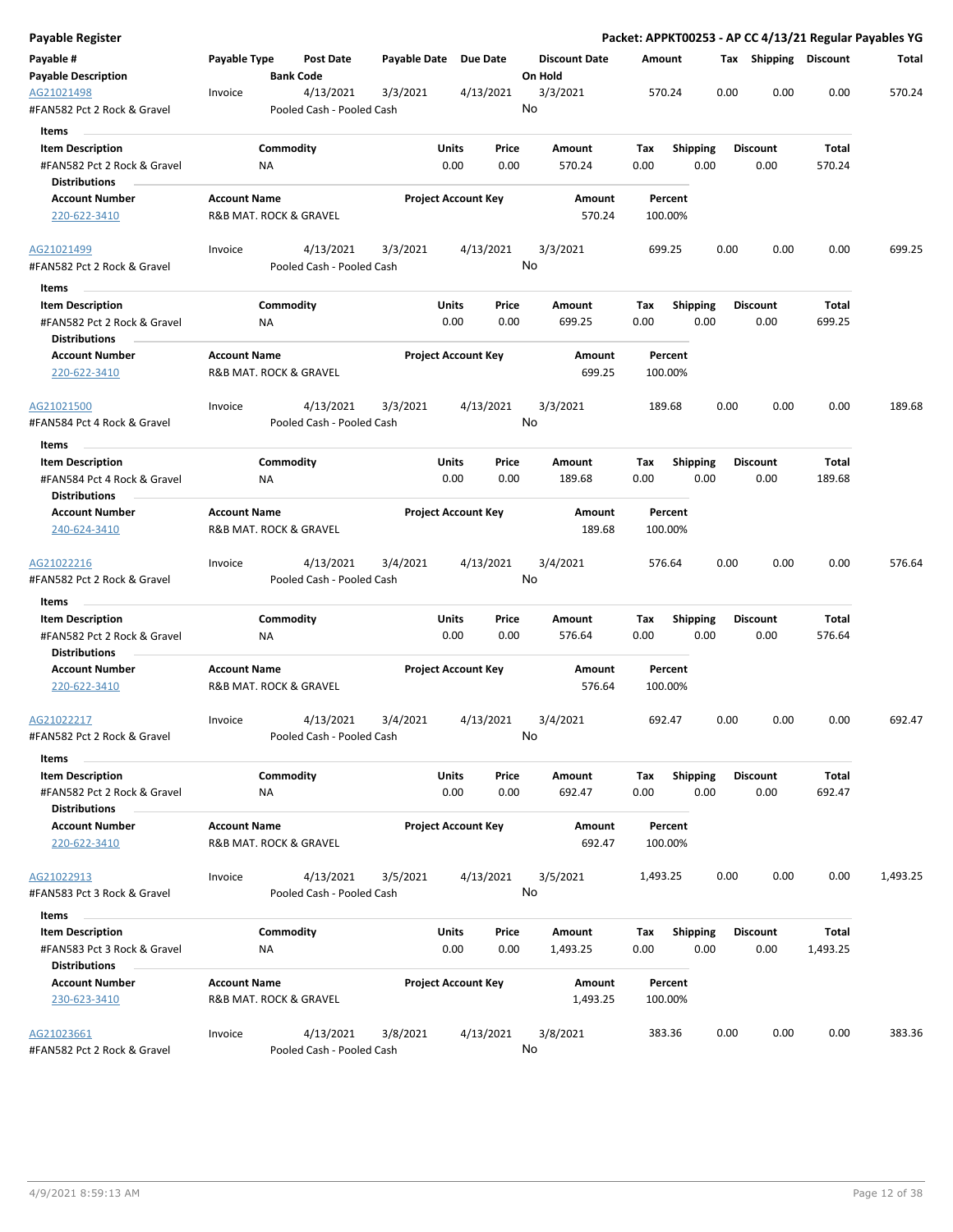# Payable Register

**Packet: APPKT00253 - AP CC 4/13/21 Regular Payables YG**

| Payable # | Payable Type | Post Date | Payable Date | Due Date | Discount Date | Amount | Tax | Shipping | Discount | Total |
|---|---|---|---|---|---|---|---|---|---|---|
| **Payable Description** | | **Bank Code** | | | **On Hold** | | | | | |
| AG21021498 | Invoice | 4/13/2021 | 3/3/2021 | 4/13/2021 | 3/3/2021 | 570.24 | 0.00 | 0.00 | 0.00 | 570.24 |
| #FAN582 Pct 2 Rock & Gravel | | Pooled Cash - Pooled Cash | | | No | | | | | |

**Items**

| Item Description | Commodity | Units | Price | Amount | Tax | Shipping | Discount | Total |
|---|---|---|---|---|---|---|---|---|
| #FAN582 Pct 2 Rock & Gravel | NA | 0.00 | 0.00 | 570.24 | 0.00 | 0.00 | 0.00 | 570.24 |

**Distributions**

| Account Number | Account Name | Project Account Key | Amount | Percent |
|---|---|---|---|---|
| 220-622-3410 | R&B MAT. ROCK & GRAVEL | | 570.24 | 100.00% |

| Payable # | Payable Type | Post Date | Payable Date | Due Date | Discount Date | Amount | Tax | Shipping | Discount | Total |
|---|---|---|---|---|---|---|---|---|---|---|
| AG21021499 | Invoice | 4/13/2021 | 3/3/2021 | 4/13/2021 | 3/3/2021 | 699.25 | 0.00 | 0.00 | 0.00 | 699.25 |
| #FAN582 Pct 2 Rock & Gravel | | Pooled Cash - Pooled Cash | | | No | | | | | |

**Items**

| Item Description | Commodity | Units | Price | Amount | Tax | Shipping | Discount | Total |
|---|---|---|---|---|---|---|---|---|
| #FAN582 Pct 2 Rock & Gravel | NA | 0.00 | 0.00 | 699.25 | 0.00 | 0.00 | 0.00 | 699.25 |

**Distributions**

| Account Number | Account Name | Project Account Key | Amount | Percent |
|---|---|---|---|---|
| 220-622-3410 | R&B MAT. ROCK & GRAVEL | | 699.25 | 100.00% |

| Payable # | Payable Type | Post Date | Payable Date | Due Date | Discount Date | Amount | Tax | Shipping | Discount | Total |
|---|---|---|---|---|---|---|---|---|---|---|
| AG21021500 | Invoice | 4/13/2021 | 3/3/2021 | 4/13/2021 | 3/3/2021 | 189.68 | 0.00 | 0.00 | 0.00 | 189.68 |
| #FAN584 Pct 4 Rock & Gravel | | Pooled Cash - Pooled Cash | | | No | | | | | |

**Items**

| Item Description | Commodity | Units | Price | Amount | Tax | Shipping | Discount | Total |
|---|---|---|---|---|---|---|---|---|
| #FAN584 Pct 4 Rock & Gravel | NA | 0.00 | 0.00 | 189.68 | 0.00 | 0.00 | 0.00 | 189.68 |

**Distributions**

| Account Number | Account Name | Project Account Key | Amount | Percent |
|---|---|---|---|---|
| 240-624-3410 | R&B MAT. ROCK & GRAVEL | | 189.68 | 100.00% |

| Payable # | Payable Type | Post Date | Payable Date | Due Date | Discount Date | Amount | Tax | Shipping | Discount | Total |
|---|---|---|---|---|---|---|---|---|---|---|
| AG21022216 | Invoice | 4/13/2021 | 3/4/2021 | 4/13/2021 | 3/4/2021 | 576.64 | 0.00 | 0.00 | 0.00 | 576.64 |
| #FAN582 Pct 2 Rock & Gravel | | Pooled Cash - Pooled Cash | | | No | | | | | |

**Items**

| Item Description | Commodity | Units | Price | Amount | Tax | Shipping | Discount | Total |
|---|---|---|---|---|---|---|---|---|
| #FAN582 Pct 2 Rock & Gravel | NA | 0.00 | 0.00 | 576.64 | 0.00 | 0.00 | 0.00 | 576.64 |

**Distributions**

| Account Number | Account Name | Project Account Key | Amount | Percent |
|---|---|---|---|---|
| 220-622-3410 | R&B MAT. ROCK & GRAVEL | | 576.64 | 100.00% |

| Payable # | Payable Type | Post Date | Payable Date | Due Date | Discount Date | Amount | Tax | Shipping | Discount | Total |
|---|---|---|---|---|---|---|---|---|---|---|
| AG21022217 | Invoice | 4/13/2021 | 3/4/2021 | 4/13/2021 | 3/4/2021 | 692.47 | 0.00 | 0.00 | 0.00 | 692.47 |
| #FAN582 Pct 2 Rock & Gravel | | Pooled Cash - Pooled Cash | | | No | | | | | |

**Items**

| Item Description | Commodity | Units | Price | Amount | Tax | Shipping | Discount | Total |
|---|---|---|---|---|---|---|---|---|
| #FAN582 Pct 2 Rock & Gravel | NA | 0.00 | 0.00 | 692.47 | 0.00 | 0.00 | 0.00 | 692.47 |

**Distributions**

| Account Number | Account Name | Project Account Key | Amount | Percent |
|---|---|---|---|---|
| 220-622-3410 | R&B MAT. ROCK & GRAVEL | | 692.47 | 100.00% |

| Payable # | Payable Type | Post Date | Payable Date | Due Date | Discount Date | Amount | Tax | Shipping | Discount | Total |
|---|---|---|---|---|---|---|---|---|---|---|
| AG21022913 | Invoice | 4/13/2021 | 3/5/2021 | 4/13/2021 | 3/5/2021 | 1,493.25 | 0.00 | 0.00 | 0.00 | 1,493.25 |
| #FAN583 Pct 3 Rock & Gravel | | Pooled Cash - Pooled Cash | | | No | | | | | |

**Items**

| Item Description | Commodity | Units | Price | Amount | Tax | Shipping | Discount | Total |
|---|---|---|---|---|---|---|---|---|
| #FAN583 Pct 3 Rock & Gravel | NA | 0.00 | 0.00 | 1,493.25 | 0.00 | 0.00 | 0.00 | 1,493.25 |

**Distributions**

| Account Number | Account Name | Project Account Key | Amount | Percent |
|---|---|---|---|---|
| 230-623-3410 | R&B MAT. ROCK & GRAVEL | | 1,493.25 | 100.00% |

| Payable # | Payable Type | Post Date | Payable Date | Due Date | Discount Date | Amount | Tax | Shipping | Discount | Total |
|---|---|---|---|---|---|---|---|---|---|---|
| AG21023661 | Invoice | 4/13/2021 | 3/8/2021 | 4/13/2021 | 3/8/2021 | 383.36 | 0.00 | 0.00 | 0.00 | 383.36 |
| #FAN582 Pct 2 Rock & Gravel | | Pooled Cash - Pooled Cash | | | No | | | | | |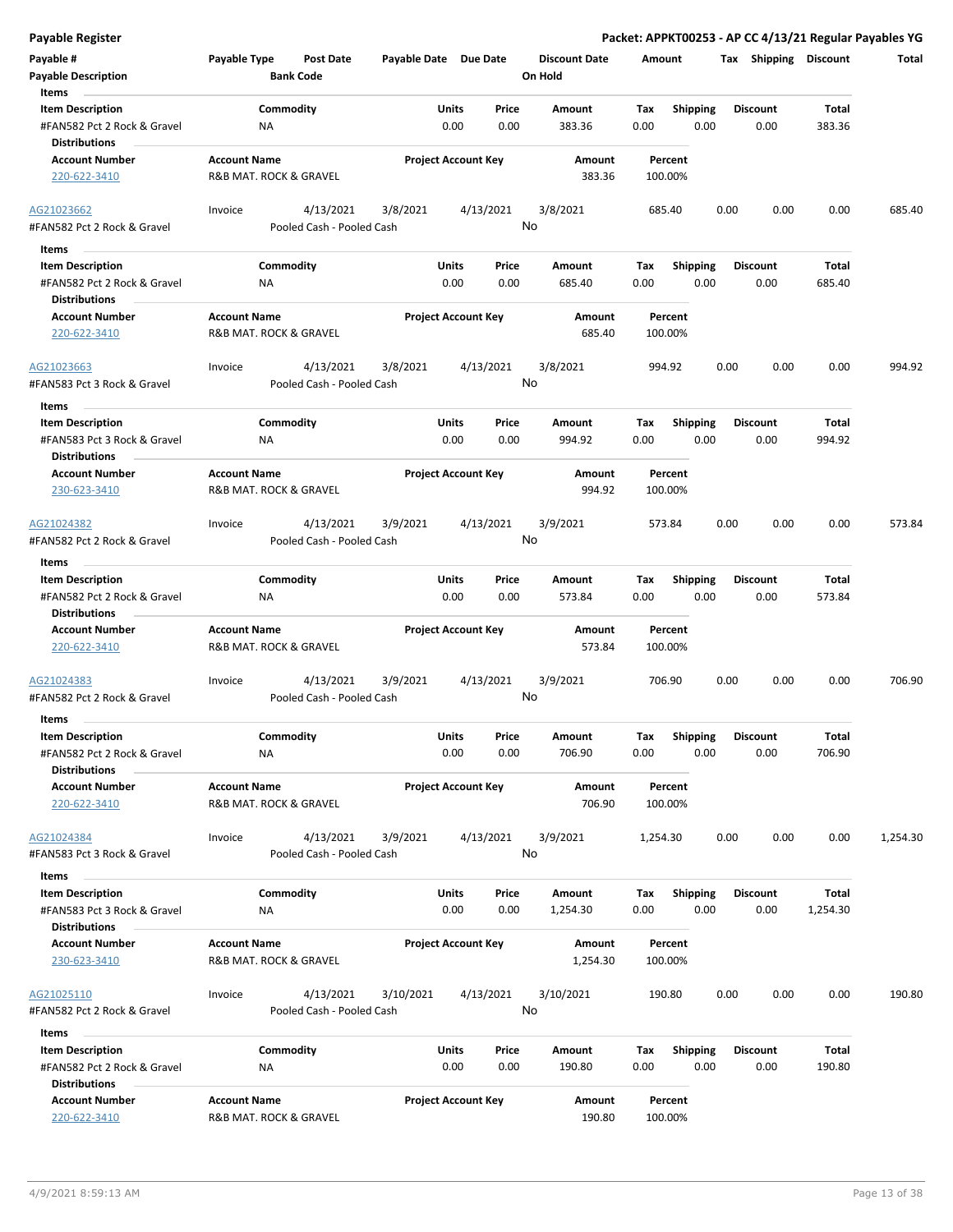# Payable Register

**Packet: APPKT00253 - AP CC 4/13/21 Regular Payables YG**

| Payable # | Payable Type | Post Date | Payable Date | Due Date | Discount Date | Amount | Tax | Shipping | Discount | Total |
|---|---|---|---|---|---|---|---|---|---|---|
| Payable Description | | Bank Code | | | On Hold | | | | | |

**Items**

| Item Description | Commodity | Units | Price | Amount | Tax | Shipping | Discount | Total |
|---|---|---|---|---|---|---|---|---|
| #FAN582 Pct 2 Rock & Gravel | NA | 0.00 | 0.00 | 383.36 | 0.00 | 0.00 | 0.00 | 383.36 |

**Distributions**

| Account Number | Account Name | Project Account Key | Amount | Percent |
|---|---|---|---|---|
| 220-622-3410 | R&B MAT. ROCK & GRAVEL | | 383.36 | 100.00% |

---

| Payable # | Payable Type | Post Date | Payable Date | Due Date | Discount Date | Amount | Tax | Shipping | Discount | Total |
|---|---|---|---|---|---|---|---|---|---|---|
| AG21023662 | Invoice | 4/13/2021 | 3/8/2021 | 4/13/2021 | 3/8/2021 | 685.40 | 0.00 | 0.00 | 0.00 | 685.40 |
| #FAN582 Pct 2 Rock & Gravel | | Pooled Cash - Pooled Cash | | | No | | | | | |

**Items**

| Item Description | Commodity | Units | Price | Amount | Tax | Shipping | Discount | Total |
|---|---|---|---|---|---|---|---|---|
| #FAN582 Pct 2 Rock & Gravel | NA | 0.00 | 0.00 | 685.40 | 0.00 | 0.00 | 0.00 | 685.40 |

**Distributions**

| Account Number | Account Name | Project Account Key | Amount | Percent |
|---|---|---|---|---|
| 220-622-3410 | R&B MAT. ROCK & GRAVEL | | 685.40 | 100.00% |

---

| Payable # | Payable Type | Post Date | Payable Date | Due Date | Discount Date | Amount | Tax | Shipping | Discount | Total |
|---|---|---|---|---|---|---|---|---|---|---|
| AG21023663 | Invoice | 4/13/2021 | 3/8/2021 | 4/13/2021 | 3/8/2021 | 994.92 | 0.00 | 0.00 | 0.00 | 994.92 |
| #FAN583 Pct 3 Rock & Gravel | | Pooled Cash - Pooled Cash | | | No | | | | | |

**Items**

| Item Description | Commodity | Units | Price | Amount | Tax | Shipping | Discount | Total |
|---|---|---|---|---|---|---|---|---|
| #FAN583 Pct 3 Rock & Gravel | NA | 0.00 | 0.00 | 994.92 | 0.00 | 0.00 | 0.00 | 994.92 |

**Distributions**

| Account Number | Account Name | Project Account Key | Amount | Percent |
|---|---|---|---|---|
| 230-623-3410 | R&B MAT. ROCK & GRAVEL | | 994.92 | 100.00% |

---

| Payable # | Payable Type | Post Date | Payable Date | Due Date | Discount Date | Amount | Tax | Shipping | Discount | Total |
|---|---|---|---|---|---|---|---|---|---|---|
| AG21024382 | Invoice | 4/13/2021 | 3/9/2021 | 4/13/2021 | 3/9/2021 | 573.84 | 0.00 | 0.00 | 0.00 | 573.84 |
| #FAN582 Pct 2 Rock & Gravel | | Pooled Cash - Pooled Cash | | | No | | | | | |

**Items**

| Item Description | Commodity | Units | Price | Amount | Tax | Shipping | Discount | Total |
|---|---|---|---|---|---|---|---|---|
| #FAN582 Pct 2 Rock & Gravel | NA | 0.00 | 0.00 | 573.84 | 0.00 | 0.00 | 0.00 | 573.84 |

**Distributions**

| Account Number | Account Name | Project Account Key | Amount | Percent |
|---|---|---|---|---|
| 220-622-3410 | R&B MAT. ROCK & GRAVEL | | 573.84 | 100.00% |

---

| Payable # | Payable Type | Post Date | Payable Date | Due Date | Discount Date | Amount | Tax | Shipping | Discount | Total |
|---|---|---|---|---|---|---|---|---|---|---|
| AG21024383 | Invoice | 4/13/2021 | 3/9/2021 | 4/13/2021 | 3/9/2021 | 706.90 | 0.00 | 0.00 | 0.00 | 706.90 |
| #FAN582 Pct 2 Rock & Gravel | | Pooled Cash - Pooled Cash | | | No | | | | | |

**Items**

| Item Description | Commodity | Units | Price | Amount | Tax | Shipping | Discount | Total |
|---|---|---|---|---|---|---|---|---|
| #FAN582 Pct 2 Rock & Gravel | NA | 0.00 | 0.00 | 706.90 | 0.00 | 0.00 | 0.00 | 706.90 |

**Distributions**

| Account Number | Account Name | Project Account Key | Amount | Percent |
|---|---|---|---|---|
| 220-622-3410 | R&B MAT. ROCK & GRAVEL | | 706.90 | 100.00% |

---

| Payable # | Payable Type | Post Date | Payable Date | Due Date | Discount Date | Amount | Tax | Shipping | Discount | Total |
|---|---|---|---|---|---|---|---|---|---|---|
| AG21024384 | Invoice | 4/13/2021 | 3/9/2021 | 4/13/2021 | 3/9/2021 | 1,254.30 | 0.00 | 0.00 | 0.00 | 1,254.30 |
| #FAN583 Pct 3 Rock & Gravel | | Pooled Cash - Pooled Cash | | | No | | | | | |

**Items**

| Item Description | Commodity | Units | Price | Amount | Tax | Shipping | Discount | Total |
|---|---|---|---|---|---|---|---|---|
| #FAN583 Pct 3 Rock & Gravel | NA | 0.00 | 0.00 | 1,254.30 | 0.00 | 0.00 | 0.00 | 1,254.30 |

**Distributions**

| Account Number | Account Name | Project Account Key | Amount | Percent |
|---|---|---|---|---|
| 230-623-3410 | R&B MAT. ROCK & GRAVEL | | 1,254.30 | 100.00% |

---

| Payable # | Payable Type | Post Date | Payable Date | Due Date | Discount Date | Amount | Tax | Shipping | Discount | Total |
|---|---|---|---|---|---|---|---|---|---|---|
| AG21025110 | Invoice | 4/13/2021 | 3/10/2021 | 4/13/2021 | 3/10/2021 | 190.80 | 0.00 | 0.00 | 0.00 | 190.80 |
| #FAN582 Pct 2 Rock & Gravel | | Pooled Cash - Pooled Cash | | | No | | | | | |

**Items**

| Item Description | Commodity | Units | Price | Amount | Tax | Shipping | Discount | Total |
|---|---|---|---|---|---|---|---|---|
| #FAN582 Pct 2 Rock & Gravel | NA | 0.00 | 0.00 | 190.80 | 0.00 | 0.00 | 0.00 | 190.80 |

**Distributions**

| Account Number | Account Name | Project Account Key | Amount | Percent |
|---|---|---|---|---|
| 220-622-3410 | R&B MAT. ROCK & GRAVEL | | 190.80 | 100.00% |

4/9/2021 8:59:13 AM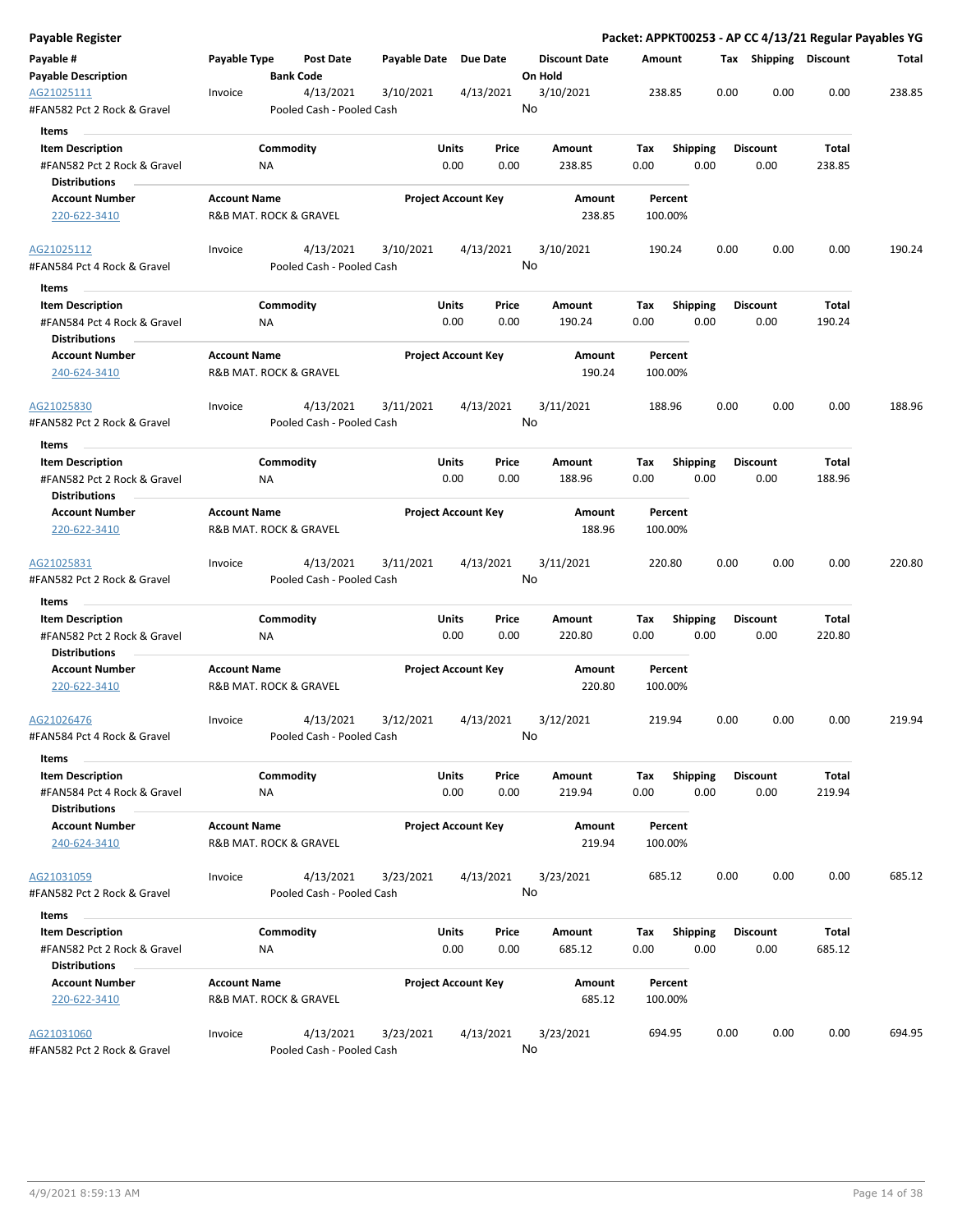**Payable Register** | **Packet: APPKT00253 - AP CC 4/13/21 Regular Payables YG**

| Payable # | Payable Type | Post Date | Payable Date | Due Date | Discount Date | Amount | Tax | Shipping | Discount | Total |
|---|---|---|---|---|---|---|---|---|---|---|
| **Payable Description** | | **Bank Code** | | | **On Hold** | | | | | |
| AG21025111 | Invoice | 4/13/2021 | 3/10/2021 | 4/13/2021 | 3/10/2021 | 238.85 | 0.00 | 0.00 | 0.00 | 238.85 |
| #FAN582 Pct 2 Rock & Gravel | | Pooled Cash - Pooled Cash | | | No | | | | | |

**Items**

| Item Description | Commodity | Units | Price | Amount | Tax | Shipping | Discount | Total |
|---|---|---|---|---|---|---|---|---|
| #FAN582 Pct 2 Rock & Gravel | NA | 0.00 | 0.00 | 238.85 | 0.00 | 0.00 | 0.00 | 238.85 |

**Distributions**

| Account Number | Account Name | Project Account Key | Amount | Percent |
|---|---|---|---|---|
| 220-622-3410 | R&B MAT. ROCK & GRAVEL | | 238.85 | 100.00% |

| Payable # | Payable Type | Post Date | Payable Date | Due Date | Discount Date | Amount | Tax | Shipping | Discount | Total |
|---|---|---|---|---|---|---|---|---|---|---|
| AG21025112 | Invoice | 4/13/2021 | 3/10/2021 | 4/13/2021 | 3/10/2021 | 190.24 | 0.00 | 0.00 | 0.00 | 190.24 |
| #FAN584 Pct 4 Rock & Gravel | | Pooled Cash - Pooled Cash | | | No | | | | | |

**Items**

| Item Description | Commodity | Units | Price | Amount | Tax | Shipping | Discount | Total |
|---|---|---|---|---|---|---|---|---|
| #FAN584 Pct 4 Rock & Gravel | NA | 0.00 | 0.00 | 190.24 | 0.00 | 0.00 | 0.00 | 190.24 |

**Distributions**

| Account Number | Account Name | Project Account Key | Amount | Percent |
|---|---|---|---|---|
| 240-624-3410 | R&B MAT. ROCK & GRAVEL | | 190.24 | 100.00% |

| Payable # | Payable Type | Post Date | Payable Date | Due Date | Discount Date | Amount | Tax | Shipping | Discount | Total |
|---|---|---|---|---|---|---|---|---|---|---|
| AG21025830 | Invoice | 4/13/2021 | 3/11/2021 | 4/13/2021 | 3/11/2021 | 188.96 | 0.00 | 0.00 | 0.00 | 188.96 |
| #FAN582 Pct 2 Rock & Gravel | | Pooled Cash - Pooled Cash | | | No | | | | | |

**Items**

| Item Description | Commodity | Units | Price | Amount | Tax | Shipping | Discount | Total |
|---|---|---|---|---|---|---|---|---|
| #FAN582 Pct 2 Rock & Gravel | NA | 0.00 | 0.00 | 188.96 | 0.00 | 0.00 | 0.00 | 188.96 |

**Distributions**

| Account Number | Account Name | Project Account Key | Amount | Percent |
|---|---|---|---|---|
| 220-622-3410 | R&B MAT. ROCK & GRAVEL | | 188.96 | 100.00% |

| Payable # | Payable Type | Post Date | Payable Date | Due Date | Discount Date | Amount | Tax | Shipping | Discount | Total |
|---|---|---|---|---|---|---|---|---|---|---|
| AG21025831 | Invoice | 4/13/2021 | 3/11/2021 | 4/13/2021 | 3/11/2021 | 220.80 | 0.00 | 0.00 | 0.00 | 220.80 |
| #FAN582 Pct 2 Rock & Gravel | | Pooled Cash - Pooled Cash | | | No | | | | | |

**Items**

| Item Description | Commodity | Units | Price | Amount | Tax | Shipping | Discount | Total |
|---|---|---|---|---|---|---|---|---|
| #FAN582 Pct 2 Rock & Gravel | NA | 0.00 | 0.00 | 220.80 | 0.00 | 0.00 | 0.00 | 220.80 |

**Distributions**

| Account Number | Account Name | Project Account Key | Amount | Percent |
|---|---|---|---|---|
| 220-622-3410 | R&B MAT. ROCK & GRAVEL | | 220.80 | 100.00% |

| Payable # | Payable Type | Post Date | Payable Date | Due Date | Discount Date | Amount | Tax | Shipping | Discount | Total |
|---|---|---|---|---|---|---|---|---|---|---|
| AG21026476 | Invoice | 4/13/2021 | 3/12/2021 | 4/13/2021 | 3/12/2021 | 219.94 | 0.00 | 0.00 | 0.00 | 219.94 |
| #FAN584 Pct 4 Rock & Gravel | | Pooled Cash - Pooled Cash | | | No | | | | | |

**Items**

| Item Description | Commodity | Units | Price | Amount | Tax | Shipping | Discount | Total |
|---|---|---|---|---|---|---|---|---|
| #FAN584 Pct 4 Rock & Gravel | NA | 0.00 | 0.00 | 219.94 | 0.00 | 0.00 | 0.00 | 219.94 |

**Distributions**

| Account Number | Account Name | Project Account Key | Amount | Percent |
|---|---|---|---|---|
| 240-624-3410 | R&B MAT. ROCK & GRAVEL | | 219.94 | 100.00% |

| Payable # | Payable Type | Post Date | Payable Date | Due Date | Discount Date | Amount | Tax | Shipping | Discount | Total |
|---|---|---|---|---|---|---|---|---|---|---|
| AG21031059 | Invoice | 4/13/2021 | 3/23/2021 | 4/13/2021 | 3/23/2021 | 685.12 | 0.00 | 0.00 | 0.00 | 685.12 |
| #FAN582 Pct 2 Rock & Gravel | | Pooled Cash - Pooled Cash | | | No | | | | | |

**Items**

| Item Description | Commodity | Units | Price | Amount | Tax | Shipping | Discount | Total |
|---|---|---|---|---|---|---|---|---|
| #FAN582 Pct 2 Rock & Gravel | NA | 0.00 | 0.00 | 685.12 | 0.00 | 0.00 | 0.00 | 685.12 |

**Distributions**

| Account Number | Account Name | Project Account Key | Amount | Percent |
|---|---|---|---|---|
| 220-622-3410 | R&B MAT. ROCK & GRAVEL | | 685.12 | 100.00% |

| Payable # | Payable Type | Post Date | Payable Date | Due Date | Discount Date | Amount | Tax | Shipping | Discount | Total |
|---|---|---|---|---|---|---|---|---|---|---|
| AG21031060 | Invoice | 4/13/2021 | 3/23/2021 | 4/13/2021 | 3/23/2021 | 694.95 | 0.00 | 0.00 | 0.00 | 694.95 |
| #FAN582 Pct 2 Rock & Gravel | | Pooled Cash - Pooled Cash | | | No | | | | | |

4/9/2021 8:59:13 AM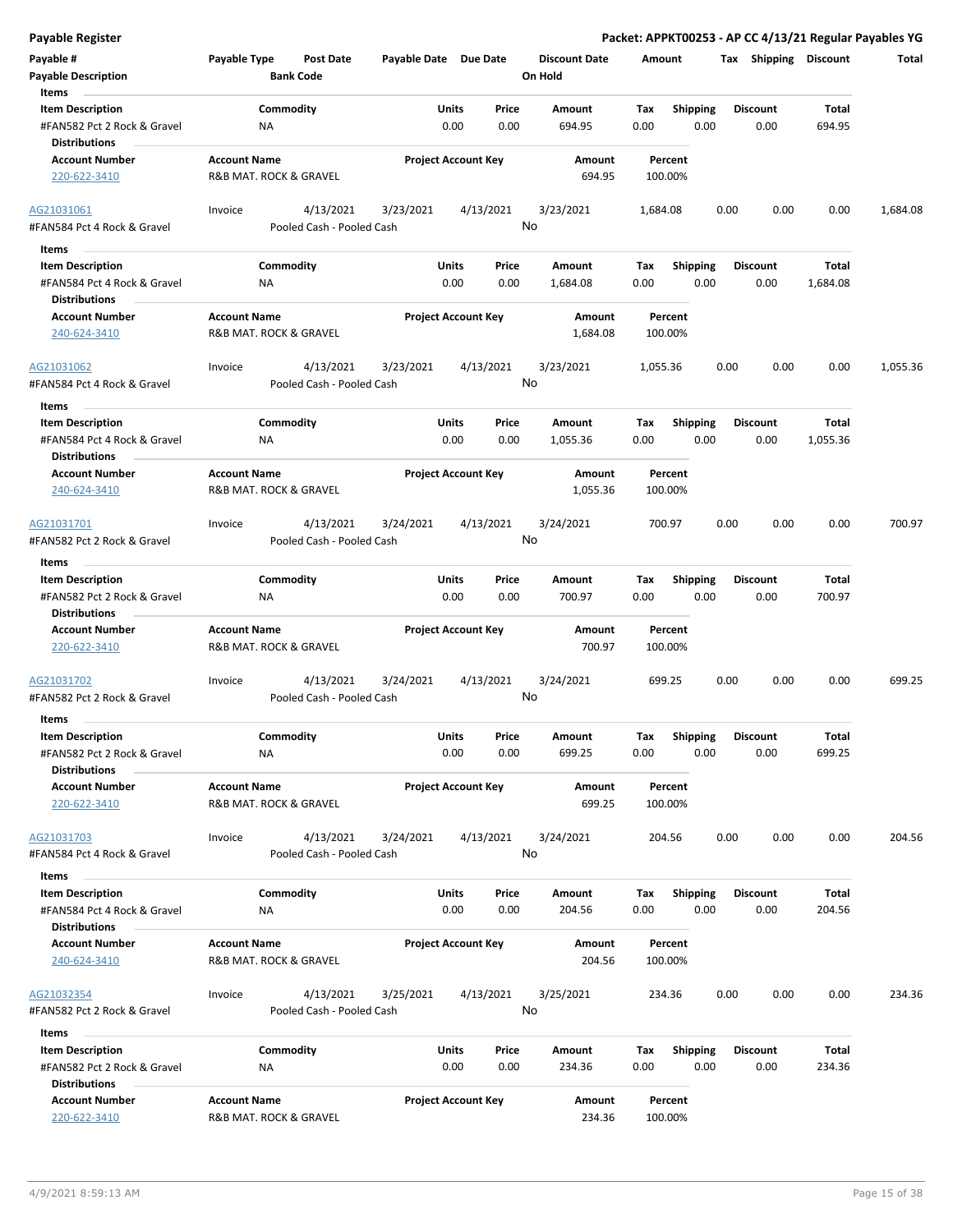**Payable Register**

**Packet: APPKT00253 - AP CC 4/13/21 Regular Payables YG**

| Payable # | Payable Type | Post Date | Payable Date | Due Date | Discount Date | Amount | Tax | Shipping | Discount | Total |
|---|---|---|---|---|---|---|---|---|---|---|
| **Payable Description** | | **Bank Code** | | | **On Hold** | | | | | |

**Items**

| Item Description | Commodity | Units | Price | Amount | Tax | Shipping | Discount | Total |
|---|---|---|---|---|---|---|---|---|
| #FAN582 Pct 2 Rock & Gravel | NA | 0.00 | 0.00 | 694.95 | 0.00 | 0.00 | 0.00 | 694.95 |

**Distributions**

| Account Number | Account Name | Project Account Key | Amount | Percent |
|---|---|---|---|---|
| 220-622-3410 | R&B MAT. ROCK & GRAVEL | | 694.95 | 100.00% |

---

| Payable # | Payable Type | Post Date | Payable Date | Due Date | Discount Date | Amount | Tax | Shipping | Discount | Total |
|---|---|---|---|---|---|---|---|---|---|---|
| AG21031061 | Invoice | 4/13/2021 | 3/23/2021 | 4/13/2021 | 3/23/2021 | 1,684.08 | 0.00 | 0.00 | 0.00 | 1,684.08 |
| #FAN584 Pct 4 Rock & Gravel | | Pooled Cash - Pooled Cash | | | No | | | | | |

**Items**

| Item Description | Commodity | Units | Price | Amount | Tax | Shipping | Discount | Total |
|---|---|---|---|---|---|---|---|---|
| #FAN584 Pct 4 Rock & Gravel | NA | 0.00 | 0.00 | 1,684.08 | 0.00 | 0.00 | 0.00 | 1,684.08 |

**Distributions**

| Account Number | Account Name | Project Account Key | Amount | Percent |
|---|---|---|---|---|
| 240-624-3410 | R&B MAT. ROCK & GRAVEL | | 1,684.08 | 100.00% |

---

| Payable # | Payable Type | Post Date | Payable Date | Due Date | Discount Date | Amount | Tax | Shipping | Discount | Total |
|---|---|---|---|---|---|---|---|---|---|---|
| AG21031062 | Invoice | 4/13/2021 | 3/23/2021 | 4/13/2021 | 3/23/2021 | 1,055.36 | 0.00 | 0.00 | 0.00 | 1,055.36 |
| #FAN584 Pct 4 Rock & Gravel | | Pooled Cash - Pooled Cash | | | No | | | | | |

**Items**

| Item Description | Commodity | Units | Price | Amount | Tax | Shipping | Discount | Total |
|---|---|---|---|---|---|---|---|---|
| #FAN584 Pct 4 Rock & Gravel | NA | 0.00 | 0.00 | 1,055.36 | 0.00 | 0.00 | 0.00 | 1,055.36 |

**Distributions**

| Account Number | Account Name | Project Account Key | Amount | Percent |
|---|---|---|---|---|
| 240-624-3410 | R&B MAT. ROCK & GRAVEL | | 1,055.36 | 100.00% |

---

| Payable # | Payable Type | Post Date | Payable Date | Due Date | Discount Date | Amount | Tax | Shipping | Discount | Total |
|---|---|---|---|---|---|---|---|---|---|---|
| AG21031701 | Invoice | 4/13/2021 | 3/24/2021 | 4/13/2021 | 3/24/2021 | 700.97 | 0.00 | 0.00 | 0.00 | 700.97 |
| #FAN582 Pct 2 Rock & Gravel | | Pooled Cash - Pooled Cash | | | No | | | | | |

**Items**

| Item Description | Commodity | Units | Price | Amount | Tax | Shipping | Discount | Total |
|---|---|---|---|---|---|---|---|---|
| #FAN582 Pct 2 Rock & Gravel | NA | 0.00 | 0.00 | 700.97 | 0.00 | 0.00 | 0.00 | 700.97 |

**Distributions**

| Account Number | Account Name | Project Account Key | Amount | Percent |
|---|---|---|---|---|
| 220-622-3410 | R&B MAT. ROCK & GRAVEL | | 700.97 | 100.00% |

---

| Payable # | Payable Type | Post Date | Payable Date | Due Date | Discount Date | Amount | Tax | Shipping | Discount | Total |
|---|---|---|---|---|---|---|---|---|---|---|
| AG21031702 | Invoice | 4/13/2021 | 3/24/2021 | 4/13/2021 | 3/24/2021 | 699.25 | 0.00 | 0.00 | 0.00 | 699.25 |
| #FAN582 Pct 2 Rock & Gravel | | Pooled Cash - Pooled Cash | | | No | | | | | |

**Items**

| Item Description | Commodity | Units | Price | Amount | Tax | Shipping | Discount | Total |
|---|---|---|---|---|---|---|---|---|
| #FAN582 Pct 2 Rock & Gravel | NA | 0.00 | 0.00 | 699.25 | 0.00 | 0.00 | 0.00 | 699.25 |

**Distributions**

| Account Number | Account Name | Project Account Key | Amount | Percent |
|---|---|---|---|---|
| 220-622-3410 | R&B MAT. ROCK & GRAVEL | | 699.25 | 100.00% |

---

| Payable # | Payable Type | Post Date | Payable Date | Due Date | Discount Date | Amount | Tax | Shipping | Discount | Total |
|---|---|---|---|---|---|---|---|---|---|---|
| AG21031703 | Invoice | 4/13/2021 | 3/24/2021 | 4/13/2021 | 3/24/2021 | 204.56 | 0.00 | 0.00 | 0.00 | 204.56 |
| #FAN584 Pct 4 Rock & Gravel | | Pooled Cash - Pooled Cash | | | No | | | | | |

**Items**

| Item Description | Commodity | Units | Price | Amount | Tax | Shipping | Discount | Total |
|---|---|---|---|---|---|---|---|---|
| #FAN584 Pct 4 Rock & Gravel | NA | 0.00 | 0.00 | 204.56 | 0.00 | 0.00 | 0.00 | 204.56 |

**Distributions**

| Account Number | Account Name | Project Account Key | Amount | Percent |
|---|---|---|---|---|
| 240-624-3410 | R&B MAT. ROCK & GRAVEL | | 204.56 | 100.00% |

---

| Payable # | Payable Type | Post Date | Payable Date | Due Date | Discount Date | Amount | Tax | Shipping | Discount | Total |
|---|---|---|---|---|---|---|---|---|---|---|
| AG21032354 | Invoice | 4/13/2021 | 3/25/2021 | 4/13/2021 | 3/25/2021 | 234.36 | 0.00 | 0.00 | 0.00 | 234.36 |
| #FAN582 Pct 2 Rock & Gravel | | Pooled Cash - Pooled Cash | | | No | | | | | |

**Items**

| Item Description | Commodity | Units | Price | Amount | Tax | Shipping | Discount | Total |
|---|---|---|---|---|---|---|---|---|
| #FAN582 Pct 2 Rock & Gravel | NA | 0.00 | 0.00 | 234.36 | 0.00 | 0.00 | 0.00 | 234.36 |

**Distributions**

| Account Number | Account Name | Project Account Key | Amount | Percent |
|---|---|---|---|---|
| 220-622-3410 | R&B MAT. ROCK & GRAVEL | | 234.36 | 100.00% |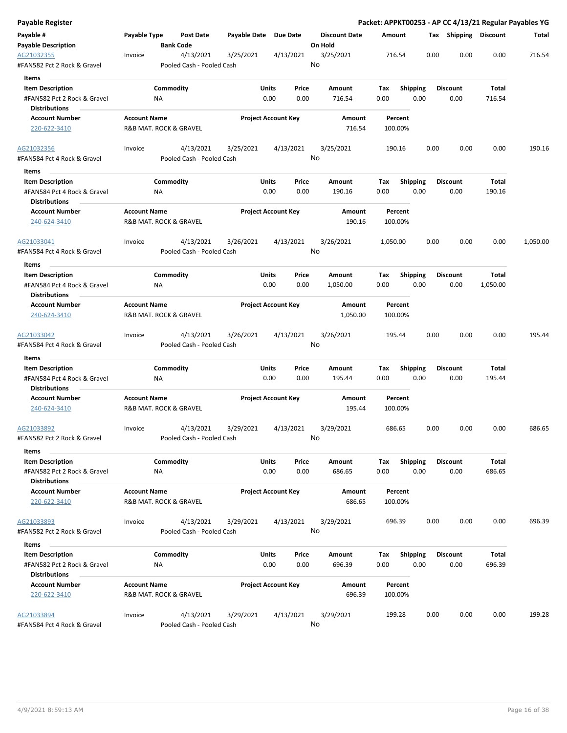## Payable Register

**Packet: APPKT00253 - AP CC 4/13/21 Regular Payables YG**

| Payable # | Payable Type | Post Date | Payable Date | Due Date | Discount Date | Amount | Tax | Shipping | Discount | Total |
|---|---|---|---|---|---|---|---|---|---|---|
| **Payable Description** | | **Bank Code** | | | **On Hold** | | | | | |
| AG21032355 | Invoice | 4/13/2021 | 3/25/2021 | 4/13/2021 | 3/25/2021 | 716.54 | 0.00 | 0.00 | 0.00 | 716.54 |
| #FAN582 Pct 2 Rock & Gravel | | Pooled Cash - Pooled Cash | | | No | | | | | |

**Items**

| Item Description | Commodity | Units | Price | Amount | Tax | Shipping | Discount | Total |
|---|---|---|---|---|---|---|---|---|
| #FAN582 Pct 2 Rock & Gravel | NA | 0.00 | 0.00 | 716.54 | 0.00 | 0.00 | 0.00 | 716.54 |

**Distributions**

| Account Number | Account Name | Project Account Key | Amount | Percent |
|---|---|---|---|---|
| 220-622-3410 | R&B MAT. ROCK & GRAVEL | | 716.54 | 100.00% |

| Payable # | Payable Type | Post Date | Payable Date | Due Date | Discount Date | Amount | Tax | Shipping | Discount | Total |
|---|---|---|---|---|---|---|---|---|---|---|
| AG21032356 | Invoice | 4/13/2021 | 3/25/2021 | 4/13/2021 | 3/25/2021 | 190.16 | 0.00 | 0.00 | 0.00 | 190.16 |
| #FAN584 Pct 4 Rock & Gravel | | Pooled Cash - Pooled Cash | | | No | | | | | |

**Items**

| Item Description | Commodity | Units | Price | Amount | Tax | Shipping | Discount | Total |
|---|---|---|---|---|---|---|---|---|
| #FAN584 Pct 4 Rock & Gravel | NA | 0.00 | 0.00 | 190.16 | 0.00 | 0.00 | 0.00 | 190.16 |

**Distributions**

| Account Number | Account Name | Project Account Key | Amount | Percent |
|---|---|---|---|---|
| 240-624-3410 | R&B MAT. ROCK & GRAVEL | | 190.16 | 100.00% |

| Payable # | Payable Type | Post Date | Payable Date | Due Date | Discount Date | Amount | Tax | Shipping | Discount | Total |
|---|---|---|---|---|---|---|---|---|---|---|
| AG21033041 | Invoice | 4/13/2021 | 3/26/2021 | 4/13/2021 | 3/26/2021 | 1,050.00 | 0.00 | 0.00 | 0.00 | 1,050.00 |
| #FAN584 Pct 4 Rock & Gravel | | Pooled Cash - Pooled Cash | | | No | | | | | |

**Items**

| Item Description | Commodity | Units | Price | Amount | Tax | Shipping | Discount | Total |
|---|---|---|---|---|---|---|---|---|
| #FAN584 Pct 4 Rock & Gravel | NA | 0.00 | 0.00 | 1,050.00 | 0.00 | 0.00 | 0.00 | 1,050.00 |

**Distributions**

| Account Number | Account Name | Project Account Key | Amount | Percent |
|---|---|---|---|---|
| 240-624-3410 | R&B MAT. ROCK & GRAVEL | | 1,050.00 | 100.00% |

| Payable # | Payable Type | Post Date | Payable Date | Due Date | Discount Date | Amount | Tax | Shipping | Discount | Total |
|---|---|---|---|---|---|---|---|---|---|---|
| AG21033042 | Invoice | 4/13/2021 | 3/26/2021 | 4/13/2021 | 3/26/2021 | 195.44 | 0.00 | 0.00 | 0.00 | 195.44 |
| #FAN584 Pct 4 Rock & Gravel | | Pooled Cash - Pooled Cash | | | No | | | | | |

**Items**

| Item Description | Commodity | Units | Price | Amount | Tax | Shipping | Discount | Total |
|---|---|---|---|---|---|---|---|---|
| #FAN584 Pct 4 Rock & Gravel | NA | 0.00 | 0.00 | 195.44 | 0.00 | 0.00 | 0.00 | 195.44 |

**Distributions**

| Account Number | Account Name | Project Account Key | Amount | Percent |
|---|---|---|---|---|
| 240-624-3410 | R&B MAT. ROCK & GRAVEL | | 195.44 | 100.00% |

| Payable # | Payable Type | Post Date | Payable Date | Due Date | Discount Date | Amount | Tax | Shipping | Discount | Total |
|---|---|---|---|---|---|---|---|---|---|---|
| AG21033892 | Invoice | 4/13/2021 | 3/29/2021 | 4/13/2021 | 3/29/2021 | 686.65 | 0.00 | 0.00 | 0.00 | 686.65 |
| #FAN582 Pct 2 Rock & Gravel | | Pooled Cash - Pooled Cash | | | No | | | | | |

**Items**

| Item Description | Commodity | Units | Price | Amount | Tax | Shipping | Discount | Total |
|---|---|---|---|---|---|---|---|---|
| #FAN582 Pct 2 Rock & Gravel | NA | 0.00 | 0.00 | 686.65 | 0.00 | 0.00 | 0.00 | 686.65 |

**Distributions**

| Account Number | Account Name | Project Account Key | Amount | Percent |
|---|---|---|---|---|
| 220-622-3410 | R&B MAT. ROCK & GRAVEL | | 686.65 | 100.00% |

| Payable # | Payable Type | Post Date | Payable Date | Due Date | Discount Date | Amount | Tax | Shipping | Discount | Total |
|---|---|---|---|---|---|---|---|---|---|---|
| AG21033893 | Invoice | 4/13/2021 | 3/29/2021 | 4/13/2021 | 3/29/2021 | 696.39 | 0.00 | 0.00 | 0.00 | 696.39 |
| #FAN582 Pct 2 Rock & Gravel | | Pooled Cash - Pooled Cash | | | No | | | | | |

**Items**

| Item Description | Commodity | Units | Price | Amount | Tax | Shipping | Discount | Total |
|---|---|---|---|---|---|---|---|---|
| #FAN582 Pct 2 Rock & Gravel | NA | 0.00 | 0.00 | 696.39 | 0.00 | 0.00 | 0.00 | 696.39 |

**Distributions**

| Account Number | Account Name | Project Account Key | Amount | Percent |
|---|---|---|---|---|
| 220-622-3410 | R&B MAT. ROCK & GRAVEL | | 696.39 | 100.00% |

| Payable # | Payable Type | Post Date | Payable Date | Due Date | Discount Date | Amount | Tax | Shipping | Discount | Total |
|---|---|---|---|---|---|---|---|---|---|---|
| AG21033894 | Invoice | 4/13/2021 | 3/29/2021 | 4/13/2021 | 3/29/2021 | 199.28 | 0.00 | 0.00 | 0.00 | 199.28 |
| #FAN584 Pct 4 Rock & Gravel | | Pooled Cash - Pooled Cash | | | No | | | | | |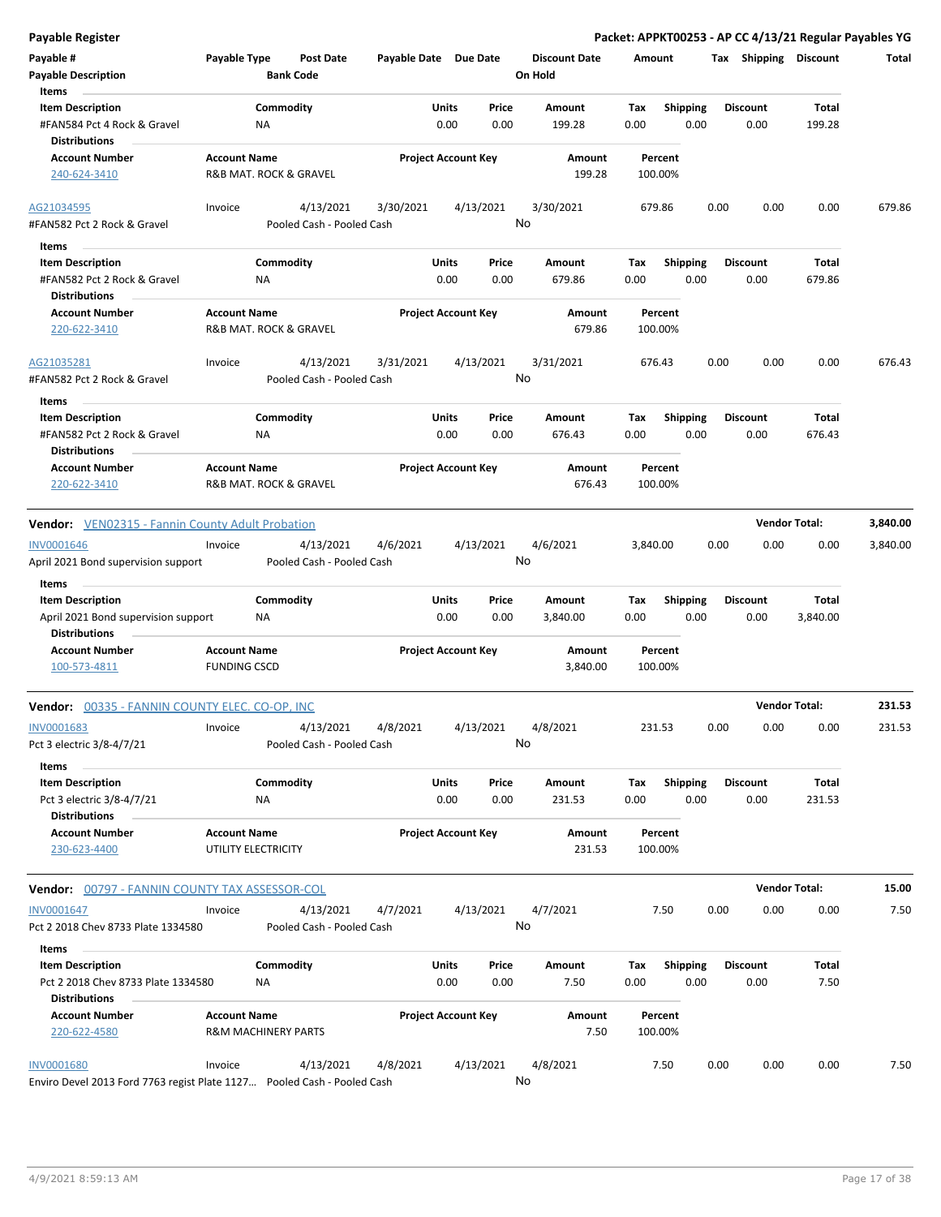**Payable Register**

**Packet: APPKT00253 - AP CC 4/13/21 Regular Payables YG**

| Payable # | Payable Type | Post Date | Payable Date | Due Date | Discount Date | Amount | Tax | Shipping | Discount | Total |
|---|---|---|---|---|---|---|---|---|---|---|
| Payable Description | | Bank Code | | | On Hold | | | | | |

**Items**

| Item Description | Commodity | Units | Price | Amount | Tax | Shipping | Discount | Total |
|---|---|---|---|---|---|---|---|---|
| #FAN584 Pct 4 Rock & Gravel | NA | 0.00 | 0.00 | 199.28 | 0.00 | 0.00 | 0.00 | 199.28 |

**Distributions**

| Account Number | Account Name | Project Account Key | Amount | Percent |
|---|---|---|---|---|
| 240-624-3410 | R&B MAT. ROCK & GRAVEL | | 199.28 | 100.00% |

| Payable # | Payable Type | Post Date | Payable Date | Due Date | Discount Date | Amount | Tax | Shipping | Discount | Total |
|---|---|---|---|---|---|---|---|---|---|---|
| AG21034595 | Invoice | 4/13/2021 | 3/30/2021 | 4/13/2021 | 3/30/2021 | 679.86 | 0.00 | 0.00 | 0.00 | 679.86 |
| #FAN582 Pct 2 Rock & Gravel | | Pooled Cash - Pooled Cash | | | No | | | | | |

**Items**

| Item Description | Commodity | Units | Price | Amount | Tax | Shipping | Discount | Total |
|---|---|---|---|---|---|---|---|---|
| #FAN582 Pct 2 Rock & Gravel | NA | 0.00 | 0.00 | 679.86 | 0.00 | 0.00 | 0.00 | 679.86 |

**Distributions**

| Account Number | Account Name | Project Account Key | Amount | Percent |
|---|---|---|---|---|
| 220-622-3410 | R&B MAT. ROCK & GRAVEL | | 679.86 | 100.00% |

| Payable # | Payable Type | Post Date | Payable Date | Due Date | Discount Date | Amount | Tax | Shipping | Discount | Total |
|---|---|---|---|---|---|---|---|---|---|---|
| AG21035281 | Invoice | 4/13/2021 | 3/31/2021 | 4/13/2021 | 3/31/2021 | 676.43 | 0.00 | 0.00 | 0.00 | 676.43 |
| #FAN582 Pct 2 Rock & Gravel | | Pooled Cash - Pooled Cash | | | No | | | | | |

**Items**

| Item Description | Commodity | Units | Price | Amount | Tax | Shipping | Discount | Total |
|---|---|---|---|---|---|---|---|---|
| #FAN582 Pct 2 Rock & Gravel | NA | 0.00 | 0.00 | 676.43 | 0.00 | 0.00 | 0.00 | 676.43 |

**Distributions**

| Account Number | Account Name | Project Account Key | Amount | Percent |
|---|---|---|---|---|
| 220-622-3410 | R&B MAT. ROCK & GRAVEL | | 676.43 | 100.00% |

**Vendor:** VEN02315 - Fannin County Adult Probation — **Vendor Total: 3,840.00**

| Payable # | Payable Type | Post Date | Payable Date | Due Date | Discount Date | Amount | Tax | Shipping | Discount | Total |
|---|---|---|---|---|---|---|---|---|---|---|
| INV0001646 | Invoice | 4/13/2021 | 4/6/2021 | 4/13/2021 | 4/6/2021 | 3,840.00 | 0.00 | 0.00 | 0.00 | 3,840.00 |
| April 2021 Bond supervision support | | Pooled Cash - Pooled Cash | | | No | | | | | |

**Items**

| Item Description | Commodity | Units | Price | Amount | Tax | Shipping | Discount | Total |
|---|---|---|---|---|---|---|---|---|
| April 2021 Bond supervision support | NA | 0.00 | 0.00 | 3,840.00 | 0.00 | 0.00 | 0.00 | 3,840.00 |

**Distributions**

| Account Number | Account Name | Project Account Key | Amount | Percent |
|---|---|---|---|---|
| 100-573-4811 | FUNDING CSCD | | 3,840.00 | 100.00% |

**Vendor:** 00335 - FANNIN COUNTY ELEC. CO-OP, INC — **Vendor Total: 231.53**

| Payable # | Payable Type | Post Date | Payable Date | Due Date | Discount Date | Amount | Tax | Shipping | Discount | Total |
|---|---|---|---|---|---|---|---|---|---|---|
| INV0001683 | Invoice | 4/13/2021 | 4/8/2021 | 4/13/2021 | 4/8/2021 | 231.53 | 0.00 | 0.00 | 0.00 | 231.53 |
| Pct 3 electric 3/8-4/7/21 | | Pooled Cash - Pooled Cash | | | No | | | | | |

**Items**

| Item Description | Commodity | Units | Price | Amount | Tax | Shipping | Discount | Total |
|---|---|---|---|---|---|---|---|---|
| Pct 3 electric 3/8-4/7/21 | NA | 0.00 | 0.00 | 231.53 | 0.00 | 0.00 | 0.00 | 231.53 |

**Distributions**

| Account Number | Account Name | Project Account Key | Amount | Percent |
|---|---|---|---|---|
| 230-623-4400 | UTILITY ELECTRICITY | | 231.53 | 100.00% |

**Vendor:** 00797 - FANNIN COUNTY TAX ASSESSOR-COL — **Vendor Total: 15.00**

| Payable # | Payable Type | Post Date | Payable Date | Due Date | Discount Date | Amount | Tax | Shipping | Discount | Total |
|---|---|---|---|---|---|---|---|---|---|---|
| INV0001647 | Invoice | 4/13/2021 | 4/7/2021 | 4/13/2021 | 4/7/2021 | 7.50 | 0.00 | 0.00 | 0.00 | 7.50 |
| Pct 2 2018 Chev 8733 Plate 1334580 | | Pooled Cash - Pooled Cash | | | No | | | | | |

**Items**

| Item Description | Commodity | Units | Price | Amount | Tax | Shipping | Discount | Total |
|---|---|---|---|---|---|---|---|---|
| Pct 2 2018 Chev 8733 Plate 1334580 | NA | 0.00 | 0.00 | 7.50 | 0.00 | 0.00 | 0.00 | 7.50 |

**Distributions**

| Account Number | Account Name | Project Account Key | Amount | Percent |
|---|---|---|---|---|
| 220-622-4580 | R&M MACHINERY PARTS | | 7.50 | 100.00% |

| Payable # | Payable Type | Post Date | Payable Date | Due Date | Discount Date | Amount | Tax | Shipping | Discount | Total |
|---|---|---|---|---|---|---|---|---|---|---|
| INV0001680 | Invoice | 4/13/2021 | 4/8/2021 | 4/13/2021 | 4/8/2021 | 7.50 | 0.00 | 0.00 | 0.00 | 7.50 |
| Enviro Devel 2013 Ford 7763 regist Plate 1127... | | Pooled Cash - Pooled Cash | | | No | | | | | |

4/9/2021 8:59:13 AM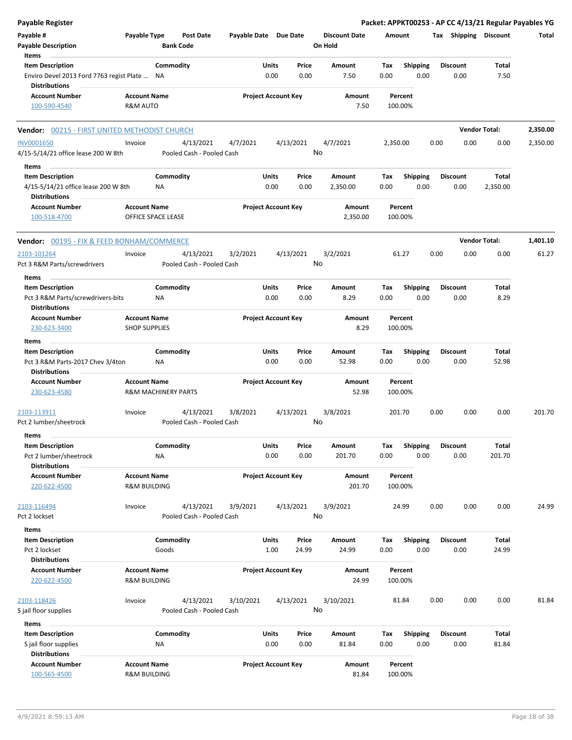**Payable Register**

**Packet: APPKT00253 - AP CC 4/13/21 Regular Payables YG**

| Payable # | Payable Type | Post Date | Payable Date | Due Date | Discount Date | Amount | Tax | Shipping | Discount | Total |
|---|---|---|---|---|---|---|---|---|---|---|
| **Payable Description** | | **Bank Code** | | | **On Hold** | | | | | |

**Items**

| Item Description | Commodity | Units | Price | Amount | Tax | Shipping | Discount | Total |
|---|---|---|---|---|---|---|---|---|
| Enviro Devel 2013 Ford 7763 regist Plate ... | NA | 0.00 | 0.00 | 7.50 | 0.00 | 0.00 | 0.00 | 7.50 |

**Distributions**

| Account Number | Account Name | Project Account Key | Amount | Percent |
|---|---|---|---|---|
| 100-590-4540 | R&M AUTO | | 7.50 | 100.00% |

---

**Vendor:** 00215 - FIRST UNITED METHODIST CHURCH — **Vendor Total:** 2,350.00

| Payable # | Payable Type | Post Date | Payable Date | Due Date | Discount Date | Amount | Tax | Shipping | Discount | Total |
|---|---|---|---|---|---|---|---|---|---|---|
| INV0001650 | Invoice | 4/13/2021 | 4/7/2021 | 4/13/2021 | 4/7/2021 | 2,350.00 | 0.00 | 0.00 | 0.00 | 2,350.00 |
| 4/15-5/14/21 office lease 200 W 8th | | Pooled Cash - Pooled Cash | | | No | | | | | |

**Items**

| Item Description | Commodity | Units | Price | Amount | Tax | Shipping | Discount | Total |
|---|---|---|---|---|---|---|---|---|
| 4/15-5/14/21 office lease 200 W 8th | NA | 0.00 | 0.00 | 2,350.00 | 0.00 | 0.00 | 0.00 | 2,350.00 |

**Distributions**

| Account Number | Account Name | Project Account Key | Amount | Percent |
|---|---|---|---|---|
| 100-518-4700 | OFFICE SPACE LEASE | | 2,350.00 | 100.00% |

---

**Vendor:** 00195 - FIX & FEED BONHAM/COMMERCE — **Vendor Total:** 1,401.10

| Payable # | Payable Type | Post Date | Payable Date | Due Date | Discount Date | Amount | Tax | Shipping | Discount | Total |
|---|---|---|---|---|---|---|---|---|---|---|
| 2103-101264 | Invoice | 4/13/2021 | 3/2/2021 | 4/13/2021 | 3/2/2021 | 61.27 | 0.00 | 0.00 | 0.00 | 61.27 |
| Pct 3 R&M Parts/screwdrivers | | Pooled Cash - Pooled Cash | | | No | | | | | |

**Items**

| Item Description | Commodity | Units | Price | Amount | Tax | Shipping | Discount | Total |
|---|---|---|---|---|---|---|---|---|
| Pct 3 R&M Parts/screwdrivers-bits | NA | 0.00 | 0.00 | 8.29 | 0.00 | 0.00 | 0.00 | 8.29 |

**Distributions**

| Account Number | Account Name | Project Account Key | Amount | Percent |
|---|---|---|---|---|
| 230-623-3400 | SHOP SUPPLIES | | 8.29 | 100.00% |

**Items**

| Item Description | Commodity | Units | Price | Amount | Tax | Shipping | Discount | Total |
|---|---|---|---|---|---|---|---|---|
| Pct 3 R&M Parts-2017 Chev 3/4ton | NA | 0.00 | 0.00 | 52.98 | 0.00 | 0.00 | 0.00 | 52.98 |

**Distributions**

| Account Number | Account Name | Project Account Key | Amount | Percent |
|---|---|---|---|---|
| 230-623-4580 | R&M MACHINERY PARTS | | 52.98 | 100.00% |

| Payable # | Payable Type | Post Date | Payable Date | Due Date | Discount Date | Amount | Tax | Shipping | Discount | Total |
|---|---|---|---|---|---|---|---|---|---|---|
| 2103-113911 | Invoice | 4/13/2021 | 3/8/2021 | 4/13/2021 | 3/8/2021 | 201.70 | 0.00 | 0.00 | 0.00 | 201.70 |
| Pct 2 lumber/sheetrock | | Pooled Cash - Pooled Cash | | | No | | | | | |

**Items**

| Item Description | Commodity | Units | Price | Amount | Tax | Shipping | Discount | Total |
|---|---|---|---|---|---|---|---|---|
| Pct 2 lumber/sheetrock | NA | 0.00 | 0.00 | 201.70 | 0.00 | 0.00 | 0.00 | 201.70 |

**Distributions**

| Account Number | Account Name | Project Account Key | Amount | Percent |
|---|---|---|---|---|
| 220-622-4500 | R&M BUILDING | | 201.70 | 100.00% |

| Payable # | Payable Type | Post Date | Payable Date | Due Date | Discount Date | Amount | Tax | Shipping | Discount | Total |
|---|---|---|---|---|---|---|---|---|---|---|
| 2103-116494 | Invoice | 4/13/2021 | 3/9/2021 | 4/13/2021 | 3/9/2021 | 24.99 | 0.00 | 0.00 | 0.00 | 24.99 |
| Pct 2 lockset | | Pooled Cash - Pooled Cash | | | No | | | | | |

**Items**

| Item Description | Commodity | Units | Price | Amount | Tax | Shipping | Discount | Total |
|---|---|---|---|---|---|---|---|---|
| Pct 2 lockset | Goods | 1.00 | 24.99 | 24.99 | 0.00 | 0.00 | 0.00 | 24.99 |

**Distributions**

| Account Number | Account Name | Project Account Key | Amount | Percent |
|---|---|---|---|---|
| 220-622-4500 | R&M BUILDING | | 24.99 | 100.00% |

| Payable # | Payable Type | Post Date | Payable Date | Due Date | Discount Date | Amount | Tax | Shipping | Discount | Total |
|---|---|---|---|---|---|---|---|---|---|---|
| 2103-118426 | Invoice | 4/13/2021 | 3/10/2021 | 4/13/2021 | 3/10/2021 | 81.84 | 0.00 | 0.00 | 0.00 | 81.84 |
| S jail floor supplies | | Pooled Cash - Pooled Cash | | | No | | | | | |

**Items**

| Item Description | Commodity | Units | Price | Amount | Tax | Shipping | Discount | Total |
|---|---|---|---|---|---|---|---|---|
| S jail floor supplies | NA | 0.00 | 0.00 | 81.84 | 0.00 | 0.00 | 0.00 | 81.84 |

**Distributions**

| Account Number | Account Name | Project Account Key | Amount | Percent |
|---|---|---|---|---|
| 100-565-4500 | R&M BUILDING | | 81.84 | 100.00% |

4/9/2021 8:59:13 AM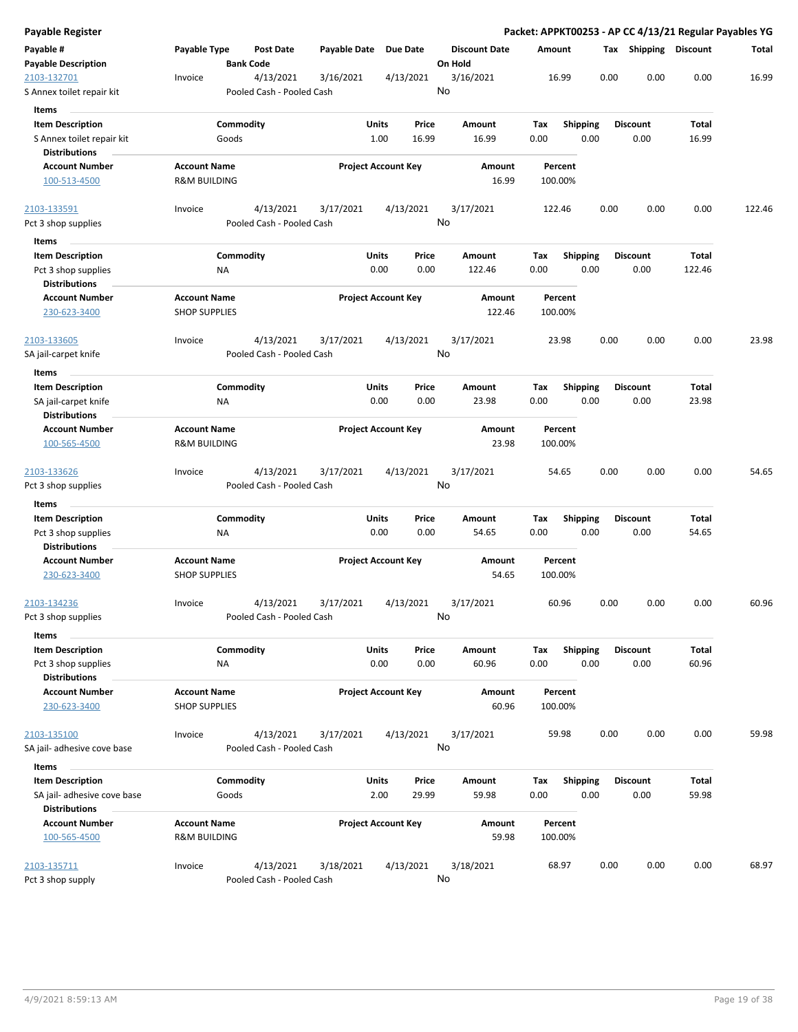**Payable Register** — **Packet: APPKT00253 - AP CC 4/13/21 Regular Payables YG**

| Payable # | Payable Type | Post Date | Payable Date | Due Date | Discount Date | Amount | Tax | Shipping | Discount | Total |
|---|---|---|---|---|---|---|---|---|---|---|
| **Payable Description** | | **Bank Code** | | | **On Hold** | | | | | |

---

| Payable # | Payable Type | Post Date | Payable Date | Due Date | Discount Date | Amount | Tax | Shipping | Discount | Total |
|---|---|---|---|---|---|---|---|---|---|---|
| 2103-132701 | Invoice | 4/13/2021 | 3/16/2021 | 4/13/2021 | 3/16/2021 | 16.99 | 0.00 | 0.00 | 0.00 | 16.99 |
| S Annex toilet repair kit | | Pooled Cash - Pooled Cash | | | No | | | | | |

**Items**

| Item Description | Commodity | Units | Price | Amount | Tax | Shipping | Discount | Total |
|---|---|---|---|---|---|---|---|---|
| S Annex toilet repair kit | Goods | 1.00 | 16.99 | 16.99 | 0.00 | 0.00 | 0.00 | 16.99 |

**Distributions**

| Account Number | Account Name | Project Account Key | Amount | Percent |
|---|---|---|---|---|
| 100-513-4500 | R&M BUILDING | | 16.99 | 100.00% |

---

| Payable # | Payable Type | Post Date | Payable Date | Due Date | Discount Date | Amount | Tax | Shipping | Discount | Total |
|---|---|---|---|---|---|---|---|---|---|---|
| 2103-133591 | Invoice | 4/13/2021 | 3/17/2021 | 4/13/2021 | 3/17/2021 | 122.46 | 0.00 | 0.00 | 0.00 | 122.46 |
| Pct 3 shop supplies | | Pooled Cash - Pooled Cash | | | No | | | | | |

**Items**

| Item Description | Commodity | Units | Price | Amount | Tax | Shipping | Discount | Total |
|---|---|---|---|---|---|---|---|---|
| Pct 3 shop supplies | NA | 0.00 | 0.00 | 122.46 | 0.00 | 0.00 | 0.00 | 122.46 |

**Distributions**

| Account Number | Account Name | Project Account Key | Amount | Percent |
|---|---|---|---|---|
| 230-623-3400 | SHOP SUPPLIES | | 122.46 | 100.00% |

---

| Payable # | Payable Type | Post Date | Payable Date | Due Date | Discount Date | Amount | Tax | Shipping | Discount | Total |
|---|---|---|---|---|---|---|---|---|---|---|
| 2103-133605 | Invoice | 4/13/2021 | 3/17/2021 | 4/13/2021 | 3/17/2021 | 23.98 | 0.00 | 0.00 | 0.00 | 23.98 |
| SA jail-carpet knife | | Pooled Cash - Pooled Cash | | | No | | | | | |

**Items**

| Item Description | Commodity | Units | Price | Amount | Tax | Shipping | Discount | Total |
|---|---|---|---|---|---|---|---|---|
| SA jail-carpet knife | NA | 0.00 | 0.00 | 23.98 | 0.00 | 0.00 | 0.00 | 23.98 |

**Distributions**

| Account Number | Account Name | Project Account Key | Amount | Percent |
|---|---|---|---|---|
| 100-565-4500 | R&M BUILDING | | 23.98 | 100.00% |

---

| Payable # | Payable Type | Post Date | Payable Date | Due Date | Discount Date | Amount | Tax | Shipping | Discount | Total |
|---|---|---|---|---|---|---|---|---|---|---|
| 2103-133626 | Invoice | 4/13/2021 | 3/17/2021 | 4/13/2021 | 3/17/2021 | 54.65 | 0.00 | 0.00 | 0.00 | 54.65 |
| Pct 3 shop supplies | | Pooled Cash - Pooled Cash | | | No | | | | | |

**Items**

| Item Description | Commodity | Units | Price | Amount | Tax | Shipping | Discount | Total |
|---|---|---|---|---|---|---|---|---|
| Pct 3 shop supplies | NA | 0.00 | 0.00 | 54.65 | 0.00 | 0.00 | 0.00 | 54.65 |

**Distributions**

| Account Number | Account Name | Project Account Key | Amount | Percent |
|---|---|---|---|---|
| 230-623-3400 | SHOP SUPPLIES | | 54.65 | 100.00% |

---

| Payable # | Payable Type | Post Date | Payable Date | Due Date | Discount Date | Amount | Tax | Shipping | Discount | Total |
|---|---|---|---|---|---|---|---|---|---|---|
| 2103-134236 | Invoice | 4/13/2021 | 3/17/2021 | 4/13/2021 | 3/17/2021 | 60.96 | 0.00 | 0.00 | 0.00 | 60.96 |
| Pct 3 shop supplies | | Pooled Cash - Pooled Cash | | | No | | | | | |

**Items**

| Item Description | Commodity | Units | Price | Amount | Tax | Shipping | Discount | Total |
|---|---|---|---|---|---|---|---|---|
| Pct 3 shop supplies | NA | 0.00 | 0.00 | 60.96 | 0.00 | 0.00 | 0.00 | 60.96 |

**Distributions**

| Account Number | Account Name | Project Account Key | Amount | Percent |
|---|---|---|---|---|
| 230-623-3400 | SHOP SUPPLIES | | 60.96 | 100.00% |

---

| Payable # | Payable Type | Post Date | Payable Date | Due Date | Discount Date | Amount | Tax | Shipping | Discount | Total |
|---|---|---|---|---|---|---|---|---|---|---|
| 2103-135100 | Invoice | 4/13/2021 | 3/17/2021 | 4/13/2021 | 3/17/2021 | 59.98 | 0.00 | 0.00 | 0.00 | 59.98 |
| SA jail- adhesive cove base | | Pooled Cash - Pooled Cash | | | No | | | | | |

**Items**

| Item Description | Commodity | Units | Price | Amount | Tax | Shipping | Discount | Total |
|---|---|---|---|---|---|---|---|---|
| SA jail- adhesive cove base | Goods | 2.00 | 29.99 | 59.98 | 0.00 | 0.00 | 0.00 | 59.98 |

**Distributions**

| Account Number | Account Name | Project Account Key | Amount | Percent |
|---|---|---|---|---|
| 100-565-4500 | R&M BUILDING | | 59.98 | 100.00% |

---

| Payable # | Payable Type | Post Date | Payable Date | Due Date | Discount Date | Amount | Tax | Shipping | Discount | Total |
|---|---|---|---|---|---|---|---|---|---|---|
| 2103-135711 | Invoice | 4/13/2021 | 3/18/2021 | 4/13/2021 | 3/18/2021 | 68.97 | 0.00 | 0.00 | 0.00 | 68.97 |
| Pct 3 shop supply | | Pooled Cash - Pooled Cash | | | No | | | | | |

4/9/2021 8:59:13 AM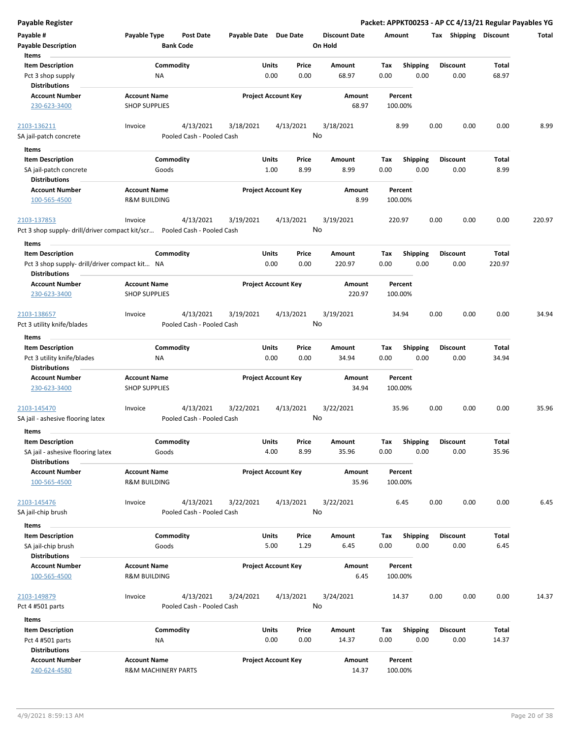## Payable Register

**Packet: APPKT00253 - AP CC 4/13/21 Regular Payables YG**

| Payable # | Payable Type | Post Date | Payable Date | Due Date | Discount Date | Amount | Tax | Shipping | Discount | Total |
|---|---|---|---|---|---|---|---|---|---|---|
| **Payable Description** | | **Bank Code** | | | **On Hold** | | | | | |

**Items**

| Item Description | Commodity | Units | Price | Amount | Tax | Shipping | Discount | Total |
|---|---|---|---|---|---|---|---|---|
| Pct 3 shop supply | NA | 0.00 | 0.00 | 68.97 | 0.00 | 0.00 | 0.00 | 68.97 |

**Distributions**

| Account Number | Account Name | Project Account Key | Amount | Percent |
|---|---|---|---|---|
| 230-623-3400 | SHOP SUPPLIES | | 68.97 | 100.00% |

---

| Payable # | Payable Type | Post Date | Payable Date | Due Date | Discount Date | Amount | Tax | Shipping | Discount | Total |
|---|---|---|---|---|---|---|---|---|---|---|
| 2103-136211 | Invoice | 4/13/2021 | 3/18/2021 | 4/13/2021 | 3/18/2021 | 8.99 | 0.00 | 0.00 | 0.00 | 8.99 |
| SA jail-patch concrete | | Pooled Cash - Pooled Cash | | | No | | | | | |

**Items**

| Item Description | Commodity | Units | Price | Amount | Tax | Shipping | Discount | Total |
|---|---|---|---|---|---|---|---|---|
| SA jail-patch concrete | Goods | 1.00 | 8.99 | 8.99 | 0.00 | 0.00 | 0.00 | 8.99 |

**Distributions**

| Account Number | Account Name | Project Account Key | Amount | Percent |
|---|---|---|---|---|
| 100-565-4500 | R&M BUILDING | | 8.99 | 100.00% |

---

| Payable # | Payable Type | Post Date | Payable Date | Due Date | Discount Date | Amount | Tax | Shipping | Discount | Total |
|---|---|---|---|---|---|---|---|---|---|---|
| 2103-137853 | Invoice | 4/13/2021 | 3/19/2021 | 4/13/2021 | 3/19/2021 | 220.97 | 0.00 | 0.00 | 0.00 | 220.97 |
| Pct 3 shop supply- drill/driver compact kit/scr... | | Pooled Cash - Pooled Cash | | | No | | | | | |

**Items**

| Item Description | Commodity | Units | Price | Amount | Tax | Shipping | Discount | Total |
|---|---|---|---|---|---|---|---|---|
| Pct 3 shop supply- drill/driver compact kit... | NA | 0.00 | 0.00 | 220.97 | 0.00 | 0.00 | 0.00 | 220.97 |

**Distributions**

| Account Number | Account Name | Project Account Key | Amount | Percent |
|---|---|---|---|---|
| 230-623-3400 | SHOP SUPPLIES | | 220.97 | 100.00% |

---

| Payable # | Payable Type | Post Date | Payable Date | Due Date | Discount Date | Amount | Tax | Shipping | Discount | Total |
|---|---|---|---|---|---|---|---|---|---|---|
| 2103-138657 | Invoice | 4/13/2021 | 3/19/2021 | 4/13/2021 | 3/19/2021 | 34.94 | 0.00 | 0.00 | 0.00 | 34.94 |
| Pct 3 utility knife/blades | | Pooled Cash - Pooled Cash | | | No | | | | | |

**Items**

| Item Description | Commodity | Units | Price | Amount | Tax | Shipping | Discount | Total |
|---|---|---|---|---|---|---|---|---|
| Pct 3 utility knife/blades | NA | 0.00 | 0.00 | 34.94 | 0.00 | 0.00 | 0.00 | 34.94 |

**Distributions**

| Account Number | Account Name | Project Account Key | Amount | Percent |
|---|---|---|---|---|
| 230-623-3400 | SHOP SUPPLIES | | 34.94 | 100.00% |

---

| Payable # | Payable Type | Post Date | Payable Date | Due Date | Discount Date | Amount | Tax | Shipping | Discount | Total |
|---|---|---|---|---|---|---|---|---|---|---|
| 2103-145470 | Invoice | 4/13/2021 | 3/22/2021 | 4/13/2021 | 3/22/2021 | 35.96 | 0.00 | 0.00 | 0.00 | 35.96 |
| SA jail - ashesive flooring latex | | Pooled Cash - Pooled Cash | | | No | | | | | |

**Items**

| Item Description | Commodity | Units | Price | Amount | Tax | Shipping | Discount | Total |
|---|---|---|---|---|---|---|---|---|
| SA jail - ashesive flooring latex | Goods | 4.00 | 8.99 | 35.96 | 0.00 | 0.00 | 0.00 | 35.96 |

**Distributions**

| Account Number | Account Name | Project Account Key | Amount | Percent |
|---|---|---|---|---|
| 100-565-4500 | R&M BUILDING | | 35.96 | 100.00% |

---

| Payable # | Payable Type | Post Date | Payable Date | Due Date | Discount Date | Amount | Tax | Shipping | Discount | Total |
|---|---|---|---|---|---|---|---|---|---|---|
| 2103-145476 | Invoice | 4/13/2021 | 3/22/2021 | 4/13/2021 | 3/22/2021 | 6.45 | 0.00 | 0.00 | 0.00 | 6.45 |
| SA jail-chip brush | | Pooled Cash - Pooled Cash | | | No | | | | | |

**Items**

| Item Description | Commodity | Units | Price | Amount | Tax | Shipping | Discount | Total |
|---|---|---|---|---|---|---|---|---|
| SA jail-chip brush | Goods | 5.00 | 1.29 | 6.45 | 0.00 | 0.00 | 0.00 | 6.45 |

**Distributions**

| Account Number | Account Name | Project Account Key | Amount | Percent |
|---|---|---|---|---|
| 100-565-4500 | R&M BUILDING | | 6.45 | 100.00% |

---

| Payable # | Payable Type | Post Date | Payable Date | Due Date | Discount Date | Amount | Tax | Shipping | Discount | Total |
|---|---|---|---|---|---|---|---|---|---|---|
| 2103-149879 | Invoice | 4/13/2021 | 3/24/2021 | 4/13/2021 | 3/24/2021 | 14.37 | 0.00 | 0.00 | 0.00 | 14.37 |
| Pct 4 #501 parts | | Pooled Cash - Pooled Cash | | | No | | | | | |

**Items**

| Item Description | Commodity | Units | Price | Amount | Tax | Shipping | Discount | Total |
|---|---|---|---|---|---|---|---|---|
| Pct 4 #501 parts | NA | 0.00 | 0.00 | 14.37 | 0.00 | 0.00 | 0.00 | 14.37 |

**Distributions**

| Account Number | Account Name | Project Account Key | Amount | Percent |
|---|---|---|---|---|
| 240-624-4580 | R&M MACHINERY PARTS | | 14.37 | 100.00% |

4/9/2021 8:59:13 AM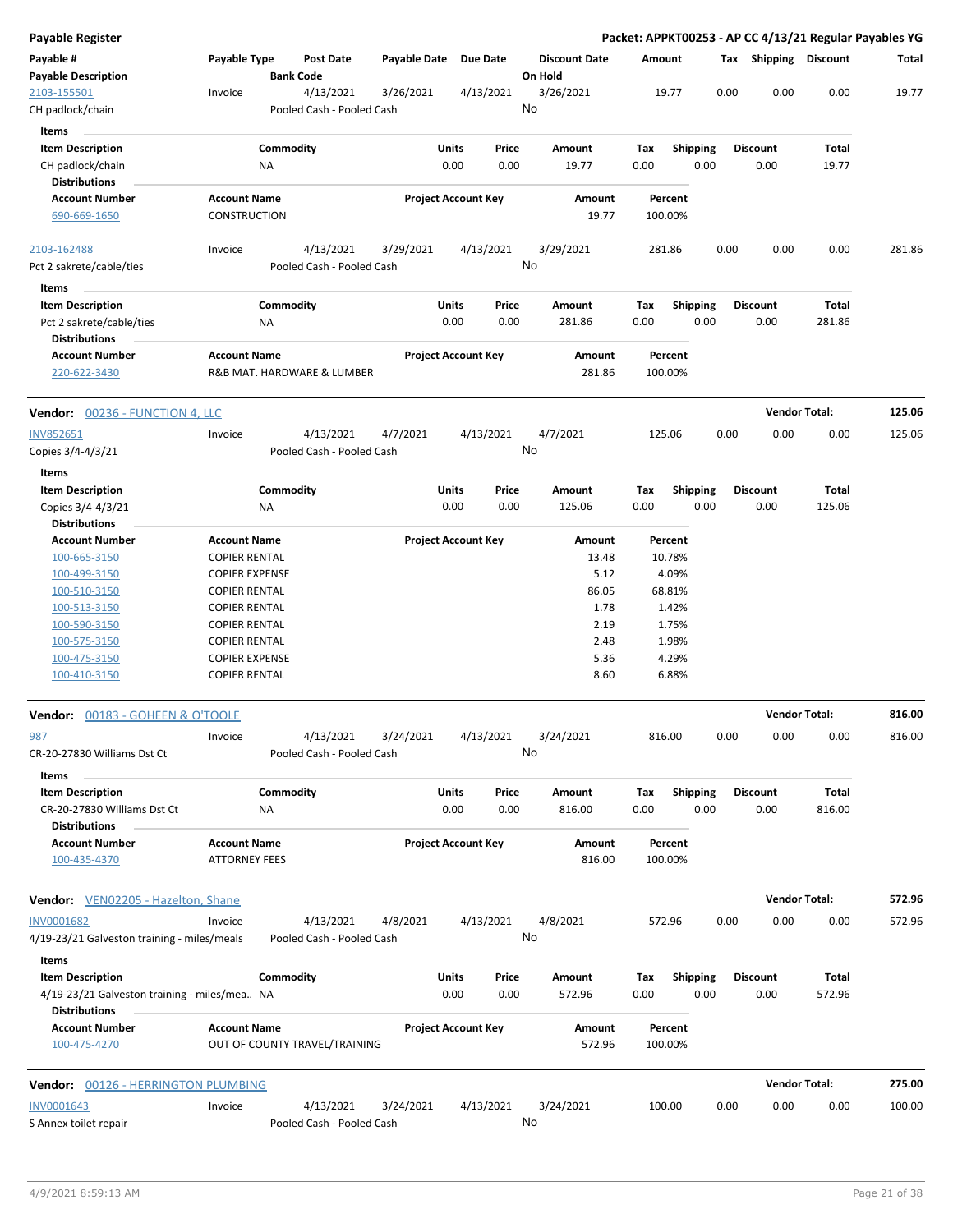**Payable Register** — **Packet: APPKT00253 - AP CC 4/13/21 Regular Payables YG**

| Payable # / Payable Description | Payable Type | Post Date / Bank Code | Payable Date | Due Date | Discount Date / On Hold | Amount | Tax | Shipping | Discount | Total |
|---|---|---|---|---|---|---|---|---|---|---|
| 2103-155501 | Invoice | 4/13/2021 | 3/26/2021 | 4/13/2021 | 3/26/2021 | 19.77 | 0.00 | 0.00 | 0.00 | 19.77 |
| CH padlock/chain | | Pooled Cash - Pooled Cash | | | No | | | | | |

**Items**

| Item Description | Commodity | Units | Price | Amount | Tax | Shipping | Discount | Total |
|---|---|---|---|---|---|---|---|---|
| CH padlock/chain | NA | 0.00 | 0.00 | 19.77 | 0.00 | 0.00 | 0.00 | 19.77 |

**Distributions**

| Account Number | Account Name | Project Account Key | Amount | Percent |
|---|---|---|---|---|
| 690-669-1650 | CONSTRUCTION | | 19.77 | 100.00% |

| Payable # / Payable Description | Payable Type | Post Date / Bank Code | Payable Date | Due Date | Discount Date / On Hold | Amount | Tax | Shipping | Discount | Total |
|---|---|---|---|---|---|---|---|---|---|---|
| 2103-162488 | Invoice | 4/13/2021 | 3/29/2021 | 4/13/2021 | 3/29/2021 | 281.86 | 0.00 | 0.00 | 0.00 | 281.86 |
| Pct 2 sakrete/cable/ties | | Pooled Cash - Pooled Cash | | | No | | | | | |

**Items**

| Item Description | Commodity | Units | Price | Amount | Tax | Shipping | Discount | Total |
|---|---|---|---|---|---|---|---|---|
| Pct 2 sakrete/cable/ties | NA | 0.00 | 0.00 | 281.86 | 0.00 | 0.00 | 0.00 | 281.86 |

**Distributions**

| Account Number | Account Name | Project Account Key | Amount | Percent |
|---|---|---|---|---|
| 220-622-3430 | R&B MAT. HARDWARE & LUMBER | | 281.86 | 100.00% |

**Vendor: 00236 - FUNCTION 4, LLC** — **Vendor Total: 125.06**

| Payable # / Payable Description | Payable Type | Post Date / Bank Code | Payable Date | Due Date | Discount Date / On Hold | Amount | Tax | Shipping | Discount | Total |
|---|---|---|---|---|---|---|---|---|---|---|
| INV852651 | Invoice | 4/13/2021 | 4/7/2021 | 4/13/2021 | 4/7/2021 | 125.06 | 0.00 | 0.00 | 0.00 | 125.06 |
| Copies 3/4-4/3/21 | | Pooled Cash - Pooled Cash | | | No | | | | | |

**Items**

| Item Description | Commodity | Units | Price | Amount | Tax | Shipping | Discount | Total |
|---|---|---|---|---|---|---|---|---|
| Copies 3/4-4/3/21 | NA | 0.00 | 0.00 | 125.06 | 0.00 | 0.00 | 0.00 | 125.06 |

**Distributions**

| Account Number | Account Name | Project Account Key | Amount | Percent |
|---|---|---|---|---|
| 100-665-3150 | COPIER RENTAL | | 13.48 | 10.78% |
| 100-499-3150 | COPIER EXPENSE | | 5.12 | 4.09% |
| 100-510-3150 | COPIER RENTAL | | 86.05 | 68.81% |
| 100-513-3150 | COPIER RENTAL | | 1.78 | 1.42% |
| 100-590-3150 | COPIER RENTAL | | 2.19 | 1.75% |
| 100-575-3150 | COPIER RENTAL | | 2.48 | 1.98% |
| 100-475-3150 | COPIER EXPENSE | | 5.36 | 4.29% |
| 100-410-3150 | COPIER RENTAL | | 8.60 | 6.88% |

**Vendor: 00183 - GOHEEN & O'TOOLE** — **Vendor Total: 816.00**

| Payable # / Payable Description | Payable Type | Post Date / Bank Code | Payable Date | Due Date | Discount Date / On Hold | Amount | Tax | Shipping | Discount | Total |
|---|---|---|---|---|---|---|---|---|---|---|
| 987 | Invoice | 4/13/2021 | 3/24/2021 | 4/13/2021 | 3/24/2021 | 816.00 | 0.00 | 0.00 | 0.00 | 816.00 |
| CR-20-27830 Williams Dst Ct | | Pooled Cash - Pooled Cash | | | No | | | | | |

**Items**

| Item Description | Commodity | Units | Price | Amount | Tax | Shipping | Discount | Total |
|---|---|---|---|---|---|---|---|---|
| CR-20-27830 Williams Dst Ct | NA | 0.00 | 0.00 | 816.00 | 0.00 | 0.00 | 0.00 | 816.00 |

**Distributions**

| Account Number | Account Name | Project Account Key | Amount | Percent |
|---|---|---|---|---|
| 100-435-4370 | ATTORNEY FEES | | 816.00 | 100.00% |

**Vendor: VEN02205 - Hazelton, Shane** — **Vendor Total: 572.96**

| Payable # / Payable Description | Payable Type | Post Date / Bank Code | Payable Date | Due Date | Discount Date / On Hold | Amount | Tax | Shipping | Discount | Total |
|---|---|---|---|---|---|---|---|---|---|---|
| INV0001682 | Invoice | 4/13/2021 | 4/8/2021 | 4/13/2021 | 4/8/2021 | 572.96 | 0.00 | 0.00 | 0.00 | 572.96 |
| 4/19-23/21 Galveston training - miles/meals | | Pooled Cash - Pooled Cash | | | No | | | | | |

**Items**

| Item Description | Commodity | Units | Price | Amount | Tax | Shipping | Discount | Total |
|---|---|---|---|---|---|---|---|---|
| 4/19-23/21 Galveston training - miles/mea.. | NA | 0.00 | 0.00 | 572.96 | 0.00 | 0.00 | 0.00 | 572.96 |

**Distributions**

| Account Number | Account Name | Project Account Key | Amount | Percent |
|---|---|---|---|---|
| 100-475-4270 | OUT OF COUNTY TRAVEL/TRAINING | | 572.96 | 100.00% |

**Vendor: 00126 - HERRINGTON PLUMBING** — **Vendor Total: 275.00**

| Payable # / Payable Description | Payable Type | Post Date / Bank Code | Payable Date | Due Date | Discount Date / On Hold | Amount | Tax | Shipping | Discount | Total |
|---|---|---|---|---|---|---|---|---|---|---|
| INV0001643 | Invoice | 4/13/2021 | 3/24/2021 | 4/13/2021 | 3/24/2021 | 100.00 | 0.00 | 0.00 | 0.00 | 100.00 |
| S Annex toilet repair | | Pooled Cash - Pooled Cash | | | No | | | | | |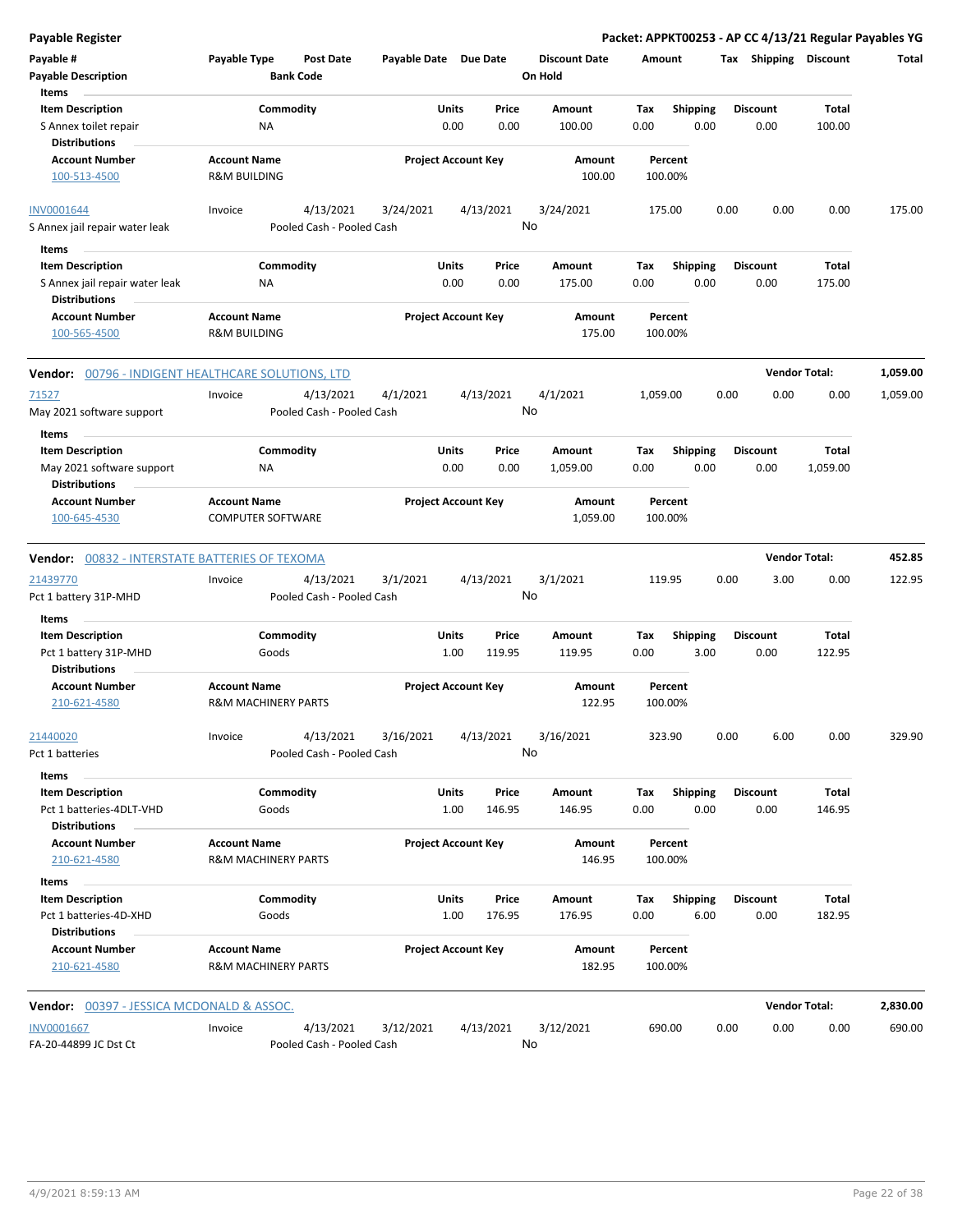# Payable Register

**Packet: APPKT00253 - AP CC 4/13/21 Regular Payables YG**

| Payable # / Payable Description | Payable Type | Post Date / Bank Code | Payable Date | Due Date | Discount Date / On Hold | Amount | Tax | Shipping | Discount | Total |
|---|---|---|---|---|---|---|---|---|---|---|

**Items**

| Item Description | Commodity | Units | Price | Amount | Tax | Shipping | Discount | Total |
|---|---|---|---|---|---|---|---|---|
| S Annex toilet repair | NA | 0.00 | 0.00 | 100.00 | 0.00 | 0.00 | 0.00 | 100.00 |

**Distributions**

| Account Number | Account Name | Project Account Key | Amount | Percent |
|---|---|---|---|---|
| 100-513-4500 | R&M BUILDING | | 100.00 | 100.00% |

| Payable # | Payable Type | Post Date | Payable Date | Due Date | Discount Date | Amount | Tax | Shipping | Discount | Total |
|---|---|---|---|---|---|---|---|---|---|---|
| INV0001644 | Invoice | 4/13/2021 | 3/24/2021 | 4/13/2021 | 3/24/2021 | 175.00 | 0.00 | 0.00 | 0.00 | 175.00 |
| S Annex jail repair water leak | | Pooled Cash - Pooled Cash | | | No | | | | | |

**Items**

| Item Description | Commodity | Units | Price | Amount | Tax | Shipping | Discount | Total |
|---|---|---|---|---|---|---|---|---|
| S Annex jail repair water leak | NA | 0.00 | 0.00 | 175.00 | 0.00 | 0.00 | 0.00 | 175.00 |

**Distributions**

| Account Number | Account Name | Project Account Key | Amount | Percent |
|---|---|---|---|---|
| 100-565-4500 | R&M BUILDING | | 175.00 | 100.00% |

**Vendor: 00796 - INDIGENT HEALTHCARE SOLUTIONS, LTD** — Vendor Total: 1,059.00

| Payable # | Payable Type | Post Date | Payable Date | Due Date | Discount Date | Amount | Tax | Shipping | Discount | Total |
|---|---|---|---|---|---|---|---|---|---|---|
| 71527 | Invoice | 4/13/2021 | 4/1/2021 | 4/13/2021 | 4/1/2021 | 1,059.00 | 0.00 | 0.00 | 0.00 | 1,059.00 |
| May 2021 software support | | Pooled Cash - Pooled Cash | | | No | | | | | |

**Items**

| Item Description | Commodity | Units | Price | Amount | Tax | Shipping | Discount | Total |
|---|---|---|---|---|---|---|---|---|
| May 2021 software support | NA | 0.00 | 0.00 | 1,059.00 | 0.00 | 0.00 | 0.00 | 1,059.00 |

**Distributions**

| Account Number | Account Name | Project Account Key | Amount | Percent |
|---|---|---|---|---|
| 100-645-4530 | COMPUTER SOFTWARE | | 1,059.00 | 100.00% |

**Vendor: 00832 - INTERSTATE BATTERIES OF TEXOMA** — Vendor Total: 452.85

| Payable # | Payable Type | Post Date | Payable Date | Due Date | Discount Date | Amount | Tax | Shipping | Discount | Total |
|---|---|---|---|---|---|---|---|---|---|---|
| 21439770 | Invoice | 4/13/2021 | 3/1/2021 | 4/13/2021 | 3/1/2021 | 119.95 | 0.00 | 3.00 | 0.00 | 122.95 |
| Pct 1 battery 31P-MHD | | Pooled Cash - Pooled Cash | | | No | | | | | |

**Items**

| Item Description | Commodity | Units | Price | Amount | Tax | Shipping | Discount | Total |
|---|---|---|---|---|---|---|---|---|
| Pct 1 battery 31P-MHD | Goods | 1.00 | 119.95 | 119.95 | 0.00 | 3.00 | 0.00 | 122.95 |

**Distributions**

| Account Number | Account Name | Project Account Key | Amount | Percent |
|---|---|---|---|---|
| 210-621-4580 | R&M MACHINERY PARTS | | 122.95 | 100.00% |

| Payable # | Payable Type | Post Date | Payable Date | Due Date | Discount Date | Amount | Tax | Shipping | Discount | Total |
|---|---|---|---|---|---|---|---|---|---|---|
| 21440020 | Invoice | 4/13/2021 | 3/16/2021 | 4/13/2021 | 3/16/2021 | 323.90 | 0.00 | 6.00 | 0.00 | 329.90 |
| Pct 1 batteries | | Pooled Cash - Pooled Cash | | | No | | | | | |

**Items**

| Item Description | Commodity | Units | Price | Amount | Tax | Shipping | Discount | Total |
|---|---|---|---|---|---|---|---|---|
| Pct 1 batteries-4DLT-VHD | Goods | 1.00 | 146.95 | 146.95 | 0.00 | 0.00 | 0.00 | 146.95 |

**Distributions**

| Account Number | Account Name | Project Account Key | Amount | Percent |
|---|---|---|---|---|
| 210-621-4580 | R&M MACHINERY PARTS | | 146.95 | 100.00% |

**Items**

| Item Description | Commodity | Units | Price | Amount | Tax | Shipping | Discount | Total |
|---|---|---|---|---|---|---|---|---|
| Pct 1 batteries-4D-XHD | Goods | 1.00 | 176.95 | 176.95 | 0.00 | 6.00 | 0.00 | 182.95 |

**Distributions**

| Account Number | Account Name | Project Account Key | Amount | Percent |
|---|---|---|---|---|
| 210-621-4580 | R&M MACHINERY PARTS | | 182.95 | 100.00% |

**Vendor: 00397 - JESSICA MCDONALD & ASSOC.** — Vendor Total: 2,830.00

| Payable # | Payable Type | Post Date | Payable Date | Due Date | Discount Date | Amount | Tax | Shipping | Discount | Total |
|---|---|---|---|---|---|---|---|---|---|---|
| INV0001667 | Invoice | 4/13/2021 | 3/12/2021 | 4/13/2021 | 3/12/2021 | 690.00 | 0.00 | 0.00 | 0.00 | 690.00 |
| FA-20-44899 JC Dst Ct | | Pooled Cash - Pooled Cash | | | No | | | | | |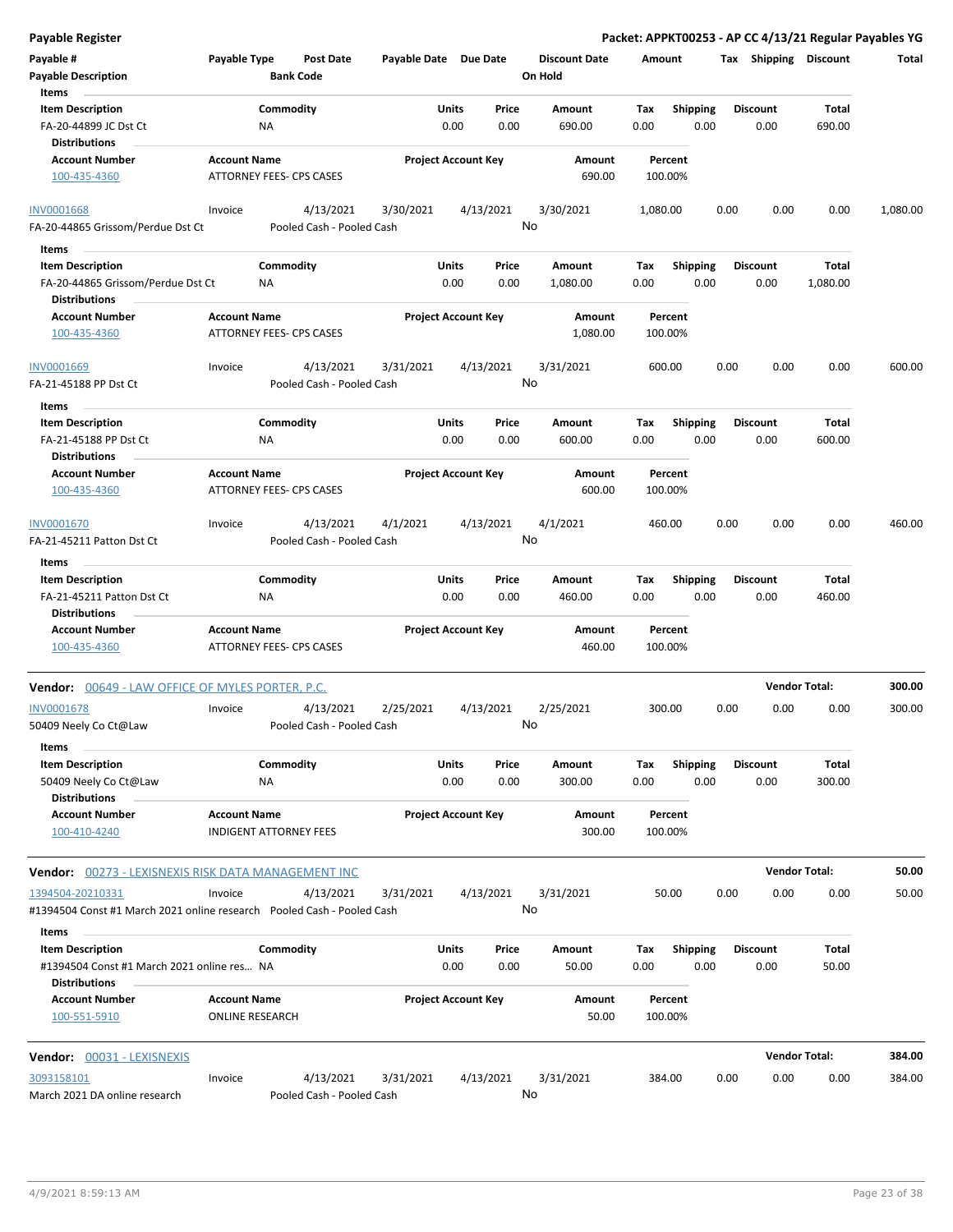**Payable Register**

**Packet: APPKT00253 - AP CC 4/13/21 Regular Payables YG**

| Payable # | Payable Type | Post Date | Payable Date | Due Date | Discount Date | Amount | Tax | Shipping | Discount | Total |
|---|---|---|---|---|---|---|---|---|---|---|
| Payable Description | | Bank Code | | | On Hold | | | | | |

**Items**

| Item Description | Commodity | Units | Price | Amount | Tax | Shipping | Discount | Total |
|---|---|---|---|---|---|---|---|---|
| FA-20-44899 JC Dst Ct | NA | 0.00 | 0.00 | 690.00 | 0.00 | 0.00 | 0.00 | 690.00 |

**Distributions**

| Account Number | Account Name | Project Account Key | Amount | Percent |
|---|---|---|---|---|
| 100-435-4360 | ATTORNEY FEES- CPS CASES | | 690.00 | 100.00% |

| Payable # | Payable Type | Post Date | Payable Date | Due Date | Discount Date | Amount | Tax | Shipping | Discount | Total |
|---|---|---|---|---|---|---|---|---|---|---|
| INV0001668 | Invoice | 4/13/2021 | 3/30/2021 | 4/13/2021 | 3/30/2021 | 1,080.00 | 0.00 | 0.00 | 0.00 | 1,080.00 |
| FA-20-44865 Grissom/Perdue Dst Ct | | Pooled Cash - Pooled Cash | | | No | | | | | |

**Items**

| Item Description | Commodity | Units | Price | Amount | Tax | Shipping | Discount | Total |
|---|---|---|---|---|---|---|---|---|
| FA-20-44865 Grissom/Perdue Dst Ct | NA | 0.00 | 0.00 | 1,080.00 | 0.00 | 0.00 | 0.00 | 1,080.00 |

**Distributions**

| Account Number | Account Name | Project Account Key | Amount | Percent |
|---|---|---|---|---|
| 100-435-4360 | ATTORNEY FEES- CPS CASES | | 1,080.00 | 100.00% |

| Payable # | Payable Type | Post Date | Payable Date | Due Date | Discount Date | Amount | Tax | Shipping | Discount | Total |
|---|---|---|---|---|---|---|---|---|---|---|
| INV0001669 | Invoice | 4/13/2021 | 3/31/2021 | 4/13/2021 | 3/31/2021 | 600.00 | 0.00 | 0.00 | 0.00 | 600.00 |
| FA-21-45188 PP Dst Ct | | Pooled Cash - Pooled Cash | | | No | | | | | |

**Items**

| Item Description | Commodity | Units | Price | Amount | Tax | Shipping | Discount | Total |
|---|---|---|---|---|---|---|---|---|
| FA-21-45188 PP Dst Ct | NA | 0.00 | 0.00 | 600.00 | 0.00 | 0.00 | 0.00 | 600.00 |

**Distributions**

| Account Number | Account Name | Project Account Key | Amount | Percent |
|---|---|---|---|---|
| 100-435-4360 | ATTORNEY FEES- CPS CASES | | 600.00 | 100.00% |

| Payable # | Payable Type | Post Date | Payable Date | Due Date | Discount Date | Amount | Tax | Shipping | Discount | Total |
|---|---|---|---|---|---|---|---|---|---|---|
| INV0001670 | Invoice | 4/13/2021 | 4/1/2021 | 4/13/2021 | 4/1/2021 | 460.00 | 0.00 | 0.00 | 0.00 | 460.00 |
| FA-21-45211 Patton Dst Ct | | Pooled Cash - Pooled Cash | | | No | | | | | |

**Items**

| Item Description | Commodity | Units | Price | Amount | Tax | Shipping | Discount | Total |
|---|---|---|---|---|---|---|---|---|
| FA-21-45211 Patton Dst Ct | NA | 0.00 | 0.00 | 460.00 | 0.00 | 0.00 | 0.00 | 460.00 |

**Distributions**

| Account Number | Account Name | Project Account Key | Amount | Percent |
|---|---|---|---|---|
| 100-435-4360 | ATTORNEY FEES- CPS CASES | | 460.00 | 100.00% |

**Vendor: 00649 - LAW OFFICE OF MYLES PORTER, P.C.** — **Vendor Total: 300.00**

| Payable # | Payable Type | Post Date | Payable Date | Due Date | Discount Date | Amount | Tax | Shipping | Discount | Total |
|---|---|---|---|---|---|---|---|---|---|---|
| INV0001678 | Invoice | 4/13/2021 | 2/25/2021 | 4/13/2021 | 2/25/2021 | 300.00 | 0.00 | 0.00 | 0.00 | 300.00 |
| 50409 Neely Co Ct@Law | | Pooled Cash - Pooled Cash | | | No | | | | | |

**Items**

| Item Description | Commodity | Units | Price | Amount | Tax | Shipping | Discount | Total |
|---|---|---|---|---|---|---|---|---|
| 50409 Neely Co Ct@Law | NA | 0.00 | 0.00 | 300.00 | 0.00 | 0.00 | 0.00 | 300.00 |

**Distributions**

| Account Number | Account Name | Project Account Key | Amount | Percent |
|---|---|---|---|---|
| 100-410-4240 | INDIGENT ATTORNEY FEES | | 300.00 | 100.00% |

**Vendor: 00273 - LEXISNEXIS RISK DATA MANAGEMENT INC** — **Vendor Total: 50.00**

| Payable # | Payable Type | Post Date | Payable Date | Due Date | Discount Date | Amount | Tax | Shipping | Discount | Total |
|---|---|---|---|---|---|---|---|---|---|---|
| 1394504-20210331 | Invoice | 4/13/2021 | 3/31/2021 | 4/13/2021 | 3/31/2021 | 50.00 | 0.00 | 0.00 | 0.00 | 50.00 |
| #1394504 Const #1 March 2021 online research | | Pooled Cash - Pooled Cash | | | No | | | | | |

**Items**

| Item Description | Commodity | Units | Price | Amount | Tax | Shipping | Discount | Total |
|---|---|---|---|---|---|---|---|---|
| #1394504 Const #1 March 2021 online res... | NA | 0.00 | 0.00 | 50.00 | 0.00 | 0.00 | 0.00 | 50.00 |

**Distributions**

| Account Number | Account Name | Project Account Key | Amount | Percent |
|---|---|---|---|---|
| 100-551-5910 | ONLINE RESEARCH | | 50.00 | 100.00% |

**Vendor: 00031 - LEXISNEXIS** — **Vendor Total: 384.00**

| Payable # | Payable Type | Post Date | Payable Date | Due Date | Discount Date | Amount | Tax | Shipping | Discount | Total |
|---|---|---|---|---|---|---|---|---|---|---|
| 3093158101 | Invoice | 4/13/2021 | 3/31/2021 | 4/13/2021 | 3/31/2021 | 384.00 | 0.00 | 0.00 | 0.00 | 384.00 |
| March 2021 DA online research | | Pooled Cash - Pooled Cash | | | No | | | | | |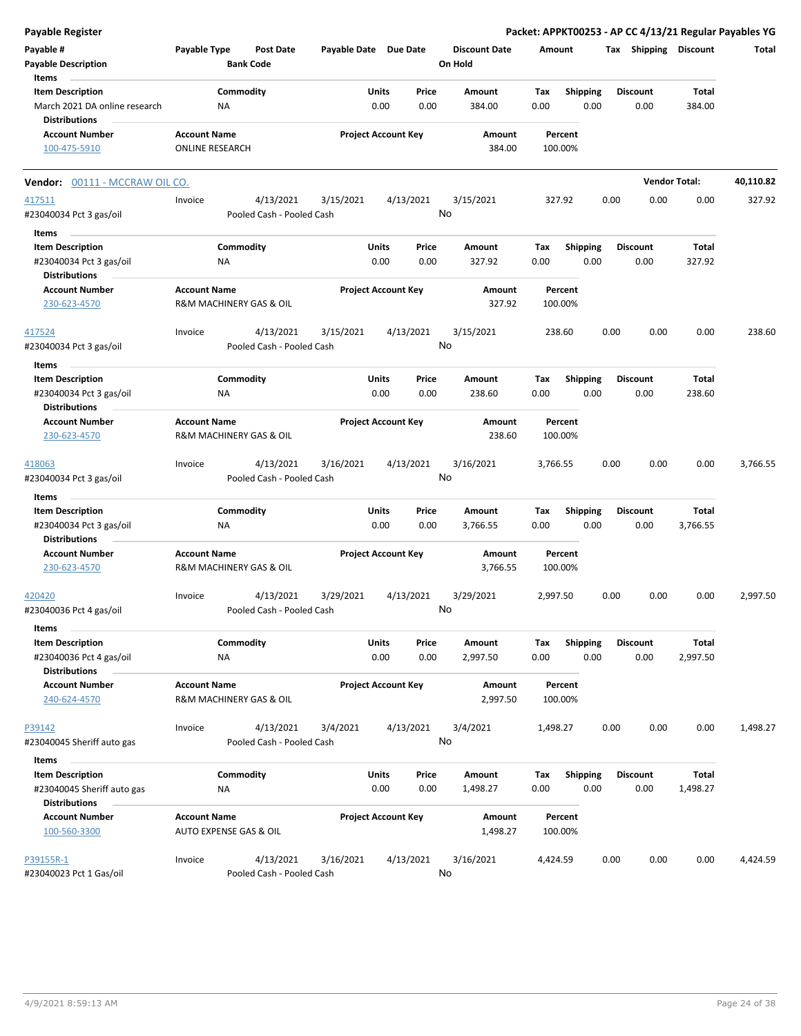**Payable Register** — **Packet: APPKT00253 - AP CC 4/13/21 Regular Payables YG**

| Payable # | Payable Type | Post Date | Payable Date | Due Date | Discount Date | Amount | Tax | Shipping | Discount | Total |
|---|---|---|---|---|---|---|---|---|---|---|
| Payable Description | | Bank Code | | | On Hold | | | | | |

Items

| Item Description | Commodity | Units | Price | Amount | Tax | Shipping | Discount | Total |
|---|---|---|---|---|---|---|---|---|
| March 2021 DA online research | NA | 0.00 | 0.00 | 384.00 | 0.00 | 0.00 | 0.00 | 384.00 |

Distributions

| Account Number | Account Name | Project Account Key | Amount | Percent |
|---|---|---|---|---|
| 100-475-5910 | ONLINE RESEARCH | | 384.00 | 100.00% |

**Vendor:** 00111 - MCCRAW OIL CO. — **Vendor Total:** 40,110.82

| Payable # | Payable Type | Post Date | Payable Date | Due Date | Discount Date | Amount | Tax | Shipping | Discount | Total |
|---|---|---|---|---|---|---|---|---|---|---|
| 417511 | Invoice | 4/13/2021 | 3/15/2021 | 4/13/2021 | 3/15/2021 | 327.92 | 0.00 | 0.00 | 0.00 | 327.92 |
| #23040034 Pct 3 gas/oil | | Pooled Cash - Pooled Cash | | | No | | | | | |

Items

| Item Description | Commodity | Units | Price | Amount | Tax | Shipping | Discount | Total |
|---|---|---|---|---|---|---|---|---|
| #23040034 Pct 3 gas/oil | NA | 0.00 | 0.00 | 327.92 | 0.00 | 0.00 | 0.00 | 327.92 |

Distributions

| Account Number | Account Name | Project Account Key | Amount | Percent |
|---|---|---|---|---|
| 230-623-4570 | R&M MACHINERY GAS & OIL | | 327.92 | 100.00% |

| Payable # | Payable Type | Post Date | Payable Date | Due Date | Discount Date | Amount | Tax | Shipping | Discount | Total |
|---|---|---|---|---|---|---|---|---|---|---|
| 417524 | Invoice | 4/13/2021 | 3/15/2021 | 4/13/2021 | 3/15/2021 | 238.60 | 0.00 | 0.00 | 0.00 | 238.60 |
| #23040034 Pct 3 gas/oil | | Pooled Cash - Pooled Cash | | | No | | | | | |

Items

| Item Description | Commodity | Units | Price | Amount | Tax | Shipping | Discount | Total |
|---|---|---|---|---|---|---|---|---|
| #23040034 Pct 3 gas/oil | NA | 0.00 | 0.00 | 238.60 | 0.00 | 0.00 | 0.00 | 238.60 |

Distributions

| Account Number | Account Name | Project Account Key | Amount | Percent |
|---|---|---|---|---|
| 230-623-4570 | R&M MACHINERY GAS & OIL | | 238.60 | 100.00% |

| Payable # | Payable Type | Post Date | Payable Date | Due Date | Discount Date | Amount | Tax | Shipping | Discount | Total |
|---|---|---|---|---|---|---|---|---|---|---|
| 418063 | Invoice | 4/13/2021 | 3/16/2021 | 4/13/2021 | 3/16/2021 | 3,766.55 | 0.00 | 0.00 | 0.00 | 3,766.55 |
| #23040034 Pct 3 gas/oil | | Pooled Cash - Pooled Cash | | | No | | | | | |

Items

| Item Description | Commodity | Units | Price | Amount | Tax | Shipping | Discount | Total |
|---|---|---|---|---|---|---|---|---|
| #23040034 Pct 3 gas/oil | NA | 0.00 | 0.00 | 3,766.55 | 0.00 | 0.00 | 0.00 | 3,766.55 |

Distributions

| Account Number | Account Name | Project Account Key | Amount | Percent |
|---|---|---|---|---|
| 230-623-4570 | R&M MACHINERY GAS & OIL | | 3,766.55 | 100.00% |

| Payable # | Payable Type | Post Date | Payable Date | Due Date | Discount Date | Amount | Tax | Shipping | Discount | Total |
|---|---|---|---|---|---|---|---|---|---|---|
| 420420 | Invoice | 4/13/2021 | 3/29/2021 | 4/13/2021 | 3/29/2021 | 2,997.50 | 0.00 | 0.00 | 0.00 | 2,997.50 |
| #23040036 Pct 4 gas/oil | | Pooled Cash - Pooled Cash | | | No | | | | | |

Items

| Item Description | Commodity | Units | Price | Amount | Tax | Shipping | Discount | Total |
|---|---|---|---|---|---|---|---|---|
| #23040036 Pct 4 gas/oil | NA | 0.00 | 0.00 | 2,997.50 | 0.00 | 0.00 | 0.00 | 2,997.50 |

Distributions

| Account Number | Account Name | Project Account Key | Amount | Percent |
|---|---|---|---|---|
| 240-624-4570 | R&M MACHINERY GAS & OIL | | 2,997.50 | 100.00% |

| Payable # | Payable Type | Post Date | Payable Date | Due Date | Discount Date | Amount | Tax | Shipping | Discount | Total |
|---|---|---|---|---|---|---|---|---|---|---|
| P39142 | Invoice | 4/13/2021 | 3/4/2021 | 4/13/2021 | 3/4/2021 | 1,498.27 | 0.00 | 0.00 | 0.00 | 1,498.27 |
| #23040045 Sheriff auto gas | | Pooled Cash - Pooled Cash | | | No | | | | | |

Items

| Item Description | Commodity | Units | Price | Amount | Tax | Shipping | Discount | Total |
|---|---|---|---|---|---|---|---|---|
| #23040045 Sheriff auto gas | NA | 0.00 | 0.00 | 1,498.27 | 0.00 | 0.00 | 0.00 | 1,498.27 |

Distributions

| Account Number | Account Name | Project Account Key | Amount | Percent |
|---|---|---|---|---|
| 100-560-3300 | AUTO EXPENSE GAS & OIL | | 1,498.27 | 100.00% |

| Payable # | Payable Type | Post Date | Payable Date | Due Date | Discount Date | Amount | Tax | Shipping | Discount | Total |
|---|---|---|---|---|---|---|---|---|---|---|
| P39155R-1 | Invoice | 4/13/2021 | 3/16/2021 | 4/13/2021 | 3/16/2021 | 4,424.59 | 0.00 | 0.00 | 0.00 | 4,424.59 |
| #23040023 Pct 1 Gas/oil | | Pooled Cash - Pooled Cash | | | No | | | | | |

4/9/2021 8:59:13 AM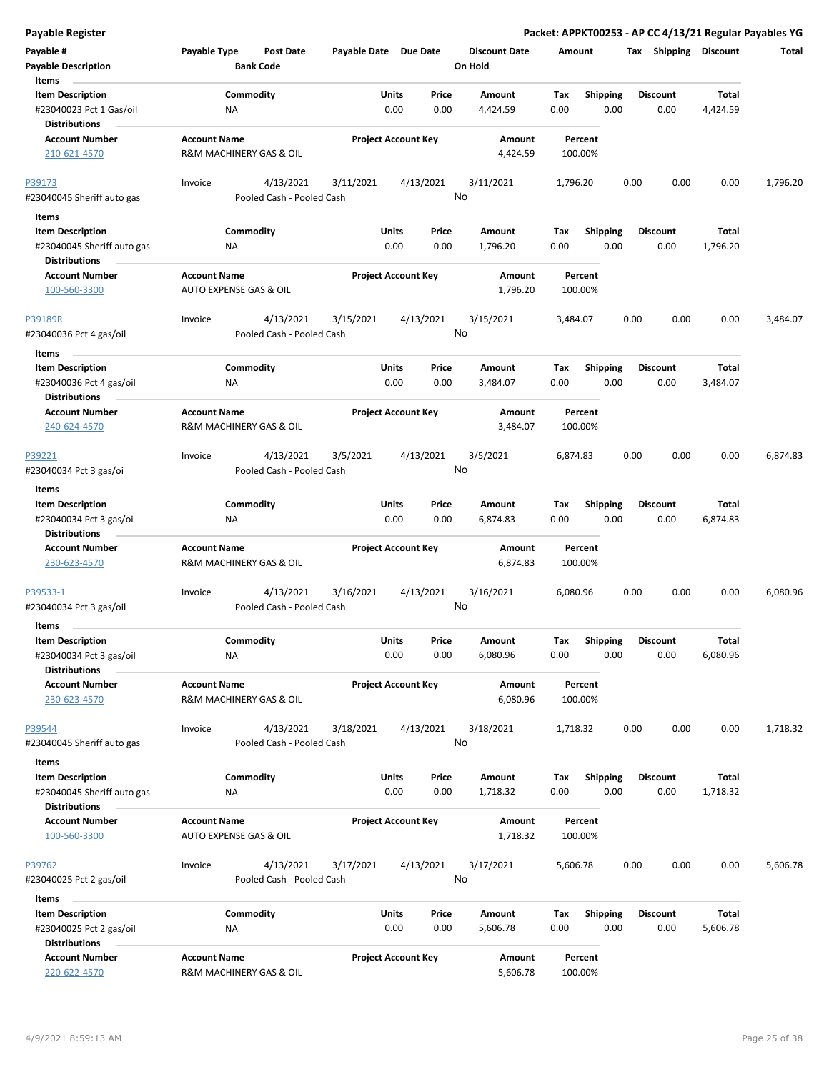# Payable Register

**Packet: APPKT00253 - AP CC 4/13/21 Regular Payables YG**

| Payable # | Payable Type | Post Date | Payable Date | Due Date | Discount Date | Amount | Tax | Shipping | Discount | Total |
|---|---|---|---|---|---|---|---|---|---|---|
| Payable Description | | Bank Code | | | On Hold | | | | | |

**Items**

| Item Description | Commodity | Units | Price | Amount | Tax | Shipping | Discount | Total |
|---|---|---|---|---|---|---|---|---|
| #23040023 Pct 1 Gas/oil | NA | 0.00 | 0.00 | 4,424.59 | 0.00 | 0.00 | 0.00 | 4,424.59 |

**Distributions**

| Account Number | Account Name | Project Account Key | Amount | Percent |
|---|---|---|---|---|
| 210-621-4570 | R&M MACHINERY GAS & OIL | | 4,424.59 | 100.00% |

---

| Payable # | Payable Type | Post Date | Payable Date | Due Date | Discount Date | Amount | Tax | Shipping | Discount | Total |
|---|---|---|---|---|---|---|---|---|---|---|
| P39173 | Invoice | 4/13/2021 | 3/11/2021 | 4/13/2021 | 3/11/2021 | 1,796.20 | 0.00 | 0.00 | 0.00 | 1,796.20 |
| #23040045 Sheriff auto gas | | Pooled Cash - Pooled Cash | | | No | | | | | |

**Items**

| Item Description | Commodity | Units | Price | Amount | Tax | Shipping | Discount | Total |
|---|---|---|---|---|---|---|---|---|
| #23040045 Sheriff auto gas | NA | 0.00 | 0.00 | 1,796.20 | 0.00 | 0.00 | 0.00 | 1,796.20 |

**Distributions**

| Account Number | Account Name | Project Account Key | Amount | Percent |
|---|---|---|---|---|
| 100-560-3300 | AUTO EXPENSE GAS & OIL | | 1,796.20 | 100.00% |

---

| Payable # | Payable Type | Post Date | Payable Date | Due Date | Discount Date | Amount | Tax | Shipping | Discount | Total |
|---|---|---|---|---|---|---|---|---|---|---|
| P39189R | Invoice | 4/13/2021 | 3/15/2021 | 4/13/2021 | 3/15/2021 | 3,484.07 | 0.00 | 0.00 | 0.00 | 3,484.07 |
| #23040036 Pct 4 gas/oil | | Pooled Cash - Pooled Cash | | | No | | | | | |

**Items**

| Item Description | Commodity | Units | Price | Amount | Tax | Shipping | Discount | Total |
|---|---|---|---|---|---|---|---|---|
| #23040036 Pct 4 gas/oil | NA | 0.00 | 0.00 | 3,484.07 | 0.00 | 0.00 | 0.00 | 3,484.07 |

**Distributions**

| Account Number | Account Name | Project Account Key | Amount | Percent |
|---|---|---|---|---|
| 240-624-4570 | R&M MACHINERY GAS & OIL | | 3,484.07 | 100.00% |

---

| Payable # | Payable Type | Post Date | Payable Date | Due Date | Discount Date | Amount | Tax | Shipping | Discount | Total |
|---|---|---|---|---|---|---|---|---|---|---|
| P39221 | Invoice | 4/13/2021 | 3/5/2021 | 4/13/2021 | 3/5/2021 | 6,874.83 | 0.00 | 0.00 | 0.00 | 6,874.83 |
| #23040034 Pct 3 gas/oi | | Pooled Cash - Pooled Cash | | | No | | | | | |

**Items**

| Item Description | Commodity | Units | Price | Amount | Tax | Shipping | Discount | Total |
|---|---|---|---|---|---|---|---|---|
| #23040034 Pct 3 gas/oi | NA | 0.00 | 0.00 | 6,874.83 | 0.00 | 0.00 | 0.00 | 6,874.83 |

**Distributions**

| Account Number | Account Name | Project Account Key | Amount | Percent |
|---|---|---|---|---|
| 230-623-4570 | R&M MACHINERY GAS & OIL | | 6,874.83 | 100.00% |

---

| Payable # | Payable Type | Post Date | Payable Date | Due Date | Discount Date | Amount | Tax | Shipping | Discount | Total |
|---|---|---|---|---|---|---|---|---|---|---|
| P39533-1 | Invoice | 4/13/2021 | 3/16/2021 | 4/13/2021 | 3/16/2021 | 6,080.96 | 0.00 | 0.00 | 0.00 | 6,080.96 |
| #23040034 Pct 3 gas/oil | | Pooled Cash - Pooled Cash | | | No | | | | | |

**Items**

| Item Description | Commodity | Units | Price | Amount | Tax | Shipping | Discount | Total |
|---|---|---|---|---|---|---|---|---|
| #23040034 Pct 3 gas/oil | NA | 0.00 | 0.00 | 6,080.96 | 0.00 | 0.00 | 0.00 | 6,080.96 |

**Distributions**

| Account Number | Account Name | Project Account Key | Amount | Percent |
|---|---|---|---|---|
| 230-623-4570 | R&M MACHINERY GAS & OIL | | 6,080.96 | 100.00% |

---

| Payable # | Payable Type | Post Date | Payable Date | Due Date | Discount Date | Amount | Tax | Shipping | Discount | Total |
|---|---|---|---|---|---|---|---|---|---|---|
| P39544 | Invoice | 4/13/2021 | 3/18/2021 | 4/13/2021 | 3/18/2021 | 1,718.32 | 0.00 | 0.00 | 0.00 | 1,718.32 |
| #23040045 Sheriff auto gas | | Pooled Cash - Pooled Cash | | | No | | | | | |

**Items**

| Item Description | Commodity | Units | Price | Amount | Tax | Shipping | Discount | Total |
|---|---|---|---|---|---|---|---|---|
| #23040045 Sheriff auto gas | NA | 0.00 | 0.00 | 1,718.32 | 0.00 | 0.00 | 0.00 | 1,718.32 |

**Distributions**

| Account Number | Account Name | Project Account Key | Amount | Percent |
|---|---|---|---|---|
| 100-560-3300 | AUTO EXPENSE GAS & OIL | | 1,718.32 | 100.00% |

---

| Payable # | Payable Type | Post Date | Payable Date | Due Date | Discount Date | Amount | Tax | Shipping | Discount | Total |
|---|---|---|---|---|---|---|---|---|---|---|
| P39762 | Invoice | 4/13/2021 | 3/17/2021 | 4/13/2021 | 3/17/2021 | 5,606.78 | 0.00 | 0.00 | 0.00 | 5,606.78 |
| #23040025 Pct 2 gas/oil | | Pooled Cash - Pooled Cash | | | No | | | | | |

**Items**

| Item Description | Commodity | Units | Price | Amount | Tax | Shipping | Discount | Total |
|---|---|---|---|---|---|---|---|---|
| #23040025 Pct 2 gas/oil | NA | 0.00 | 0.00 | 5,606.78 | 0.00 | 0.00 | 0.00 | 5,606.78 |

**Distributions**

| Account Number | Account Name | Project Account Key | Amount | Percent |
|---|---|---|---|---|
| 220-622-4570 | R&M MACHINERY GAS & OIL | | 5,606.78 | 100.00% |

4/9/2021 8:59:13 AM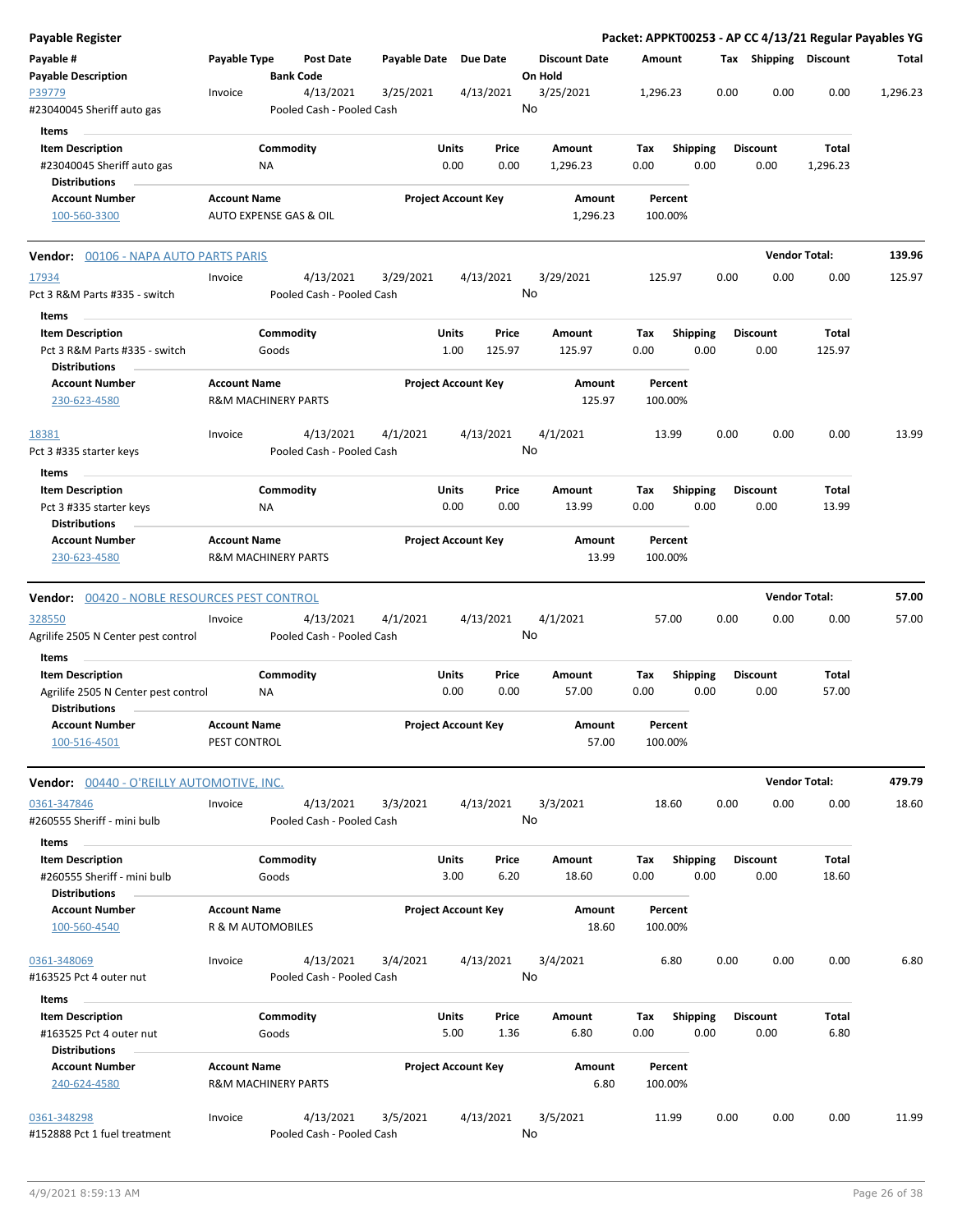# Payable Register

**Packet: APPKT00253 - AP CC 4/13/21 Regular Payables YG**

| Payable # / Payable Description | Payable Type | Post Date / Bank Code | Payable Date | Due Date | Discount Date / On Hold | Amount | Tax | Shipping | Discount | Total |
|---|---|---|---|---|---|---|---|---|---|---|
| P39779<br>#23040045 Sheriff auto gas | Invoice | 4/13/2021<br>Pooled Cash - Pooled Cash | 3/25/2021 | 4/13/2021 | 3/25/2021<br>No | 1,296.23 | 0.00 | 0.00 | 0.00 | 1,296.23 |

**Items**

| Item Description | Commodity | Units | Price | Amount | Tax | Shipping | Discount | Total |
|---|---|---|---|---|---|---|---|---|
| #23040045 Sheriff auto gas | NA | 0.00 | 0.00 | 1,296.23 | 0.00 | 0.00 | 0.00 | 1,296.23 |

**Distributions**

| Account Number | Account Name | Project Account Key | Amount | Percent |
|---|---|---|---|---|
| 100-560-3300 | AUTO EXPENSE GAS & OIL | | 1,296.23 | 100.00% |

---

## Vendor: 00106 - NAPA AUTO PARTS PARIS — Vendor Total: 139.96

| Payable # / Payable Description | Payable Type | Post Date / Bank Code | Payable Date | Due Date | Discount Date / On Hold | Amount | Tax | Shipping | Discount | Total |
|---|---|---|---|---|---|---|---|---|---|---|
| 17934<br>Pct 3 R&M Parts #335 - switch | Invoice | 4/13/2021<br>Pooled Cash - Pooled Cash | 3/29/2021 | 4/13/2021 | 3/29/2021<br>No | 125.97 | 0.00 | 0.00 | 0.00 | 125.97 |

**Items**

| Item Description | Commodity | Units | Price | Amount | Tax | Shipping | Discount | Total |
|---|---|---|---|---|---|---|---|---|
| Pct 3 R&M Parts #335 - switch | Goods | 1.00 | 125.97 | 125.97 | 0.00 | 0.00 | 0.00 | 125.97 |

**Distributions**

| Account Number | Account Name | Project Account Key | Amount | Percent |
|---|---|---|---|---|
| 230-623-4580 | R&M MACHINERY PARTS | | 125.97 | 100.00% |

| Payable # / Payable Description | Payable Type | Post Date / Bank Code | Payable Date | Due Date | Discount Date / On Hold | Amount | Tax | Shipping | Discount | Total |
|---|---|---|---|---|---|---|---|---|---|---|
| 18381<br>Pct 3 #335 starter keys | Invoice | 4/13/2021<br>Pooled Cash - Pooled Cash | 4/1/2021 | 4/13/2021 | 4/1/2021<br>No | 13.99 | 0.00 | 0.00 | 0.00 | 13.99 |

**Items**

| Item Description | Commodity | Units | Price | Amount | Tax | Shipping | Discount | Total |
|---|---|---|---|---|---|---|---|---|
| Pct 3 #335 starter keys | NA | 0.00 | 0.00 | 13.99 | 0.00 | 0.00 | 0.00 | 13.99 |

**Distributions**

| Account Number | Account Name | Project Account Key | Amount | Percent |
|---|---|---|---|---|
| 230-623-4580 | R&M MACHINERY PARTS | | 13.99 | 100.00% |

---

## Vendor: 00420 - NOBLE RESOURCES PEST CONTROL — Vendor Total: 57.00

| Payable # / Payable Description | Payable Type | Post Date / Bank Code | Payable Date | Due Date | Discount Date / On Hold | Amount | Tax | Shipping | Discount | Total |
|---|---|---|---|---|---|---|---|---|---|---|
| 328550<br>Agrilife 2505 N Center pest control | Invoice | 4/13/2021<br>Pooled Cash - Pooled Cash | 4/1/2021 | 4/13/2021 | 4/1/2021<br>No | 57.00 | 0.00 | 0.00 | 0.00 | 57.00 |

**Items**

| Item Description | Commodity | Units | Price | Amount | Tax | Shipping | Discount | Total |
|---|---|---|---|---|---|---|---|---|
| Agrilife 2505 N Center pest control | NA | 0.00 | 0.00 | 57.00 | 0.00 | 0.00 | 0.00 | 57.00 |

**Distributions**

| Account Number | Account Name | Project Account Key | Amount | Percent |
|---|---|---|---|---|
| 100-516-4501 | PEST CONTROL | | 57.00 | 100.00% |

---

## Vendor: 00440 - O'REILLY AUTOMOTIVE, INC. — Vendor Total: 479.79

| Payable # / Payable Description | Payable Type | Post Date / Bank Code | Payable Date | Due Date | Discount Date / On Hold | Amount | Tax | Shipping | Discount | Total |
|---|---|---|---|---|---|---|---|---|---|---|
| 0361-347846<br>#260555 Sheriff - mini bulb | Invoice | 4/13/2021<br>Pooled Cash - Pooled Cash | 3/3/2021 | 4/13/2021 | 3/3/2021<br>No | 18.60 | 0.00 | 0.00 | 0.00 | 18.60 |

**Items**

| Item Description | Commodity | Units | Price | Amount | Tax | Shipping | Discount | Total |
|---|---|---|---|---|---|---|---|---|
| #260555 Sheriff - mini bulb | Goods | 3.00 | 6.20 | 18.60 | 0.00 | 0.00 | 0.00 | 18.60 |

**Distributions**

| Account Number | Account Name | Project Account Key | Amount | Percent |
|---|---|---|---|---|
| 100-560-4540 | R & M AUTOMOBILES | | 18.60 | 100.00% |

| Payable # / Payable Description | Payable Type | Post Date / Bank Code | Payable Date | Due Date | Discount Date / On Hold | Amount | Tax | Shipping | Discount | Total |
|---|---|---|---|---|---|---|---|---|---|---|
| 0361-348069<br>#163525 Pct 4 outer nut | Invoice | 4/13/2021<br>Pooled Cash - Pooled Cash | 3/4/2021 | 4/13/2021 | 3/4/2021<br>No | 6.80 | 0.00 | 0.00 | 0.00 | 6.80 |

**Items**

| Item Description | Commodity | Units | Price | Amount | Tax | Shipping | Discount | Total |
|---|---|---|---|---|---|---|---|---|
| #163525 Pct 4 outer nut | Goods | 5.00 | 1.36 | 6.80 | 0.00 | 0.00 | 0.00 | 6.80 |

**Distributions**

| Account Number | Account Name | Project Account Key | Amount | Percent |
|---|---|---|---|---|
| 240-624-4580 | R&M MACHINERY PARTS | | 6.80 | 100.00% |

| Payable # / Payable Description | Payable Type | Post Date / Bank Code | Payable Date | Due Date | Discount Date / On Hold | Amount | Tax | Shipping | Discount | Total |
|---|---|---|---|---|---|---|---|---|---|---|
| 0361-348298<br>#152888 Pct 1 fuel treatment | Invoice | 4/13/2021<br>Pooled Cash - Pooled Cash | 3/5/2021 | 4/13/2021 | 3/5/2021<br>No | 11.99 | 0.00 | 0.00 | 0.00 | 11.99 |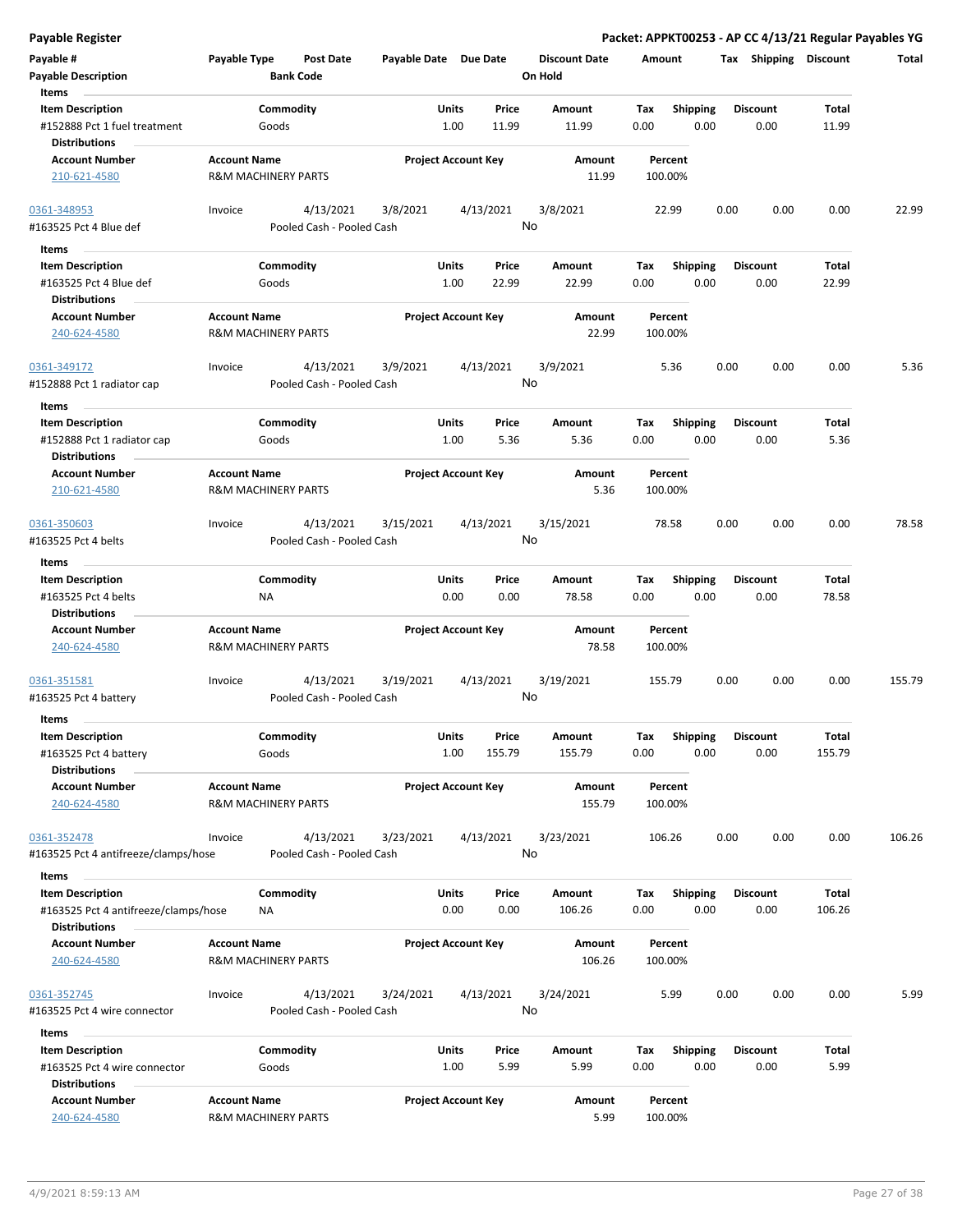**Payable Register**

**Packet: APPKT00253 - AP CC 4/13/21 Regular Payables YG**

| Payable # | Payable Type | Post Date | Payable Date | Due Date | Discount Date | Amount | Tax | Shipping | Discount | Total |
|---|---|---|---|---|---|---|---|---|---|---|
| **Payable Description** | | **Bank Code** | | | **On Hold** | | | | | |

**Items**

| Item Description | Commodity | Units | Price | Amount | Tax | Shipping | Discount | Total |
|---|---|---|---|---|---|---|---|---|
| #152888 Pct 1 fuel treatment | Goods | 1.00 | 11.99 | 11.99 | 0.00 | 0.00 | 0.00 | 11.99 |

**Distributions**

| Account Number | Account Name | Project Account Key | Amount | Percent |
|---|---|---|---|---|
| 210-621-4580 | R&M MACHINERY PARTS | | 11.99 | 100.00% |

---

| Payable # | Payable Type | Post Date | Payable Date | Due Date | Discount Date | Amount | Tax | Shipping | Discount | Total |
|---|---|---|---|---|---|---|---|---|---|---|
| 0361-348953 | Invoice | 4/13/2021 | 3/8/2021 | 4/13/2021 | 3/8/2021 | 22.99 | 0.00 | 0.00 | 0.00 | 22.99 |
| #163525 Pct 4 Blue def | | Pooled Cash - Pooled Cash | | | No | | | | | |

**Items**

| Item Description | Commodity | Units | Price | Amount | Tax | Shipping | Discount | Total |
|---|---|---|---|---|---|---|---|---|
| #163525 Pct 4 Blue def | Goods | 1.00 | 22.99 | 22.99 | 0.00 | 0.00 | 0.00 | 22.99 |

**Distributions**

| Account Number | Account Name | Project Account Key | Amount | Percent |
|---|---|---|---|---|
| 240-624-4580 | R&M MACHINERY PARTS | | 22.99 | 100.00% |

---

| Payable # | Payable Type | Post Date | Payable Date | Due Date | Discount Date | Amount | Tax | Shipping | Discount | Total |
|---|---|---|---|---|---|---|---|---|---|---|
| 0361-349172 | Invoice | 4/13/2021 | 3/9/2021 | 4/13/2021 | 3/9/2021 | 5.36 | 0.00 | 0.00 | 0.00 | 5.36 |
| #152888 Pct 1 radiator cap | | Pooled Cash - Pooled Cash | | | No | | | | | |

**Items**

| Item Description | Commodity | Units | Price | Amount | Tax | Shipping | Discount | Total |
|---|---|---|---|---|---|---|---|---|
| #152888 Pct 1 radiator cap | Goods | 1.00 | 5.36 | 5.36 | 0.00 | 0.00 | 0.00 | 5.36 |

**Distributions**

| Account Number | Account Name | Project Account Key | Amount | Percent |
|---|---|---|---|---|
| 210-621-4580 | R&M MACHINERY PARTS | | 5.36 | 100.00% |

---

| Payable # | Payable Type | Post Date | Payable Date | Due Date | Discount Date | Amount | Tax | Shipping | Discount | Total |
|---|---|---|---|---|---|---|---|---|---|---|
| 0361-350603 | Invoice | 4/13/2021 | 3/15/2021 | 4/13/2021 | 3/15/2021 | 78.58 | 0.00 | 0.00 | 0.00 | 78.58 |
| #163525 Pct 4 belts | | Pooled Cash - Pooled Cash | | | No | | | | | |

**Items**

| Item Description | Commodity | Units | Price | Amount | Tax | Shipping | Discount | Total |
|---|---|---|---|---|---|---|---|---|
| #163525 Pct 4 belts | NA | 0.00 | 0.00 | 78.58 | 0.00 | 0.00 | 0.00 | 78.58 |

**Distributions**

| Account Number | Account Name | Project Account Key | Amount | Percent |
|---|---|---|---|---|
| 240-624-4580 | R&M MACHINERY PARTS | | 78.58 | 100.00% |

---

| Payable # | Payable Type | Post Date | Payable Date | Due Date | Discount Date | Amount | Tax | Shipping | Discount | Total |
|---|---|---|---|---|---|---|---|---|---|---|
| 0361-351581 | Invoice | 4/13/2021 | 3/19/2021 | 4/13/2021 | 3/19/2021 | 155.79 | 0.00 | 0.00 | 0.00 | 155.79 |
| #163525 Pct 4 battery | | Pooled Cash - Pooled Cash | | | No | | | | | |

**Items**

| Item Description | Commodity | Units | Price | Amount | Tax | Shipping | Discount | Total |
|---|---|---|---|---|---|---|---|---|
| #163525 Pct 4 battery | Goods | 1.00 | 155.79 | 155.79 | 0.00 | 0.00 | 0.00 | 155.79 |

**Distributions**

| Account Number | Account Name | Project Account Key | Amount | Percent |
|---|---|---|---|---|
| 240-624-4580 | R&M MACHINERY PARTS | | 155.79 | 100.00% |

---

| Payable # | Payable Type | Post Date | Payable Date | Due Date | Discount Date | Amount | Tax | Shipping | Discount | Total |
|---|---|---|---|---|---|---|---|---|---|---|
| 0361-352478 | Invoice | 4/13/2021 | 3/23/2021 | 4/13/2021 | 3/23/2021 | 106.26 | 0.00 | 0.00 | 0.00 | 106.26 |
| #163525 Pct 4 antifreeze/clamps/hose | | Pooled Cash - Pooled Cash | | | No | | | | | |

**Items**

| Item Description | Commodity | Units | Price | Amount | Tax | Shipping | Discount | Total |
|---|---|---|---|---|---|---|---|---|
| #163525 Pct 4 antifreeze/clamps/hose | NA | 0.00 | 0.00 | 106.26 | 0.00 | 0.00 | 0.00 | 106.26 |

**Distributions**

| Account Number | Account Name | Project Account Key | Amount | Percent |
|---|---|---|---|---|
| 240-624-4580 | R&M MACHINERY PARTS | | 106.26 | 100.00% |

---

| Payable # | Payable Type | Post Date | Payable Date | Due Date | Discount Date | Amount | Tax | Shipping | Discount | Total |
|---|---|---|---|---|---|---|---|---|---|---|
| 0361-352745 | Invoice | 4/13/2021 | 3/24/2021 | 4/13/2021 | 3/24/2021 | 5.99 | 0.00 | 0.00 | 0.00 | 5.99 |
| #163525 Pct 4 wire connector | | Pooled Cash - Pooled Cash | | | No | | | | | |

**Items**

| Item Description | Commodity | Units | Price | Amount | Tax | Shipping | Discount | Total |
|---|---|---|---|---|---|---|---|---|
| #163525 Pct 4 wire connector | Goods | 1.00 | 5.99 | 5.99 | 0.00 | 0.00 | 0.00 | 5.99 |

**Distributions**

| Account Number | Account Name | Project Account Key | Amount | Percent |
|---|---|---|---|---|
| 240-624-4580 | R&M MACHINERY PARTS | | 5.99 | 100.00% |

4/9/2021 8:59:13 AM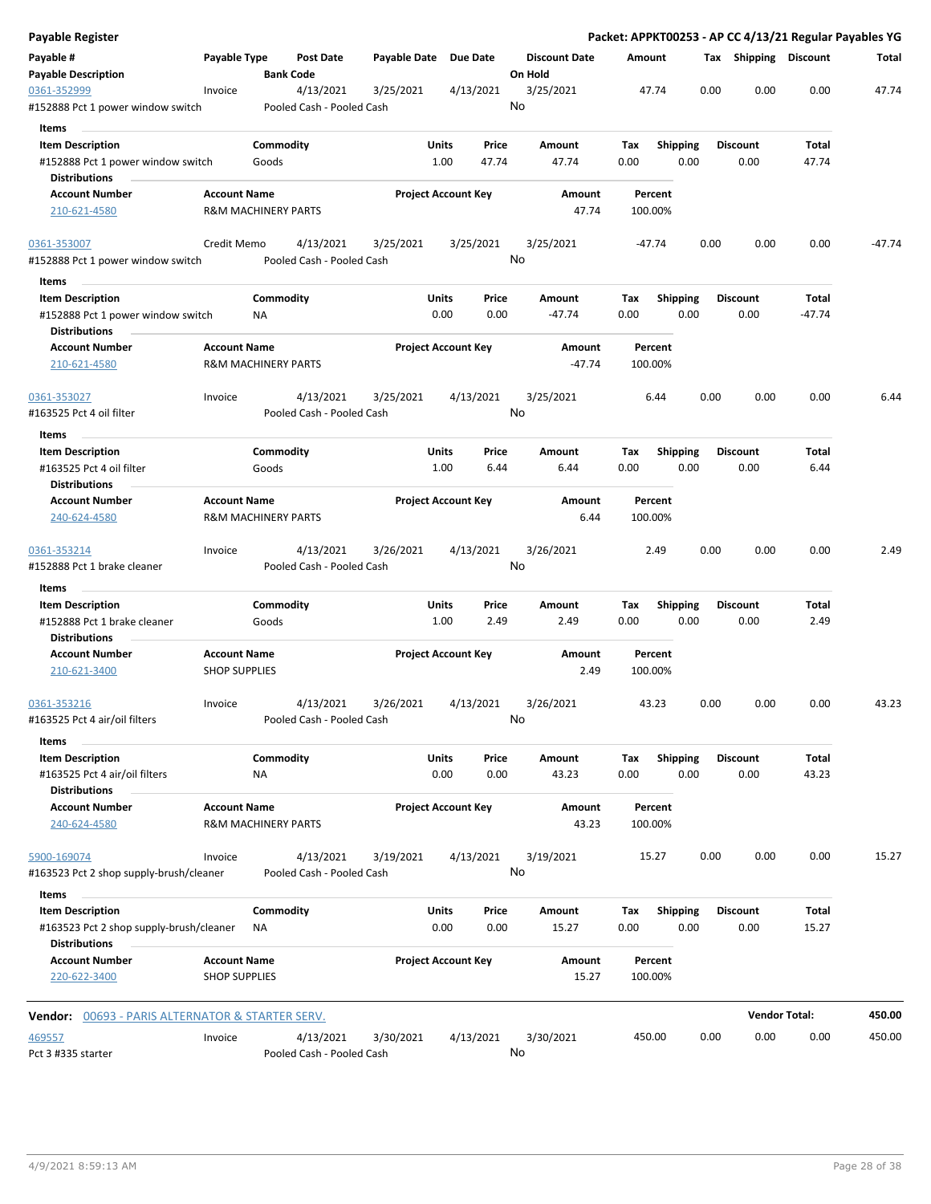## Payable Register

**Packet: APPKT00253 - AP CC 4/13/21 Regular Payables YG**

| Payable # / Payable Description | Payable Type | Post Date / Bank Code | Payable Date | Due Date | Discount Date / On Hold | Amount | Tax | Shipping | Discount | Total |
|---|---|---|---|---|---|---|---|---|---|---|
| 0361-352999 | Invoice | 4/13/2021 | 3/25/2021 | 4/13/2021 | 3/25/2021 | 47.74 | 0.00 | 0.00 | 0.00 | 47.74 |
| #152888 Pct 1 power window switch | | Pooled Cash - Pooled Cash | | | No | | | | | |

**Items**

| Item Description | Commodity | Units | Price | Amount | Tax | Shipping | Discount | Total |
|---|---|---|---|---|---|---|---|---|
| #152888 Pct 1 power window switch | Goods | 1.00 | 47.74 | 47.74 | 0.00 | 0.00 | 0.00 | 47.74 |

**Distributions**

| Account Number | Account Name | Project Account Key | Amount | Percent |
|---|---|---|---|---|
| 210-621-4580 | R&M MACHINERY PARTS | | 47.74 | 100.00% |

| Payable # / Payable Description | Payable Type | Post Date / Bank Code | Payable Date | Due Date | Discount Date / On Hold | Amount | Tax | Shipping | Discount | Total |
|---|---|---|---|---|---|---|---|---|---|---|
| 0361-353007 | Credit Memo | 4/13/2021 | 3/25/2021 | 3/25/2021 | 3/25/2021 | -47.74 | 0.00 | 0.00 | 0.00 | -47.74 |
| #152888 Pct 1 power window switch | | Pooled Cash - Pooled Cash | | | No | | | | | |

**Items**

| Item Description | Commodity | Units | Price | Amount | Tax | Shipping | Discount | Total |
|---|---|---|---|---|---|---|---|---|
| #152888 Pct 1 power window switch | NA | 0.00 | 0.00 | -47.74 | 0.00 | 0.00 | 0.00 | -47.74 |

**Distributions**

| Account Number | Account Name | Project Account Key | Amount | Percent |
|---|---|---|---|---|
| 210-621-4580 | R&M MACHINERY PARTS | | -47.74 | 100.00% |

| Payable # / Payable Description | Payable Type | Post Date / Bank Code | Payable Date | Due Date | Discount Date / On Hold | Amount | Tax | Shipping | Discount | Total |
|---|---|---|---|---|---|---|---|---|---|---|
| 0361-353027 | Invoice | 4/13/2021 | 3/25/2021 | 4/13/2021 | 3/25/2021 | 6.44 | 0.00 | 0.00 | 0.00 | 6.44 |
| #163525 Pct 4 oil filter | | Pooled Cash - Pooled Cash | | | No | | | | | |

**Items**

| Item Description | Commodity | Units | Price | Amount | Tax | Shipping | Discount | Total |
|---|---|---|---|---|---|---|---|---|
| #163525 Pct 4 oil filter | Goods | 1.00 | 6.44 | 6.44 | 0.00 | 0.00 | 0.00 | 6.44 |

**Distributions**

| Account Number | Account Name | Project Account Key | Amount | Percent |
|---|---|---|---|---|
| 240-624-4580 | R&M MACHINERY PARTS | | 6.44 | 100.00% |

| Payable # / Payable Description | Payable Type | Post Date / Bank Code | Payable Date | Due Date | Discount Date / On Hold | Amount | Tax | Shipping | Discount | Total |
|---|---|---|---|---|---|---|---|---|---|---|
| 0361-353214 | Invoice | 4/13/2021 | 3/26/2021 | 4/13/2021 | 3/26/2021 | 2.49 | 0.00 | 0.00 | 0.00 | 2.49 |
| #152888 Pct 1 brake cleaner | | Pooled Cash - Pooled Cash | | | No | | | | | |

**Items**

| Item Description | Commodity | Units | Price | Amount | Tax | Shipping | Discount | Total |
|---|---|---|---|---|---|---|---|---|
| #152888 Pct 1 brake cleaner | Goods | 1.00 | 2.49 | 2.49 | 0.00 | 0.00 | 0.00 | 2.49 |

**Distributions**

| Account Number | Account Name | Project Account Key | Amount | Percent |
|---|---|---|---|---|
| 210-621-3400 | SHOP SUPPLIES | | 2.49 | 100.00% |

| Payable # / Payable Description | Payable Type | Post Date / Bank Code | Payable Date | Due Date | Discount Date / On Hold | Amount | Tax | Shipping | Discount | Total |
|---|---|---|---|---|---|---|---|---|---|---|
| 0361-353216 | Invoice | 4/13/2021 | 3/26/2021 | 4/13/2021 | 3/26/2021 | 43.23 | 0.00 | 0.00 | 0.00 | 43.23 |
| #163525 Pct 4 air/oil filters | | Pooled Cash - Pooled Cash | | | No | | | | | |

**Items**

| Item Description | Commodity | Units | Price | Amount | Tax | Shipping | Discount | Total |
|---|---|---|---|---|---|---|---|---|
| #163525 Pct 4 air/oil filters | NA | 0.00 | 0.00 | 43.23 | 0.00 | 0.00 | 0.00 | 43.23 |

**Distributions**

| Account Number | Account Name | Project Account Key | Amount | Percent |
|---|---|---|---|---|
| 240-624-4580 | R&M MACHINERY PARTS | | 43.23 | 100.00% |

| Payable # / Payable Description | Payable Type | Post Date / Bank Code | Payable Date | Due Date | Discount Date / On Hold | Amount | Tax | Shipping | Discount | Total |
|---|---|---|---|---|---|---|---|---|---|---|
| 5900-169074 | Invoice | 4/13/2021 | 3/19/2021 | 4/13/2021 | 3/19/2021 | 15.27 | 0.00 | 0.00 | 0.00 | 15.27 |
| #163523 Pct 2 shop supply-brush/cleaner | | Pooled Cash - Pooled Cash | | | No | | | | | |

**Items**

| Item Description | Commodity | Units | Price | Amount | Tax | Shipping | Discount | Total |
|---|---|---|---|---|---|---|---|---|
| #163523 Pct 2 shop supply-brush/cleaner | NA | 0.00 | 0.00 | 15.27 | 0.00 | 0.00 | 0.00 | 15.27 |

**Distributions**

| Account Number | Account Name | Project Account Key | Amount | Percent |
|---|---|---|---|---|
| 220-622-3400 | SHOP SUPPLIES | | 15.27 | 100.00% |

**Vendor:** 00693 - PARIS ALTERNATOR & STARTER SERV. — **Vendor Total:** 450.00

| Payable # / Payable Description | Payable Type | Post Date / Bank Code | Payable Date | Due Date | Discount Date / On Hold | Amount | Tax | Shipping | Discount | Total |
|---|---|---|---|---|---|---|---|---|---|---|
| 469557 | Invoice | 4/13/2021 | 3/30/2021 | 4/13/2021 | 3/30/2021 | 450.00 | 0.00 | 0.00 | 0.00 | 450.00 |
| Pct 3 #335 starter | | Pooled Cash - Pooled Cash | | | No | | | | | |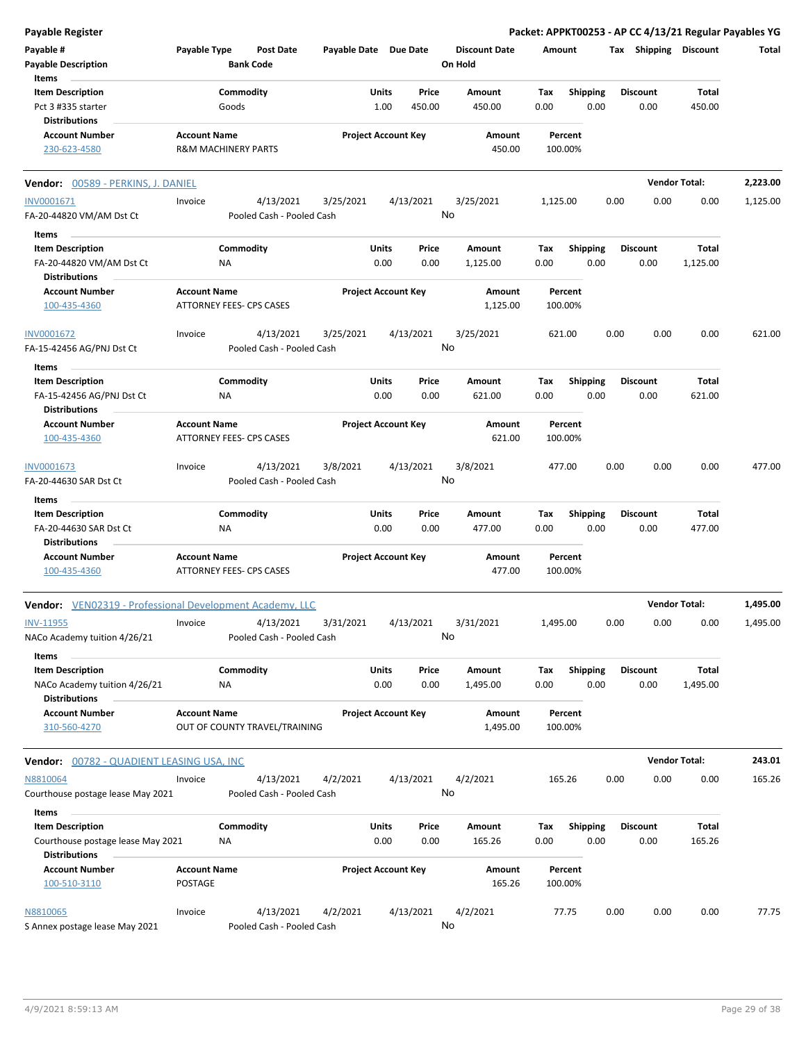**Payable Register** — **Packet: APPKT00253 - AP CC 4/13/21 Regular Payables YG**

| Payable # | Payable Type | Post Date | Payable Date | Due Date | Discount Date | Amount | Tax | Shipping | Discount | Total |
|---|---|---|---|---|---|---|---|---|---|---|
| Payable Description | | Bank Code | | | On Hold | | | | | |

**Items**

| Item Description | Commodity | Units | Price | Amount | Tax | Shipping | Discount | Total |
|---|---|---|---|---|---|---|---|---|
| Pct 3 #335 starter | Goods | 1.00 | 450.00 | 450.00 | 0.00 | 0.00 | 0.00 | 450.00 |

**Distributions**

| Account Number | Account Name | Project Account Key | Amount | Percent |
|---|---|---|---|---|
| 230-623-4580 | R&M MACHINERY PARTS | | 450.00 | 100.00% |

---

**Vendor: 00589 - PERKINS, J. DANIEL** — **Vendor Total: 2,223.00**

| Payable # | Payable Type | Post Date | Payable Date | Due Date | Discount Date | Amount | Tax | Shipping | Discount | Total |
|---|---|---|---|---|---|---|---|---|---|---|
| INV0001671 | Invoice | 4/13/2021 | 3/25/2021 | 4/13/2021 | 3/25/2021 | 1,125.00 | 0.00 | 0.00 | 0.00 | 1,125.00 |
| FA-20-44820 VM/AM Dst Ct | | Pooled Cash - Pooled Cash | | | No | | | | | |

**Items**

| Item Description | Commodity | Units | Price | Amount | Tax | Shipping | Discount | Total |
|---|---|---|---|---|---|---|---|---|
| FA-20-44820 VM/AM Dst Ct | NA | 0.00 | 0.00 | 1,125.00 | 0.00 | 0.00 | 0.00 | 1,125.00 |

**Distributions**

| Account Number | Account Name | Project Account Key | Amount | Percent |
|---|---|---|---|---|
| 100-435-4360 | ATTORNEY FEES- CPS CASES | | 1,125.00 | 100.00% |

| Payable # | Payable Type | Post Date | Payable Date | Due Date | Discount Date | Amount | Tax | Shipping | Discount | Total |
|---|---|---|---|---|---|---|---|---|---|---|
| INV0001672 | Invoice | 4/13/2021 | 3/25/2021 | 4/13/2021 | 3/25/2021 | 621.00 | 0.00 | 0.00 | 0.00 | 621.00 |
| FA-15-42456 AG/PNJ Dst Ct | | Pooled Cash - Pooled Cash | | | No | | | | | |

**Items**

| Item Description | Commodity | Units | Price | Amount | Tax | Shipping | Discount | Total |
|---|---|---|---|---|---|---|---|---|
| FA-15-42456 AG/PNJ Dst Ct | NA | 0.00 | 0.00 | 621.00 | 0.00 | 0.00 | 0.00 | 621.00 |

**Distributions**

| Account Number | Account Name | Project Account Key | Amount | Percent |
|---|---|---|---|---|
| 100-435-4360 | ATTORNEY FEES- CPS CASES | | 621.00 | 100.00% |

| Payable # | Payable Type | Post Date | Payable Date | Due Date | Discount Date | Amount | Tax | Shipping | Discount | Total |
|---|---|---|---|---|---|---|---|---|---|---|
| INV0001673 | Invoice | 4/13/2021 | 3/8/2021 | 4/13/2021 | 3/8/2021 | 477.00 | 0.00 | 0.00 | 0.00 | 477.00 |
| FA-20-44630 SAR Dst Ct | | Pooled Cash - Pooled Cash | | | No | | | | | |

**Items**

| Item Description | Commodity | Units | Price | Amount | Tax | Shipping | Discount | Total |
|---|---|---|---|---|---|---|---|---|
| FA-20-44630 SAR Dst Ct | NA | 0.00 | 0.00 | 477.00 | 0.00 | 0.00 | 0.00 | 477.00 |

**Distributions**

| Account Number | Account Name | Project Account Key | Amount | Percent |
|---|---|---|---|---|
| 100-435-4360 | ATTORNEY FEES- CPS CASES | | 477.00 | 100.00% |

---

**Vendor: VEN02319 - Professional Development Academy, LLC** — **Vendor Total: 1,495.00**

| Payable # | Payable Type | Post Date | Payable Date | Due Date | Discount Date | Amount | Tax | Shipping | Discount | Total |
|---|---|---|---|---|---|---|---|---|---|---|
| INV-11955 | Invoice | 4/13/2021 | 3/31/2021 | 4/13/2021 | 3/31/2021 | 1,495.00 | 0.00 | 0.00 | 0.00 | 1,495.00 |
| NACo Academy tuition 4/26/21 | | Pooled Cash - Pooled Cash | | | No | | | | | |

**Items**

| Item Description | Commodity | Units | Price | Amount | Tax | Shipping | Discount | Total |
|---|---|---|---|---|---|---|---|---|
| NACo Academy tuition 4/26/21 | NA | 0.00 | 0.00 | 1,495.00 | 0.00 | 0.00 | 0.00 | 1,495.00 |

**Distributions**

| Account Number | Account Name | Project Account Key | Amount | Percent |
|---|---|---|---|---|
| 310-560-4270 | OUT OF COUNTY TRAVEL/TRAINING | | 1,495.00 | 100.00% |

---

**Vendor: 00782 - QUADIENT LEASING USA, INC** — **Vendor Total: 243.01**

| Payable # | Payable Type | Post Date | Payable Date | Due Date | Discount Date | Amount | Tax | Shipping | Discount | Total |
|---|---|---|---|---|---|---|---|---|---|---|
| N8810064 | Invoice | 4/13/2021 | 4/2/2021 | 4/13/2021 | 4/2/2021 | 165.26 | 0.00 | 0.00 | 0.00 | 165.26 |
| Courthouse postage lease May 2021 | | Pooled Cash - Pooled Cash | | | No | | | | | |

**Items**

| Item Description | Commodity | Units | Price | Amount | Tax | Shipping | Discount | Total |
|---|---|---|---|---|---|---|---|---|
| Courthouse postage lease May 2021 | NA | 0.00 | 0.00 | 165.26 | 0.00 | 0.00 | 0.00 | 165.26 |

**Distributions**

| Account Number | Account Name | Project Account Key | Amount | Percent |
|---|---|---|---|---|
| 100-510-3110 | POSTAGE | | 165.26 | 100.00% |

| Payable # | Payable Type | Post Date | Payable Date | Due Date | Discount Date | Amount | Tax | Shipping | Discount | Total |
|---|---|---|---|---|---|---|---|---|---|---|
| N8810065 | Invoice | 4/13/2021 | 4/2/2021 | 4/13/2021 | 4/2/2021 | 77.75 | 0.00 | 0.00 | 0.00 | 77.75 |
| S Annex postage lease May 2021 | | Pooled Cash - Pooled Cash | | | No | | | | | |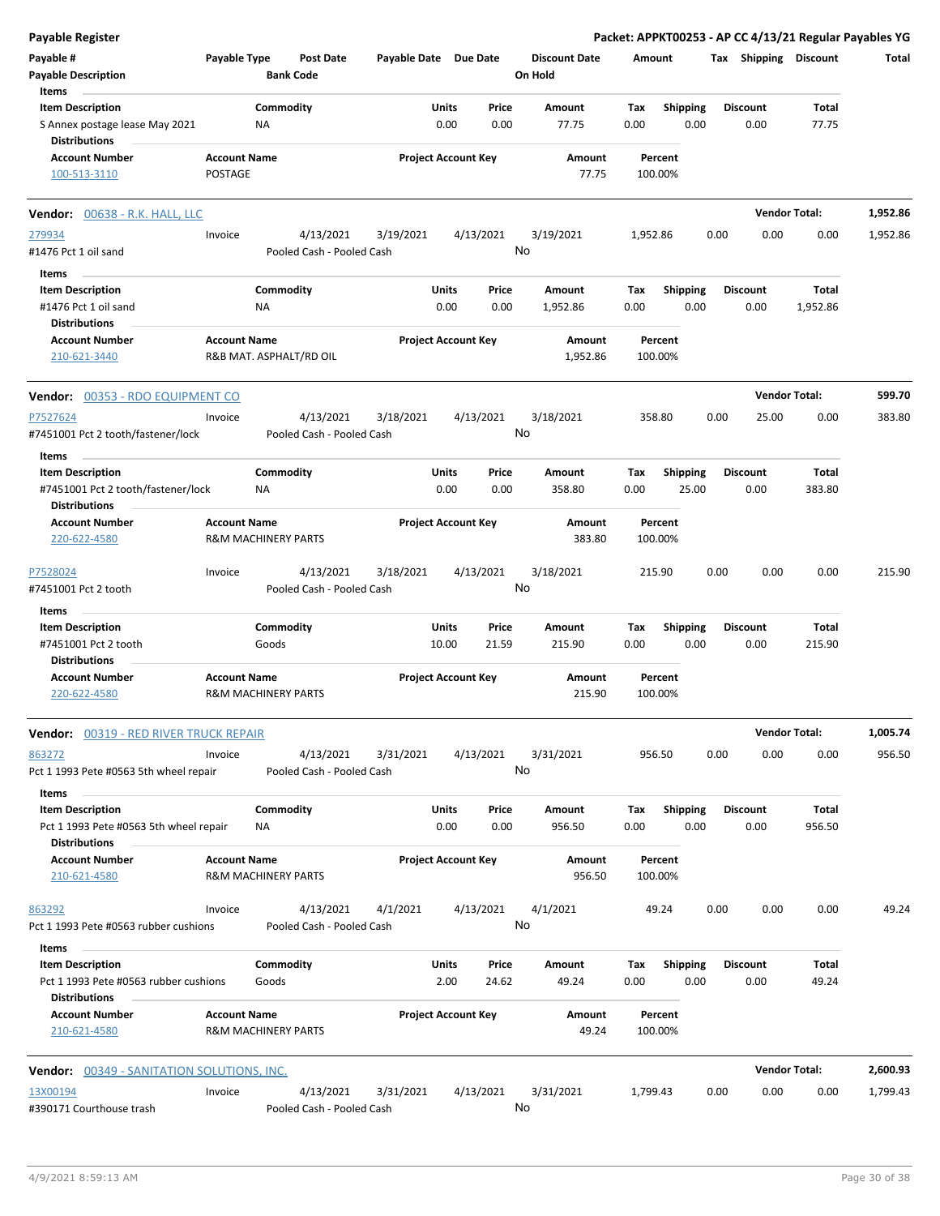| Payable # | Payable Type | Post Date | Payable Date | Due Date | Discount Date | Amount | Tax | Shipping | Discount | Total |
|---|---|---|---|---|---|---|---|---|---|---|
| Payable Description | | Bank Code | | | On Hold | | | | | |

**Items**

| Item Description | Commodity | Units | Price | Amount | Tax | Shipping | Discount | Total |
|---|---|---|---|---|---|---|---|---|
| S Annex postage lease May 2021 | NA | 0.00 | 0.00 | 77.75 | 0.00 | 0.00 | 0.00 | 77.75 |

**Distributions**

| Account Number | Account Name | Project Account Key | Amount | Percent |
|---|---|---|---|---|
| 100-513-3110 | POSTAGE | | 77.75 | 100.00% |

---

**Vendor: 00638 - R.K. HALL, LLC** — Vendor Total: **1,952.86**

| Payable # | Payable Type | Post Date | Payable Date | Due Date | Discount Date | Amount | Tax | Shipping | Discount | Total |
|---|---|---|---|---|---|---|---|---|---|---|
| 279934 | Invoice | 4/13/2021 | 3/19/2021 | 4/13/2021 | 3/19/2021 | 1,952.86 | 0.00 | 0.00 | 0.00 | 1,952.86 |
| #1476 Pct 1 oil sand | | Pooled Cash - Pooled Cash | | | No | | | | | |

**Items**

| Item Description | Commodity | Units | Price | Amount | Tax | Shipping | Discount | Total |
|---|---|---|---|---|---|---|---|---|
| #1476 Pct 1 oil sand | NA | 0.00 | 0.00 | 1,952.86 | 0.00 | 0.00 | 0.00 | 1,952.86 |

**Distributions**

| Account Number | Account Name | Project Account Key | Amount | Percent |
|---|---|---|---|---|
| 210-621-3440 | R&B MAT. ASPHALT/RD OIL | | 1,952.86 | 100.00% |

---

**Vendor: 00353 - RDO EQUIPMENT CO** — Vendor Total: **599.70**

| Payable # | Payable Type | Post Date | Payable Date | Due Date | Discount Date | Amount | Tax | Shipping | Discount | Total |
|---|---|---|---|---|---|---|---|---|---|---|
| P7527624 | Invoice | 4/13/2021 | 3/18/2021 | 4/13/2021 | 3/18/2021 | 358.80 | 0.00 | 25.00 | 0.00 | 383.80 |
| #7451001 Pct 2 tooth/fastener/lock | | Pooled Cash - Pooled Cash | | | No | | | | | |

**Items**

| Item Description | Commodity | Units | Price | Amount | Tax | Shipping | Discount | Total |
|---|---|---|---|---|---|---|---|---|
| #7451001 Pct 2 tooth/fastener/lock | NA | 0.00 | 0.00 | 358.80 | 0.00 | 25.00 | 0.00 | 383.80 |

**Distributions**

| Account Number | Account Name | Project Account Key | Amount | Percent |
|---|---|---|---|---|
| 220-622-4580 | R&M MACHINERY PARTS | | 383.80 | 100.00% |

| Payable # | Payable Type | Post Date | Payable Date | Due Date | Discount Date | Amount | Tax | Shipping | Discount | Total |
|---|---|---|---|---|---|---|---|---|---|---|
| P7528024 | Invoice | 4/13/2021 | 3/18/2021 | 4/13/2021 | 3/18/2021 | 215.90 | 0.00 | 0.00 | 0.00 | 215.90 |
| #7451001 Pct 2 tooth | | Pooled Cash - Pooled Cash | | | No | | | | | |

**Items**

| Item Description | Commodity | Units | Price | Amount | Tax | Shipping | Discount | Total |
|---|---|---|---|---|---|---|---|---|
| #7451001 Pct 2 tooth | Goods | 10.00 | 21.59 | 215.90 | 0.00 | 0.00 | 0.00 | 215.90 |

**Distributions**

| Account Number | Account Name | Project Account Key | Amount | Percent |
|---|---|---|---|---|
| 220-622-4580 | R&M MACHINERY PARTS | | 215.90 | 100.00% |

---

**Vendor: 00319 - RED RIVER TRUCK REPAIR** — Vendor Total: **1,005.74**

| Payable # | Payable Type | Post Date | Payable Date | Due Date | Discount Date | Amount | Tax | Shipping | Discount | Total |
|---|---|---|---|---|---|---|---|---|---|---|
| 863272 | Invoice | 4/13/2021 | 3/31/2021 | 4/13/2021 | 3/31/2021 | 956.50 | 0.00 | 0.00 | 0.00 | 956.50 |
| Pct 1 1993 Pete #0563 5th wheel repair | | Pooled Cash - Pooled Cash | | | No | | | | | |

**Items**

| Item Description | Commodity | Units | Price | Amount | Tax | Shipping | Discount | Total |
|---|---|---|---|---|---|---|---|---|
| Pct 1 1993 Pete #0563 5th wheel repair | NA | 0.00 | 0.00 | 956.50 | 0.00 | 0.00 | 0.00 | 956.50 |

**Distributions**

| Account Number | Account Name | Project Account Key | Amount | Percent |
|---|---|---|---|---|
| 210-621-4580 | R&M MACHINERY PARTS | | 956.50 | 100.00% |

| Payable # | Payable Type | Post Date | Payable Date | Due Date | Discount Date | Amount | Tax | Shipping | Discount | Total |
|---|---|---|---|---|---|---|---|---|---|---|
| 863292 | Invoice | 4/13/2021 | 4/1/2021 | 4/13/2021 | 4/1/2021 | 49.24 | 0.00 | 0.00 | 0.00 | 49.24 |
| Pct 1 1993 Pete #0563 rubber cushions | | Pooled Cash - Pooled Cash | | | No | | | | | |

**Items**

| Item Description | Commodity | Units | Price | Amount | Tax | Shipping | Discount | Total |
|---|---|---|---|---|---|---|---|---|
| Pct 1 1993 Pete #0563 rubber cushions | Goods | 2.00 | 24.62 | 49.24 | 0.00 | 0.00 | 0.00 | 49.24 |

**Distributions**

| Account Number | Account Name | Project Account Key | Amount | Percent |
|---|---|---|---|---|
| 210-621-4580 | R&M MACHINERY PARTS | | 49.24 | 100.00% |

---

**Vendor: 00349 - SANITATION SOLUTIONS, INC.** — Vendor Total: **2,600.93**

| Payable # | Payable Type | Post Date | Payable Date | Due Date | Discount Date | Amount | Tax | Shipping | Discount | Total |
|---|---|---|---|---|---|---|---|---|---|---|
| 13X00194 | Invoice | 4/13/2021 | 3/31/2021 | 4/13/2021 | 3/31/2021 | 1,799.43 | 0.00 | 0.00 | 0.00 | 1,799.43 |
| #390171 Courthouse trash | | Pooled Cash - Pooled Cash | | | No | | | | | |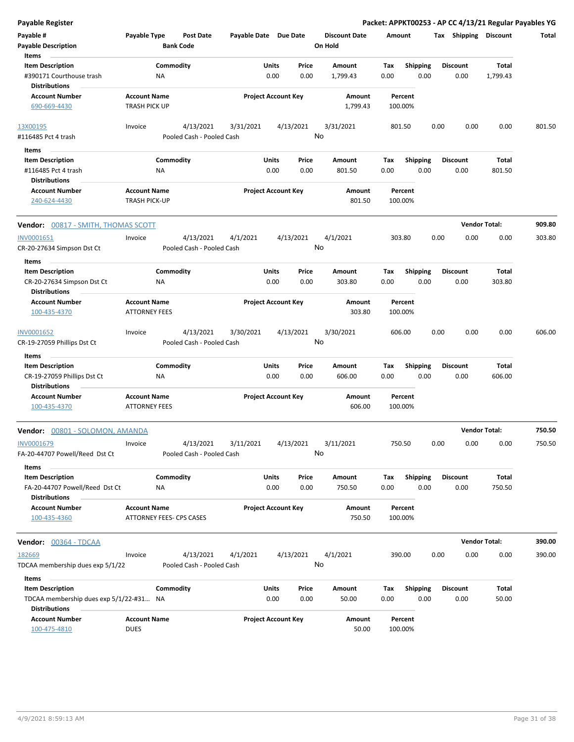# Payable Register

**Packet: APPKT00253 - AP CC 4/13/21 Regular Payables YG**

| Payable # | Payable Type | Post Date | Payable Date | Due Date | Discount Date | Amount | Tax | Shipping | Discount | Total |
|---|---|---|---|---|---|---|---|---|---|---|
| Payable Description | | Bank Code | | | On Hold | | | | | |

**Items**

| Item Description | Commodity | Units | Price | Amount | Tax | Shipping | Discount | Total |
|---|---|---|---|---|---|---|---|---|
| #390171 Courthouse trash | NA | 0.00 | 0.00 | 1,799.43 | 0.00 | 0.00 | 0.00 | 1,799.43 |

**Distributions**

| Account Number | Account Name | Project Account Key | Amount | Percent |
|---|---|---|---|---|
| 690-669-4430 | TRASH PICK UP | | 1,799.43 | 100.00% |

| Payable # | Payable Type | Post Date | Payable Date | Due Date | Discount Date | Amount | Tax | Shipping | Discount | Total |
|---|---|---|---|---|---|---|---|---|---|---|
| 13X00195 | Invoice | 4/13/2021 | 3/31/2021 | 4/13/2021 | 3/31/2021 | 801.50 | 0.00 | 0.00 | 0.00 | 801.50 |
| #116485 Pct 4 trash | | Pooled Cash - Pooled Cash | | | No | | | | | |

**Items**

| Item Description | Commodity | Units | Price | Amount | Tax | Shipping | Discount | Total |
|---|---|---|---|---|---|---|---|---|
| #116485 Pct 4 trash | NA | 0.00 | 0.00 | 801.50 | 0.00 | 0.00 | 0.00 | 801.50 |

**Distributions**

| Account Number | Account Name | Project Account Key | Amount | Percent |
|---|---|---|---|---|
| 240-624-4430 | TRASH PICK-UP | | 801.50 | 100.00% |

## Vendor: 00817 - SMITH, THOMAS SCOTT

**Vendor Total: 909.80**

| Payable # | Payable Type | Post Date | Payable Date | Due Date | Discount Date | Amount | Tax | Shipping | Discount | Total |
|---|---|---|---|---|---|---|---|---|---|---|
| INV0001651 | Invoice | 4/13/2021 | 4/1/2021 | 4/13/2021 | 4/1/2021 | 303.80 | 0.00 | 0.00 | 0.00 | 303.80 |
| CR-20-27634 Simpson Dst Ct | | Pooled Cash - Pooled Cash | | | No | | | | | |

**Items**

| Item Description | Commodity | Units | Price | Amount | Tax | Shipping | Discount | Total |
|---|---|---|---|---|---|---|---|---|
| CR-20-27634 Simpson Dst Ct | NA | 0.00 | 0.00 | 303.80 | 0.00 | 0.00 | 0.00 | 303.80 |

**Distributions**

| Account Number | Account Name | Project Account Key | Amount | Percent |
|---|---|---|---|---|
| 100-435-4370 | ATTORNEY FEES | | 303.80 | 100.00% |

| Payable # | Payable Type | Post Date | Payable Date | Due Date | Discount Date | Amount | Tax | Shipping | Discount | Total |
|---|---|---|---|---|---|---|---|---|---|---|
| INV0001652 | Invoice | 4/13/2021 | 3/30/2021 | 4/13/2021 | 3/30/2021 | 606.00 | 0.00 | 0.00 | 0.00 | 606.00 |
| CR-19-27059 Phillips Dst Ct | | Pooled Cash - Pooled Cash | | | No | | | | | |

**Items**

| Item Description | Commodity | Units | Price | Amount | Tax | Shipping | Discount | Total |
|---|---|---|---|---|---|---|---|---|
| CR-19-27059 Phillips Dst Ct | NA | 0.00 | 0.00 | 606.00 | 0.00 | 0.00 | 0.00 | 606.00 |

**Distributions**

| Account Number | Account Name | Project Account Key | Amount | Percent |
|---|---|---|---|---|
| 100-435-4370 | ATTORNEY FEES | | 606.00 | 100.00% |

## Vendor: 00801 - SOLOMON, AMANDA

**Vendor Total: 750.50**

| Payable # | Payable Type | Post Date | Payable Date | Due Date | Discount Date | Amount | Tax | Shipping | Discount | Total |
|---|---|---|---|---|---|---|---|---|---|---|
| INV0001679 | Invoice | 4/13/2021 | 3/11/2021 | 4/13/2021 | 3/11/2021 | 750.50 | 0.00 | 0.00 | 0.00 | 750.50 |
| FA-20-44707 Powell/Reed Dst Ct | | Pooled Cash - Pooled Cash | | | No | | | | | |

**Items**

| Item Description | Commodity | Units | Price | Amount | Tax | Shipping | Discount | Total |
|---|---|---|---|---|---|---|---|---|
| FA-20-44707 Powell/Reed Dst Ct | NA | 0.00 | 0.00 | 750.50 | 0.00 | 0.00 | 0.00 | 750.50 |

**Distributions**

| Account Number | Account Name | Project Account Key | Amount | Percent |
|---|---|---|---|---|
| 100-435-4360 | ATTORNEY FEES- CPS CASES | | 750.50 | 100.00% |

## Vendor: 00364 - TDCAA

**Vendor Total: 390.00**

| Payable # | Payable Type | Post Date | Payable Date | Due Date | Discount Date | Amount | Tax | Shipping | Discount | Total |
|---|---|---|---|---|---|---|---|---|---|---|
| 182669 | Invoice | 4/13/2021 | 4/1/2021 | 4/13/2021 | 4/1/2021 | 390.00 | 0.00 | 0.00 | 0.00 | 390.00 |
| TDCAA membership dues exp 5/1/22 | | Pooled Cash - Pooled Cash | | | No | | | | | |

**Items**

| Item Description | Commodity | Units | Price | Amount | Tax | Shipping | Discount | Total |
|---|---|---|---|---|---|---|---|---|
| TDCAA membership dues exp 5/1/22-#31... | NA | 0.00 | 0.00 | 50.00 | 0.00 | 0.00 | 0.00 | 50.00 |

**Distributions**

| Account Number | Account Name | Project Account Key | Amount | Percent |
|---|---|---|---|---|
| 100-475-4810 | DUES | | 50.00 | 100.00% |

4/9/2021 8:59:13 AM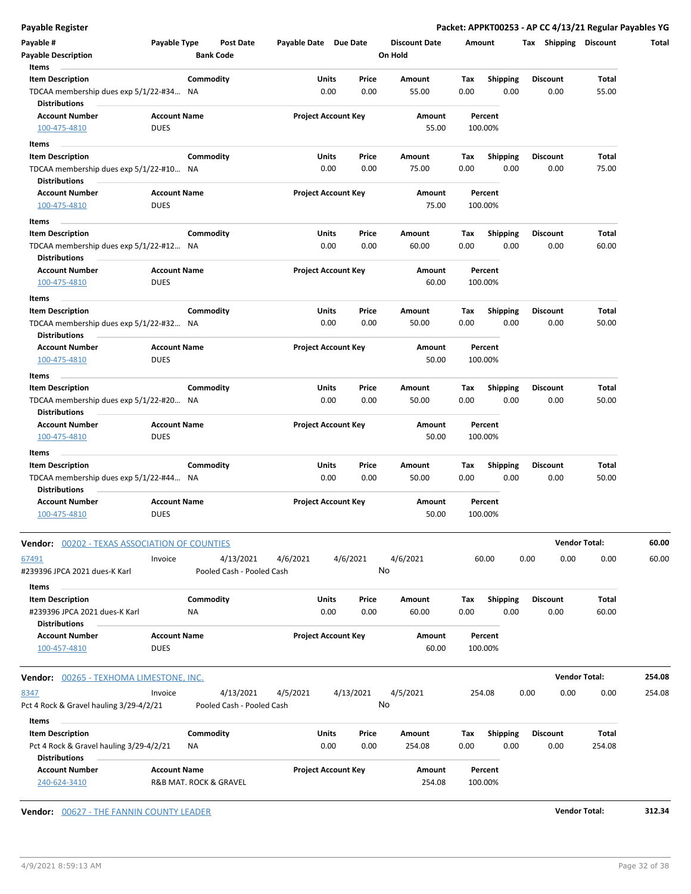# Payable Register

**Packet: APPKT00253 - AP CC 4/13/21 Regular Payables YG**

| Payable # | Payable Type | Post Date | Payable Date | Due Date | Discount Date | Amount | Tax | Shipping | Discount | Total |
|---|---|---|---|---|---|---|---|---|---|---|
| Payable Description | | Bank Code | | | On Hold | | | | | |

**Items**

| Item Description | Commodity | Units | Price | Amount | Tax | Shipping | Discount | Total |
|---|---|---|---|---|---|---|---|---|
| TDCAA membership dues exp 5/1/22-#34... | NA | 0.00 | 0.00 | 55.00 | 0.00 | 0.00 | 0.00 | 55.00 |

**Distributions**

| Account Number | Account Name | Project Account Key | Amount | Percent |
|---|---|---|---|---|
| 100-475-4810 | DUES | | 55.00 | 100.00% |

**Items**

| Item Description | Commodity | Units | Price | Amount | Tax | Shipping | Discount | Total |
|---|---|---|---|---|---|---|---|---|
| TDCAA membership dues exp 5/1/22-#10... | NA | 0.00 | 0.00 | 75.00 | 0.00 | 0.00 | 0.00 | 75.00 |

**Distributions**

| Account Number | Account Name | Project Account Key | Amount | Percent |
|---|---|---|---|---|
| 100-475-4810 | DUES | | 75.00 | 100.00% |

**Items**

| Item Description | Commodity | Units | Price | Amount | Tax | Shipping | Discount | Total |
|---|---|---|---|---|---|---|---|---|
| TDCAA membership dues exp 5/1/22-#12... | NA | 0.00 | 0.00 | 60.00 | 0.00 | 0.00 | 0.00 | 60.00 |

**Distributions**

| Account Number | Account Name | Project Account Key | Amount | Percent |
|---|---|---|---|---|
| 100-475-4810 | DUES | | 60.00 | 100.00% |

**Items**

| Item Description | Commodity | Units | Price | Amount | Tax | Shipping | Discount | Total |
|---|---|---|---|---|---|---|---|---|
| TDCAA membership dues exp 5/1/22-#32... | NA | 0.00 | 0.00 | 50.00 | 0.00 | 0.00 | 0.00 | 50.00 |

**Distributions**

| Account Number | Account Name | Project Account Key | Amount | Percent |
|---|---|---|---|---|
| 100-475-4810 | DUES | | 50.00 | 100.00% |

**Items**

| Item Description | Commodity | Units | Price | Amount | Tax | Shipping | Discount | Total |
|---|---|---|---|---|---|---|---|---|
| TDCAA membership dues exp 5/1/22-#20... | NA | 0.00 | 0.00 | 50.00 | 0.00 | 0.00 | 0.00 | 50.00 |

**Distributions**

| Account Number | Account Name | Project Account Key | Amount | Percent |
|---|---|---|---|---|
| 100-475-4810 | DUES | | 50.00 | 100.00% |

**Items**

| Item Description | Commodity | Units | Price | Amount | Tax | Shipping | Discount | Total |
|---|---|---|---|---|---|---|---|---|
| TDCAA membership dues exp 5/1/22-#44... | NA | 0.00 | 0.00 | 50.00 | 0.00 | 0.00 | 0.00 | 50.00 |

**Distributions**

| Account Number | Account Name | Project Account Key | Amount | Percent |
|---|---|---|---|---|
| 100-475-4810 | DUES | | 50.00 | 100.00% |

---

**Vendor:** 00202 - TEXAS ASSOCIATION OF COUNTIES — **Vendor Total: 60.00**

| Payable # | Payable Type | Post Date | Payable Date | Due Date | Discount Date | Amount | Tax | Shipping | Discount | Total |
|---|---|---|---|---|---|---|---|---|---|---|
| 67491 | Invoice | 4/13/2021 | 4/6/2021 | 4/6/2021 | 4/6/2021 | 60.00 | 0.00 | 0.00 | 0.00 | 60.00 |
| #239396 JPCA 2021 dues-K Karl | | Pooled Cash - Pooled Cash | | | No | | | | | |

**Items**

| Item Description | Commodity | Units | Price | Amount | Tax | Shipping | Discount | Total |
|---|---|---|---|---|---|---|---|---|
| #239396 JPCA 2021 dues-K Karl | NA | 0.00 | 0.00 | 60.00 | 0.00 | 0.00 | 0.00 | 60.00 |

**Distributions**

| Account Number | Account Name | Project Account Key | Amount | Percent |
|---|---|---|---|---|
| 100-457-4810 | DUES | | 60.00 | 100.00% |

---

**Vendor:** 00265 - TEXHOMA LIMESTONE, INC. — **Vendor Total: 254.08**

| Payable # | Payable Type | Post Date | Payable Date | Due Date | Discount Date | Amount | Tax | Shipping | Discount | Total |
|---|---|---|---|---|---|---|---|---|---|---|
| 8347 | Invoice | 4/13/2021 | 4/5/2021 | 4/13/2021 | 4/5/2021 | 254.08 | 0.00 | 0.00 | 0.00 | 254.08 |
| Pct 4 Rock & Gravel hauling 3/29-4/2/21 | | Pooled Cash - Pooled Cash | | | No | | | | | |

**Items**

| Item Description | Commodity | Units | Price | Amount | Tax | Shipping | Discount | Total |
|---|---|---|---|---|---|---|---|---|
| Pct 4 Rock & Gravel hauling 3/29-4/2/21 | NA | 0.00 | 0.00 | 254.08 | 0.00 | 0.00 | 0.00 | 254.08 |

**Distributions**

| Account Number | Account Name | Project Account Key | Amount | Percent |
|---|---|---|---|---|
| 240-624-3410 | R&B MAT. ROCK & GRAVEL | | 254.08 | 100.00% |

---

**Vendor:** 00627 - THE FANNIN COUNTY LEADER — **Vendor Total: 312.34**

4/9/2021 8:59:13 AM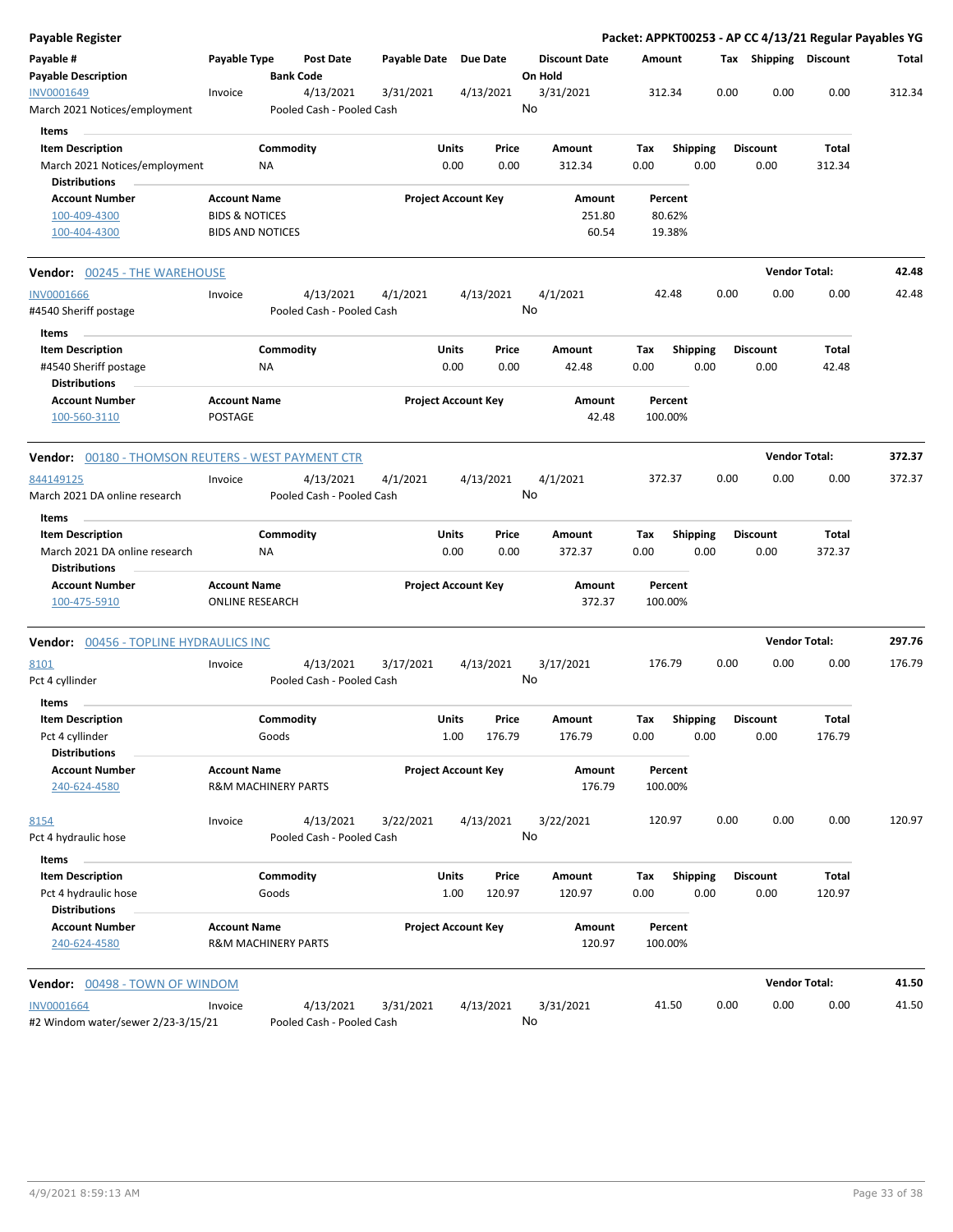# Payable Register

**Packet: APPKT00253 - AP CC 4/13/21 Regular Payables YG**

| Payable # | Payable Type | Post Date | Payable Date | Due Date | Discount Date | Amount | Tax | Shipping | Discount | Total |
|---|---|---|---|---|---|---|---|---|---|---|
| **Payable Description** | | **Bank Code** | | | **On Hold** | | | | | |
| INV0001649 | Invoice | 4/13/2021 | 3/31/2021 | 4/13/2021 | 3/31/2021 | 312.34 | 0.00 | 0.00 | 0.00 | 312.34 |
| March 2021 Notices/employment | | Pooled Cash - Pooled Cash | | | No | | | | | |

**Items**

| Item Description | Commodity | Units | Price | Amount | Tax | Shipping | Discount | Total |
|---|---|---|---|---|---|---|---|---|
| March 2021 Notices/employment | NA | 0.00 | 0.00 | 312.34 | 0.00 | 0.00 | 0.00 | 312.34 |

**Distributions**

| Account Number | Account Name | Project Account Key | Amount | Percent |
|---|---|---|---|---|
| 100-409-4300 | BIDS & NOTICES | | 251.80 | 80.62% |
| 100-404-4300 | BIDS AND NOTICES | | 60.54 | 19.38% |

## Vendor: 00245 - THE WAREHOUSE

**Vendor Total: 42.48**

| Payable # | Payable Type | Post Date | Payable Date | Due Date | Discount Date | Amount | Tax | Shipping | Discount | Total |
|---|---|---|---|---|---|---|---|---|---|---|
| INV0001666 | Invoice | 4/13/2021 | 4/1/2021 | 4/13/2021 | 4/1/2021 | 42.48 | 0.00 | 0.00 | 0.00 | 42.48 |
| #4540 Sheriff postage | | Pooled Cash - Pooled Cash | | | No | | | | | |

**Items**

| Item Description | Commodity | Units | Price | Amount | Tax | Shipping | Discount | Total |
|---|---|---|---|---|---|---|---|---|
| #4540 Sheriff postage | NA | 0.00 | 0.00 | 42.48 | 0.00 | 0.00 | 0.00 | 42.48 |

**Distributions**

| Account Number | Account Name | Project Account Key | Amount | Percent |
|---|---|---|---|---|
| 100-560-3110 | POSTAGE | | 42.48 | 100.00% |

## Vendor: 00180 - THOMSON REUTERS - WEST PAYMENT CTR

**Vendor Total: 372.37**

| Payable # | Payable Type | Post Date | Payable Date | Due Date | Discount Date | Amount | Tax | Shipping | Discount | Total |
|---|---|---|---|---|---|---|---|---|---|---|
| 844149125 | Invoice | 4/13/2021 | 4/1/2021 | 4/13/2021 | 4/1/2021 | 372.37 | 0.00 | 0.00 | 0.00 | 372.37 |
| March 2021 DA online research | | Pooled Cash - Pooled Cash | | | No | | | | | |

**Items**

| Item Description | Commodity | Units | Price | Amount | Tax | Shipping | Discount | Total |
|---|---|---|---|---|---|---|---|---|
| March 2021 DA online research | NA | 0.00 | 0.00 | 372.37 | 0.00 | 0.00 | 0.00 | 372.37 |

**Distributions**

| Account Number | Account Name | Project Account Key | Amount | Percent |
|---|---|---|---|---|
| 100-475-5910 | ONLINE RESEARCH | | 372.37 | 100.00% |

## Vendor: 00456 - TOPLINE HYDRAULICS INC

**Vendor Total: 297.76**

| Payable # | Payable Type | Post Date | Payable Date | Due Date | Discount Date | Amount | Tax | Shipping | Discount | Total |
|---|---|---|---|---|---|---|---|---|---|---|
| 8101 | Invoice | 4/13/2021 | 3/17/2021 | 4/13/2021 | 3/17/2021 | 176.79 | 0.00 | 0.00 | 0.00 | 176.79 |
| Pct 4 cyllinder | | Pooled Cash - Pooled Cash | | | No | | | | | |

**Items**

| Item Description | Commodity | Units | Price | Amount | Tax | Shipping | Discount | Total |
|---|---|---|---|---|---|---|---|---|
| Pct 4 cyllinder | Goods | 1.00 | 176.79 | 176.79 | 0.00 | 0.00 | 0.00 | 176.79 |

**Distributions**

| Account Number | Account Name | Project Account Key | Amount | Percent |
|---|---|---|---|---|
| 240-624-4580 | R&M MACHINERY PARTS | | 176.79 | 100.00% |

| Payable # | Payable Type | Post Date | Payable Date | Due Date | Discount Date | Amount | Tax | Shipping | Discount | Total |
|---|---|---|---|---|---|---|---|---|---|---|
| 8154 | Invoice | 4/13/2021 | 3/22/2021 | 4/13/2021 | 3/22/2021 | 120.97 | 0.00 | 0.00 | 0.00 | 120.97 |
| Pct 4 hydraulic hose | | Pooled Cash - Pooled Cash | | | No | | | | | |

**Items**

| Item Description | Commodity | Units | Price | Amount | Tax | Shipping | Discount | Total |
|---|---|---|---|---|---|---|---|---|
| Pct 4 hydraulic hose | Goods | 1.00 | 120.97 | 120.97 | 0.00 | 0.00 | 0.00 | 120.97 |

**Distributions**

| Account Number | Account Name | Project Account Key | Amount | Percent |
|---|---|---|---|---|
| 240-624-4580 | R&M MACHINERY PARTS | | 120.97 | 100.00% |

## Vendor: 00498 - TOWN OF WINDOM

**Vendor Total: 41.50**

| Payable # | Payable Type | Post Date | Payable Date | Due Date | Discount Date | Amount | Tax | Shipping | Discount | Total |
|---|---|---|---|---|---|---|---|---|---|---|
| INV0001664 | Invoice | 4/13/2021 | 3/31/2021 | 4/13/2021 | 3/31/2021 | 41.50 | 0.00 | 0.00 | 0.00 | 41.50 |
| #2 Windom water/sewer 2/23-3/15/21 | | Pooled Cash - Pooled Cash | | | No | | | | | |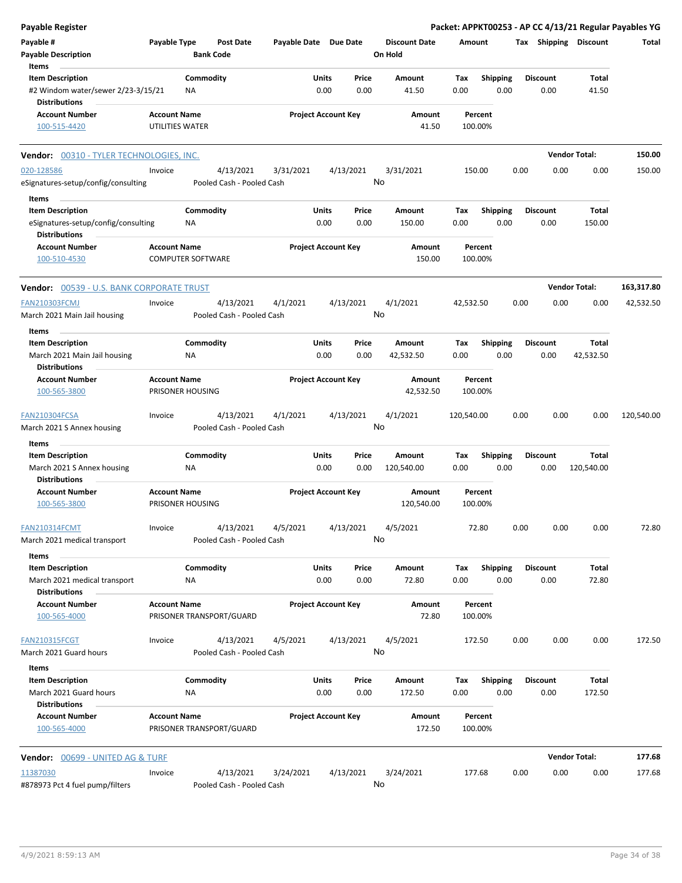# Payable Register

**Packet: APPKT00253 - AP CC 4/13/21 Regular Payables YG**

| Payable # | Payable Type | Post Date | Payable Date | Due Date | Discount Date | Amount | Tax | Shipping | Discount | Total |
|---|---|---|---|---|---|---|---|---|---|---|
| Payable Description | | Bank Code | | | On Hold | | | | | |

**Items**

| Item Description | Commodity | Units | Price | Amount | Tax | Shipping | Discount | Total |
|---|---|---|---|---|---|---|---|---|
| #2 Windom water/sewer 2/23-3/15/21 | NA | 0.00 | 0.00 | 41.50 | 0.00 | 0.00 | 0.00 | 41.50 |

**Distributions**

| Account Number | Account Name | Project Account Key | Amount | Percent |
|---|---|---|---|---|
| 100-515-4420 | UTILITIES WATER | | 41.50 | 100.00% |

---

**Vendor: 00310 - TYLER TECHNOLOGIES, INC.** — Vendor Total: **150.00**

| Payable # | Payable Type | Post Date | Payable Date | Due Date | Discount Date | Amount | Tax | Shipping | Discount | Total |
|---|---|---|---|---|---|---|---|---|---|---|
| 020-128586 | Invoice | 4/13/2021 | 3/31/2021 | 4/13/2021 | 3/31/2021 | 150.00 | 0.00 | 0.00 | 0.00 | 150.00 |
| eSignatures-setup/config/consulting | | Pooled Cash - Pooled Cash | | | No | | | | | |

**Items**

| Item Description | Commodity | Units | Price | Amount | Tax | Shipping | Discount | Total |
|---|---|---|---|---|---|---|---|---|
| eSignatures-setup/config/consulting | NA | 0.00 | 0.00 | 150.00 | 0.00 | 0.00 | 0.00 | 150.00 |

**Distributions**

| Account Number | Account Name | Project Account Key | Amount | Percent |
|---|---|---|---|---|
| 100-510-4530 | COMPUTER SOFTWARE | | 150.00 | 100.00% |

---

**Vendor: 00539 - U.S. BANK CORPORATE TRUST** — Vendor Total: **163,317.80**

| Payable # | Payable Type | Post Date | Payable Date | Due Date | Discount Date | Amount | Tax | Shipping | Discount | Total |
|---|---|---|---|---|---|---|---|---|---|---|
| FAN210303FCMJ | Invoice | 4/13/2021 | 4/1/2021 | 4/13/2021 | 4/1/2021 | 42,532.50 | 0.00 | 0.00 | 0.00 | 42,532.50 |
| March 2021 Main Jail housing | | Pooled Cash - Pooled Cash | | | No | | | | | |

**Items**

| Item Description | Commodity | Units | Price | Amount | Tax | Shipping | Discount | Total |
|---|---|---|---|---|---|---|---|---|
| March 2021 Main Jail housing | NA | 0.00 | 0.00 | 42,532.50 | 0.00 | 0.00 | 0.00 | 42,532.50 |

**Distributions**

| Account Number | Account Name | Project Account Key | Amount | Percent |
|---|---|---|---|---|
| 100-565-3800 | PRISONER HOUSING | | 42,532.50 | 100.00% |

| Payable # | Payable Type | Post Date | Payable Date | Due Date | Discount Date | Amount | Tax | Shipping | Discount | Total |
|---|---|---|---|---|---|---|---|---|---|---|
| FAN210304FCSA | Invoice | 4/13/2021 | 4/1/2021 | 4/13/2021 | 4/1/2021 | 120,540.00 | 0.00 | 0.00 | 0.00 | 120,540.00 |
| March 2021 S Annex housing | | Pooled Cash - Pooled Cash | | | No | | | | | |

**Items**

| Item Description | Commodity | Units | Price | Amount | Tax | Shipping | Discount | Total |
|---|---|---|---|---|---|---|---|---|
| March 2021 S Annex housing | NA | 0.00 | 0.00 | 120,540.00 | 0.00 | 0.00 | 0.00 | 120,540.00 |

**Distributions**

| Account Number | Account Name | Project Account Key | Amount | Percent |
|---|---|---|---|---|
| 100-565-3800 | PRISONER HOUSING | | 120,540.00 | 100.00% |

| Payable # | Payable Type | Post Date | Payable Date | Due Date | Discount Date | Amount | Tax | Shipping | Discount | Total |
|---|---|---|---|---|---|---|---|---|---|---|
| FAN210314FCMT | Invoice | 4/13/2021 | 4/5/2021 | 4/13/2021 | 4/5/2021 | 72.80 | 0.00 | 0.00 | 0.00 | 72.80 |
| March 2021 medical transport | | Pooled Cash - Pooled Cash | | | No | | | | | |

**Items**

| Item Description | Commodity | Units | Price | Amount | Tax | Shipping | Discount | Total |
|---|---|---|---|---|---|---|---|---|
| March 2021 medical transport | NA | 0.00 | 0.00 | 72.80 | 0.00 | 0.00 | 0.00 | 72.80 |

**Distributions**

| Account Number | Account Name | Project Account Key | Amount | Percent |
|---|---|---|---|---|
| 100-565-4000 | PRISONER TRANSPORT/GUARD | | 72.80 | 100.00% |

| Payable # | Payable Type | Post Date | Payable Date | Due Date | Discount Date | Amount | Tax | Shipping | Discount | Total |
|---|---|---|---|---|---|---|---|---|---|---|
| FAN210315FCGT | Invoice | 4/13/2021 | 4/5/2021 | 4/13/2021 | 4/5/2021 | 172.50 | 0.00 | 0.00 | 0.00 | 172.50 |
| March 2021 Guard hours | | Pooled Cash - Pooled Cash | | | No | | | | | |

**Items**

| Item Description | Commodity | Units | Price | Amount | Tax | Shipping | Discount | Total |
|---|---|---|---|---|---|---|---|---|
| March 2021 Guard hours | NA | 0.00 | 0.00 | 172.50 | 0.00 | 0.00 | 0.00 | 172.50 |

**Distributions**

| Account Number | Account Name | Project Account Key | Amount | Percent |
|---|---|---|---|---|
| 100-565-4000 | PRISONER TRANSPORT/GUARD | | 172.50 | 100.00% |

---

**Vendor: 00699 - UNITED AG & TURF** — Vendor Total: **177.68**

| Payable # | Payable Type | Post Date | Payable Date | Due Date | Discount Date | Amount | Tax | Shipping | Discount | Total |
|---|---|---|---|---|---|---|---|---|---|---|
| 11387030 | Invoice | 4/13/2021 | 3/24/2021 | 4/13/2021 | 3/24/2021 | 177.68 | 0.00 | 0.00 | 0.00 | 177.68 |
| #878973 Pct 4 fuel pump/filters | | Pooled Cash - Pooled Cash | | | No | | | | | |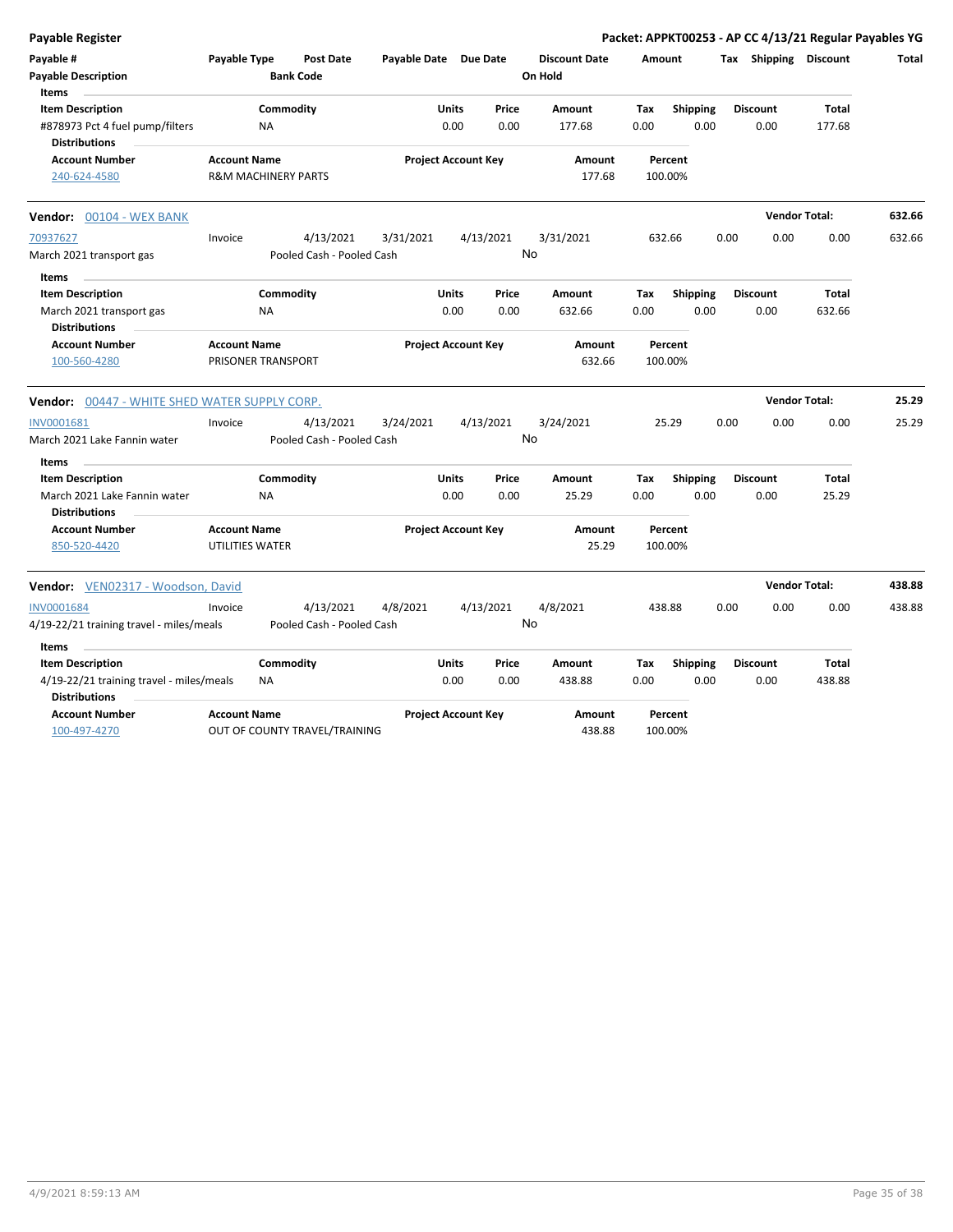**Payable Register** | **Packet: APPKT00253 - AP CC 4/13/21 Regular Payables YG**

| Payable # | Payable Type | Post Date | Payable Date | Due Date | Discount Date | Amount | Tax | Shipping | Discount | Total |
|---|---|---|---|---|---|---|---|---|---|---|
| Payable Description | | Bank Code | | | On Hold | | | | | |

**Items**

| Item Description | Commodity | Units | Price | Amount | Tax | Shipping | Discount | Total |
|---|---|---|---|---|---|---|---|---|
| #878973 Pct 4 fuel pump/filters | NA | 0.00 | 0.00 | 177.68 | 0.00 | 0.00 | 0.00 | 177.68 |

**Distributions**

| Account Number | Account Name | Project Account Key | Amount | Percent |
|---|---|---|---|---|
| 240-624-4580 | R&M MACHINERY PARTS | | 177.68 | 100.00% |

---

**Vendor:** 00104 - WEX BANK — **Vendor Total: 632.66**

| Payable # | Payable Type | Post Date | Payable Date | Due Date | Discount Date | Amount | Tax | Shipping | Discount | Total |
|---|---|---|---|---|---|---|---|---|---|---|
| 70937627 | Invoice | 4/13/2021 | 3/31/2021 | 4/13/2021 | 3/31/2021 | 632.66 | 0.00 | 0.00 | 0.00 | 632.66 |
| March 2021 transport gas | | Pooled Cash - Pooled Cash | | | No | | | | | |

**Items**

| Item Description | Commodity | Units | Price | Amount | Tax | Shipping | Discount | Total |
|---|---|---|---|---|---|---|---|---|
| March 2021 transport gas | NA | 0.00 | 0.00 | 632.66 | 0.00 | 0.00 | 0.00 | 632.66 |

**Distributions**

| Account Number | Account Name | Project Account Key | Amount | Percent |
|---|---|---|---|---|
| 100-560-4280 | PRISONER TRANSPORT | | 632.66 | 100.00% |

---

**Vendor:** 00447 - WHITE SHED WATER SUPPLY CORP. — **Vendor Total: 25.29**

| Payable # | Payable Type | Post Date | Payable Date | Due Date | Discount Date | Amount | Tax | Shipping | Discount | Total |
|---|---|---|---|---|---|---|---|---|---|---|
| INV0001681 | Invoice | 4/13/2021 | 3/24/2021 | 4/13/2021 | 3/24/2021 | 25.29 | 0.00 | 0.00 | 0.00 | 25.29 |
| March 2021 Lake Fannin water | | Pooled Cash - Pooled Cash | | | No | | | | | |

**Items**

| Item Description | Commodity | Units | Price | Amount | Tax | Shipping | Discount | Total |
|---|---|---|---|---|---|---|---|---|
| March 2021 Lake Fannin water | NA | 0.00 | 0.00 | 25.29 | 0.00 | 0.00 | 0.00 | 25.29 |

**Distributions**

| Account Number | Account Name | Project Account Key | Amount | Percent |
|---|---|---|---|---|
| 850-520-4420 | UTILITIES WATER | | 25.29 | 100.00% |

---

**Vendor:** VEN02317 - Woodson, David — **Vendor Total: 438.88**

| Payable # | Payable Type | Post Date | Payable Date | Due Date | Discount Date | Amount | Tax | Shipping | Discount | Total |
|---|---|---|---|---|---|---|---|---|---|---|
| INV0001684 | Invoice | 4/13/2021 | 4/8/2021 | 4/13/2021 | 4/8/2021 | 438.88 | 0.00 | 0.00 | 0.00 | 438.88 |
| 4/19-22/21 training travel - miles/meals | | Pooled Cash - Pooled Cash | | | No | | | | | |

**Items**

| Item Description | Commodity | Units | Price | Amount | Tax | Shipping | Discount | Total |
|---|---|---|---|---|---|---|---|---|
| 4/19-22/21 training travel - miles/meals | NA | 0.00 | 0.00 | 438.88 | 0.00 | 0.00 | 0.00 | 438.88 |

**Distributions**

| Account Number | Account Name | Project Account Key | Amount | Percent |
|---|---|---|---|---|
| 100-497-4270 | OUT OF COUNTY TRAVEL/TRAINING | | 438.88 | 100.00% |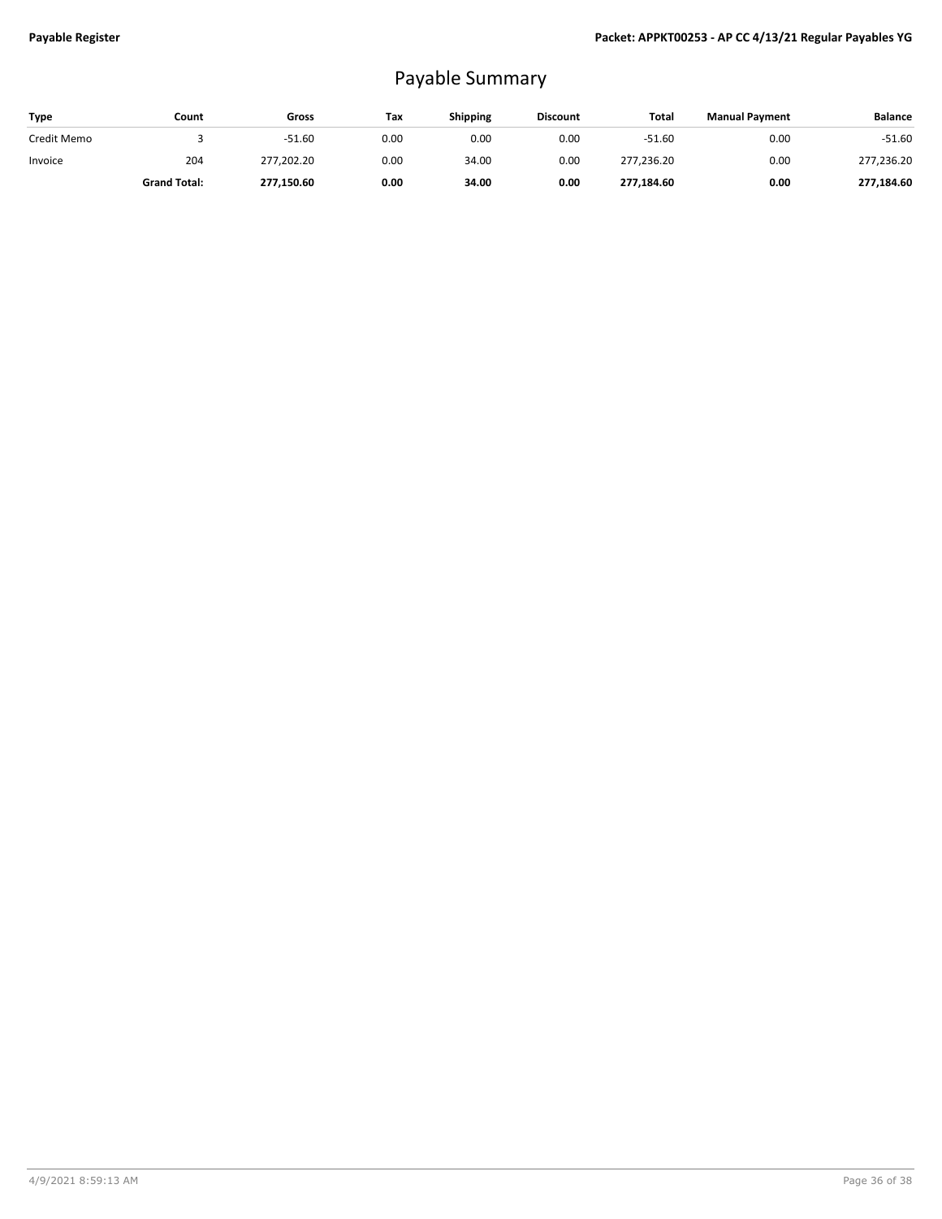# Payable Summary

| Type | Count | Gross | Tax | Shipping | Discount | Total | Manual Payment | Balance |
|---|---|---|---|---|---|---|---|---|
| Credit Memo | 3 | -51.60 | 0.00 | 0.00 | 0.00 | -51.60 | 0.00 | -51.60 |
| Invoice | 204 | 277,202.20 | 0.00 | 34.00 | 0.00 | 277,236.20 | 0.00 | 277,236.20 |
| | **Grand Total:** | **277,150.60** | **0.00** | **34.00** | **0.00** | **277,184.60** | **0.00** | **277,184.60** |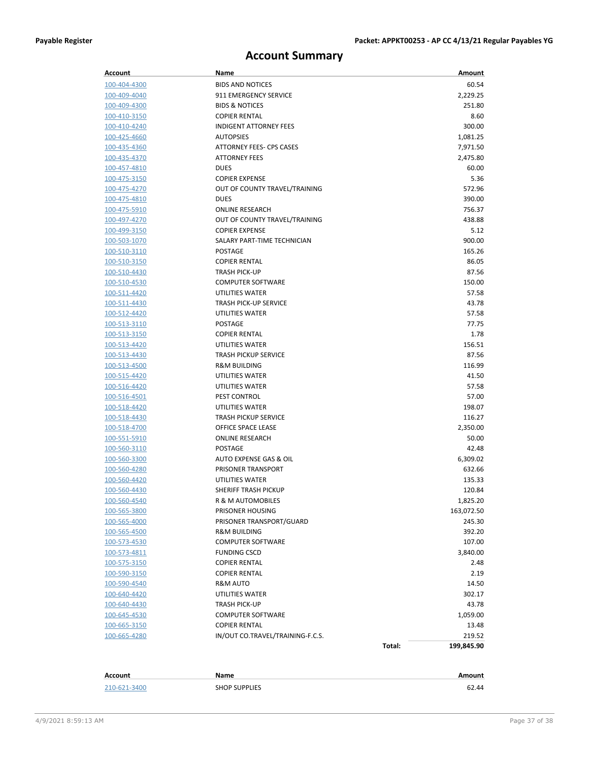**Payable Register** **Packet: APPKT00253 - AP CC 4/13/21 Regular Payables YG**

# Account Summary

| Account | Name | Amount |
|---|---|---|
| 100-404-4300 | BIDS AND NOTICES | 60.54 |
| 100-409-4040 | 911 EMERGENCY SERVICE | 2,229.25 |
| 100-409-4300 | BIDS & NOTICES | 251.80 |
| 100-410-3150 | COPIER RENTAL | 8.60 |
| 100-410-4240 | INDIGENT ATTORNEY FEES | 300.00 |
| 100-425-4660 | AUTOPSIES | 1,081.25 |
| 100-435-4360 | ATTORNEY FEES- CPS CASES | 7,971.50 |
| 100-435-4370 | ATTORNEY FEES | 2,475.80 |
| 100-457-4810 | DUES | 60.00 |
| 100-475-3150 | COPIER EXPENSE | 5.36 |
| 100-475-4270 | OUT OF COUNTY TRAVEL/TRAINING | 572.96 |
| 100-475-4810 | DUES | 390.00 |
| 100-475-5910 | ONLINE RESEARCH | 756.37 |
| 100-497-4270 | OUT OF COUNTY TRAVEL/TRAINING | 438.88 |
| 100-499-3150 | COPIER EXPENSE | 5.12 |
| 100-503-1070 | SALARY PART-TIME TECHNICIAN | 900.00 |
| 100-510-3110 | POSTAGE | 165.26 |
| 100-510-3150 | COPIER RENTAL | 86.05 |
| 100-510-4430 | TRASH PICK-UP | 87.56 |
| 100-510-4530 | COMPUTER SOFTWARE | 150.00 |
| 100-511-4420 | UTILITIES WATER | 57.58 |
| 100-511-4430 | TRASH PICK-UP SERVICE | 43.78 |
| 100-512-4420 | UTILITIES WATER | 57.58 |
| 100-513-3110 | POSTAGE | 77.75 |
| 100-513-3150 | COPIER RENTAL | 1.78 |
| 100-513-4420 | UTILITIES WATER | 156.51 |
| 100-513-4430 | TRASH PICKUP SERVICE | 87.56 |
| 100-513-4500 | R&M BUILDING | 116.99 |
| 100-515-4420 | UTILITIES WATER | 41.50 |
| 100-516-4420 | UTILITIES WATER | 57.58 |
| 100-516-4501 | PEST CONTROL | 57.00 |
| 100-518-4420 | UTILITIES WATER | 198.07 |
| 100-518-4430 | TRASH PICKUP SERVICE | 116.27 |
| 100-518-4700 | OFFICE SPACE LEASE | 2,350.00 |
| 100-551-5910 | ONLINE RESEARCH | 50.00 |
| 100-560-3110 | POSTAGE | 42.48 |
| 100-560-3300 | AUTO EXPENSE GAS & OIL | 6,309.02 |
| 100-560-4280 | PRISONER TRANSPORT | 632.66 |
| 100-560-4420 | UTILITIES WATER | 135.33 |
| 100-560-4430 | SHERIFF TRASH PICKUP | 120.84 |
| 100-560-4540 | R & M AUTOMOBILES | 1,825.20 |
| 100-565-3800 | PRISONER HOUSING | 163,072.50 |
| 100-565-4000 | PRISONER TRANSPORT/GUARD | 245.30 |
| 100-565-4500 | R&M BUILDING | 392.20 |
| 100-573-4530 | COMPUTER SOFTWARE | 107.00 |
| 100-573-4811 | FUNDING CSCD | 3,840.00 |
| 100-575-3150 | COPIER RENTAL | 2.48 |
| 100-590-3150 | COPIER RENTAL | 2.19 |
| 100-590-4540 | R&M AUTO | 14.50 |
| 100-640-4420 | UTILITIES WATER | 302.17 |
| 100-640-4430 | TRASH PICK-UP | 43.78 |
| 100-645-4530 | COMPUTER SOFTWARE | 1,059.00 |
| 100-665-3150 | COPIER RENTAL | 13.48 |
| 100-665-4280 | IN/OUT CO.TRAVEL/TRAINING-F.C.S. | 219.52 |
| | **Total:** | **199,845.90** |

| Account | Name | Amount |
|---|---|---|
| 210-621-3400 | SHOP SUPPLIES | 62.44 |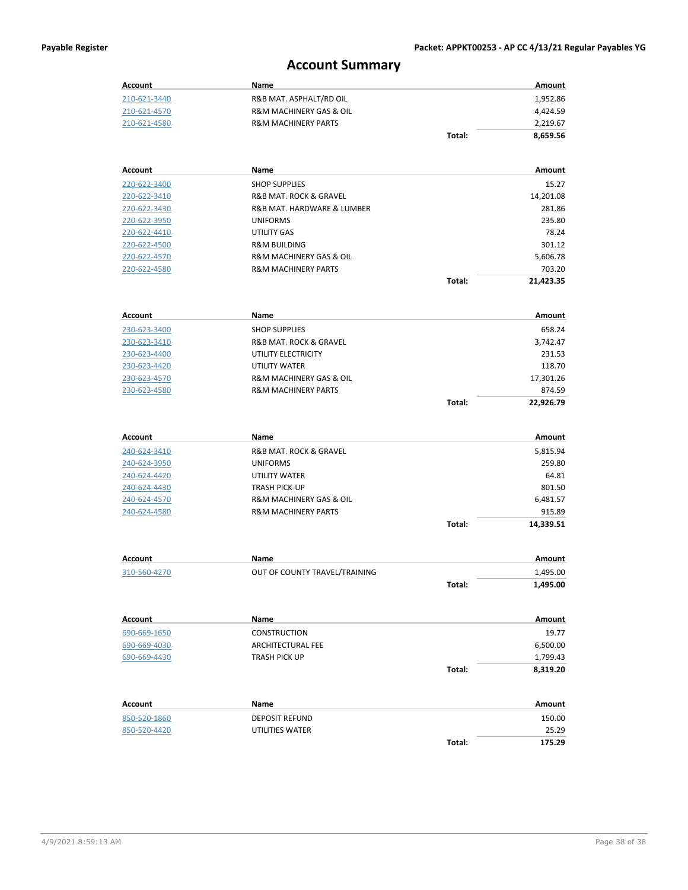# Account Summary

| Account | Name | | Amount |
| --- | --- | --- | --- |
| 210-621-3440 | R&B MAT. ASPHALT/RD OIL | | 1,952.86 |
| 210-621-4570 | R&M MACHINERY GAS & OIL | | 4,424.59 |
| 210-621-4580 | R&M MACHINERY PARTS | | 2,219.67 |
| | | **Total:** | **8,659.56** |

| Account | Name | | Amount |
| --- | --- | --- | --- |
| 220-622-3400 | SHOP SUPPLIES | | 15.27 |
| 220-622-3410 | R&B MAT. ROCK & GRAVEL | | 14,201.08 |
| 220-622-3430 | R&B MAT. HARDWARE & LUMBER | | 281.86 |
| 220-622-3950 | UNIFORMS | | 235.80 |
| 220-622-4410 | UTILITY GAS | | 78.24 |
| 220-622-4500 | R&M BUILDING | | 301.12 |
| 220-622-4570 | R&M MACHINERY GAS & OIL | | 5,606.78 |
| 220-622-4580 | R&M MACHINERY PARTS | | 703.20 |
| | | **Total:** | **21,423.35** |

| Account | Name | | Amount |
| --- | --- | --- | --- |
| 230-623-3400 | SHOP SUPPLIES | | 658.24 |
| 230-623-3410 | R&B MAT. ROCK & GRAVEL | | 3,742.47 |
| 230-623-4400 | UTILITY ELECTRICITY | | 231.53 |
| 230-623-4420 | UTILITY WATER | | 118.70 |
| 230-623-4570 | R&M MACHINERY GAS & OIL | | 17,301.26 |
| 230-623-4580 | R&M MACHINERY PARTS | | 874.59 |
| | | **Total:** | **22,926.79** |

| Account | Name | | Amount |
| --- | --- | --- | --- |
| 240-624-3410 | R&B MAT. ROCK & GRAVEL | | 5,815.94 |
| 240-624-3950 | UNIFORMS | | 259.80 |
| 240-624-4420 | UTILITY WATER | | 64.81 |
| 240-624-4430 | TRASH PICK-UP | | 801.50 |
| 240-624-4570 | R&M MACHINERY GAS & OIL | | 6,481.57 |
| 240-624-4580 | R&M MACHINERY PARTS | | 915.89 |
| | | **Total:** | **14,339.51** |

| Account | Name | | Amount |
| --- | --- | --- | --- |
| 310-560-4270 | OUT OF COUNTY TRAVEL/TRAINING | | 1,495.00 |
| | | **Total:** | **1,495.00** |

| Account | Name | | Amount |
| --- | --- | --- | --- |
| 690-669-1650 | CONSTRUCTION | | 19.77 |
| 690-669-4030 | ARCHITECTURAL FEE | | 6,500.00 |
| 690-669-4430 | TRASH PICK UP | | 1,799.43 |
| | | **Total:** | **8,319.20** |

| Account | Name | | Amount |
| --- | --- | --- | --- |
| 850-520-1860 | DEPOSIT REFUND | | 150.00 |
| 850-520-4420 | UTILITIES WATER | | 25.29 |
| | | **Total:** | **175.29** |